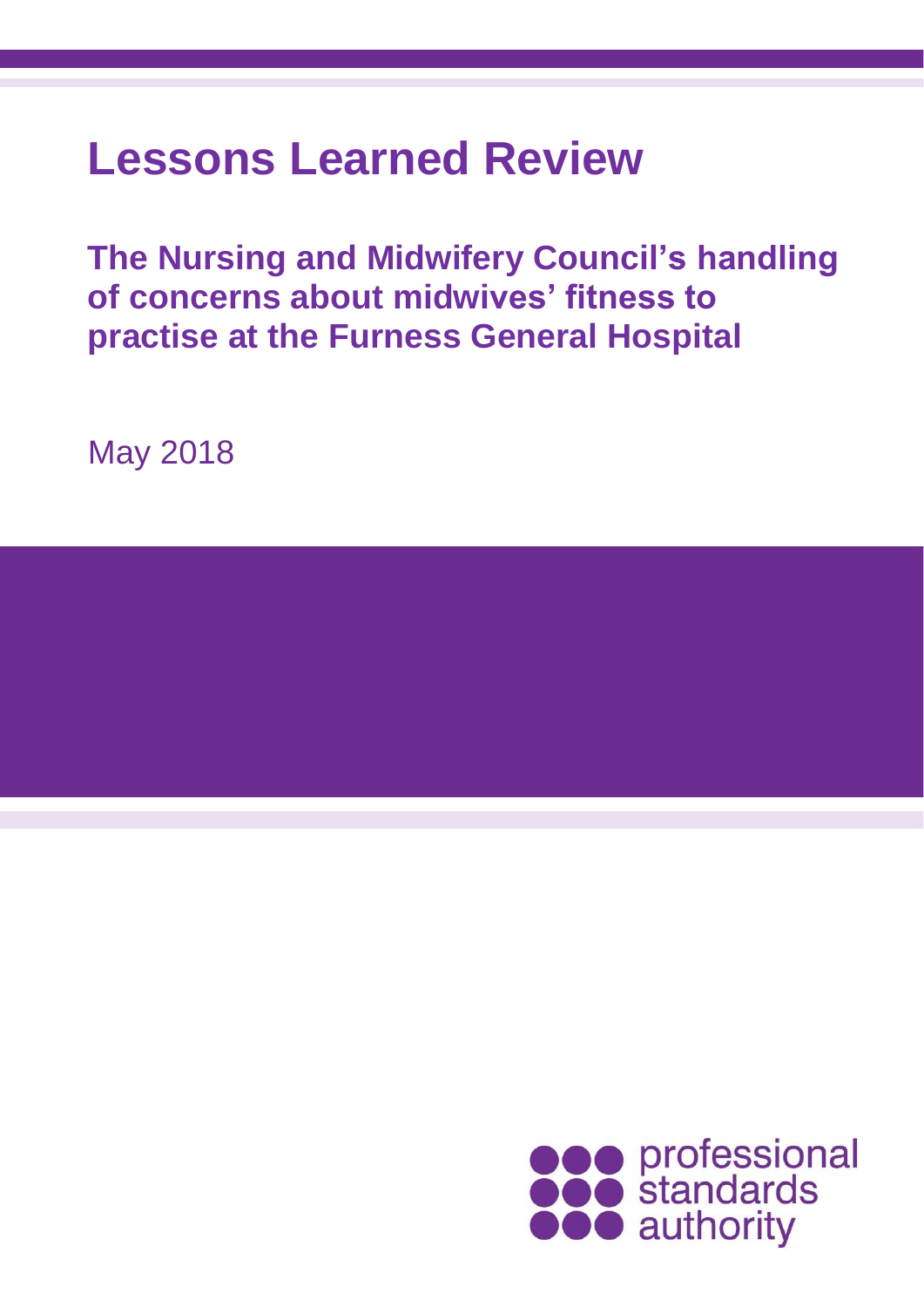# Lessons Learned Review

## The Nursing and Midwifery Council's handling of concerns about midwives' fitness to practise at the Furness General Hospital

May 2018

professional standards authority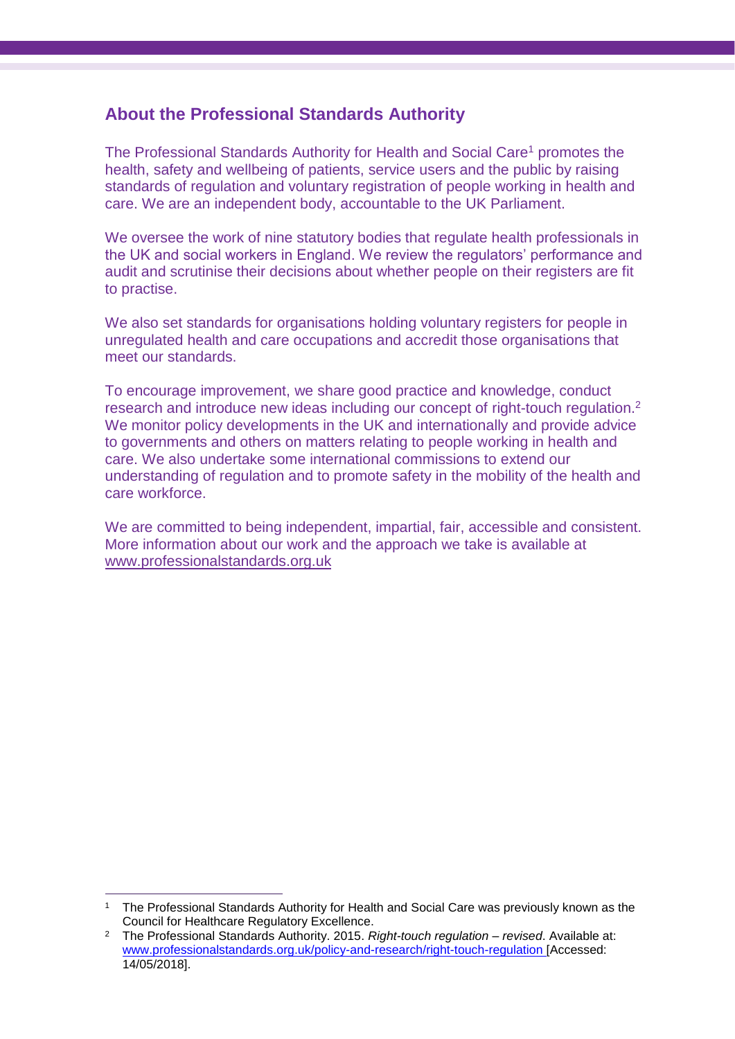## About the Professional Standards Authority

The Professional Standards Authority for Health and Social Care[1] promotes the health, safety and wellbeing of patients, service users and the public by raising standards of regulation and voluntary registration of people working in health and care. We are an independent body, accountable to the UK Parliament.

We oversee the work of nine statutory bodies that regulate health professionals in the UK and social workers in England. We review the regulators' performance and audit and scrutinise their decisions about whether people on their registers are fit to practise.

We also set standards for organisations holding voluntary registers for people in unregulated health and care occupations and accredit those organisations that meet our standards.

To encourage improvement, we share good practice and knowledge, conduct research and introduce new ideas including our concept of right-touch regulation.[2] We monitor policy developments in the UK and internationally and provide advice to governments and others on matters relating to people working in health and care. We also undertake some international commissions to extend our understanding of regulation and to promote safety in the mobility of the health and care workforce.

We are committed to being independent, impartial, fair, accessible and consistent. More information about our work and the approach we take is available at www.professionalstandards.org.uk

---

[1] The Professional Standards Authority for Health and Social Care was previously known as the Council for Healthcare Regulatory Excellence.

[2] The Professional Standards Authority. 2015. *Right-touch regulation – revised*. Available at: www.professionalstandards.org.uk/policy-and-research/right-touch-regulation [Accessed: 14/05/2018].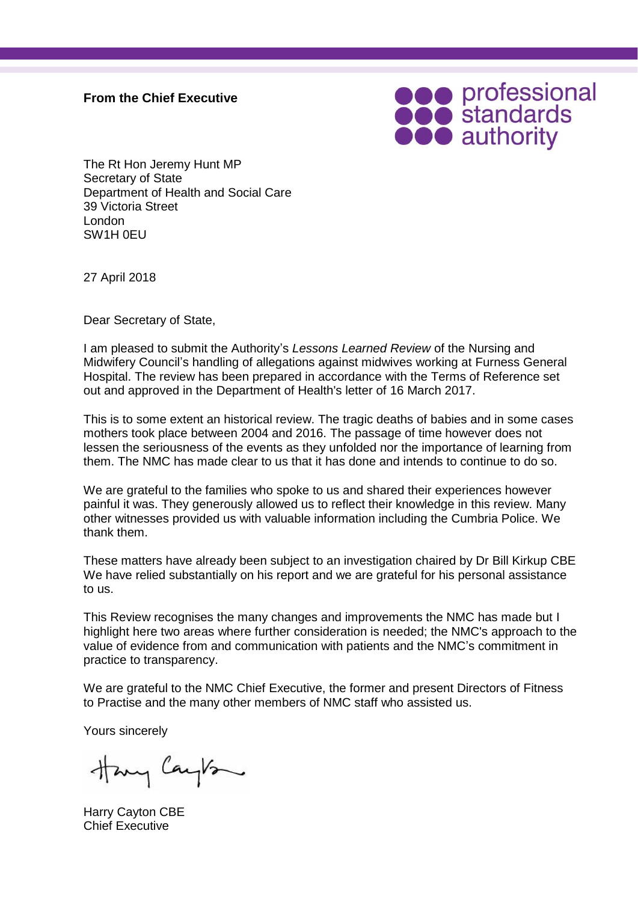**From the Chief Executive**

professional standards authority

The Rt Hon Jeremy Hunt MP
Secretary of State
Department of Health and Social Care
39 Victoria Street
London
SW1H 0EU

27 April 2018

Dear Secretary of State,

I am pleased to submit the Authority's *Lessons Learned Review* of the Nursing and Midwifery Council's handling of allegations against midwives working at Furness General Hospital. The review has been prepared in accordance with the Terms of Reference set out and approved in the Department of Health's letter of 16 March 2017.

This is to some extent an historical review. The tragic deaths of babies and in some cases mothers took place between 2004 and 2016. The passage of time however does not lessen the seriousness of the events as they unfolded nor the importance of learning from them. The NMC has made clear to us that it has done and intends to continue to do so.

We are grateful to the families who spoke to us and shared their experiences however painful it was. They generously allowed us to reflect their knowledge in this review. Many other witnesses provided us with valuable information including the Cumbria Police. We thank them.

These matters have already been subject to an investigation chaired by Dr Bill Kirkup CBE We have relied substantially on his report and we are grateful for his personal assistance to us.

This Review recognises the many changes and improvements the NMC has made but I highlight here two areas where further consideration is needed; the NMC's approach to the value of evidence from and communication with patients and the NMC's commitment in practice to transparency.

We are grateful to the NMC Chief Executive, the former and present Directors of Fitness to Practise and the many other members of NMC staff who assisted us.

Yours sincerely

Harry Cayton CBE
Chief Executive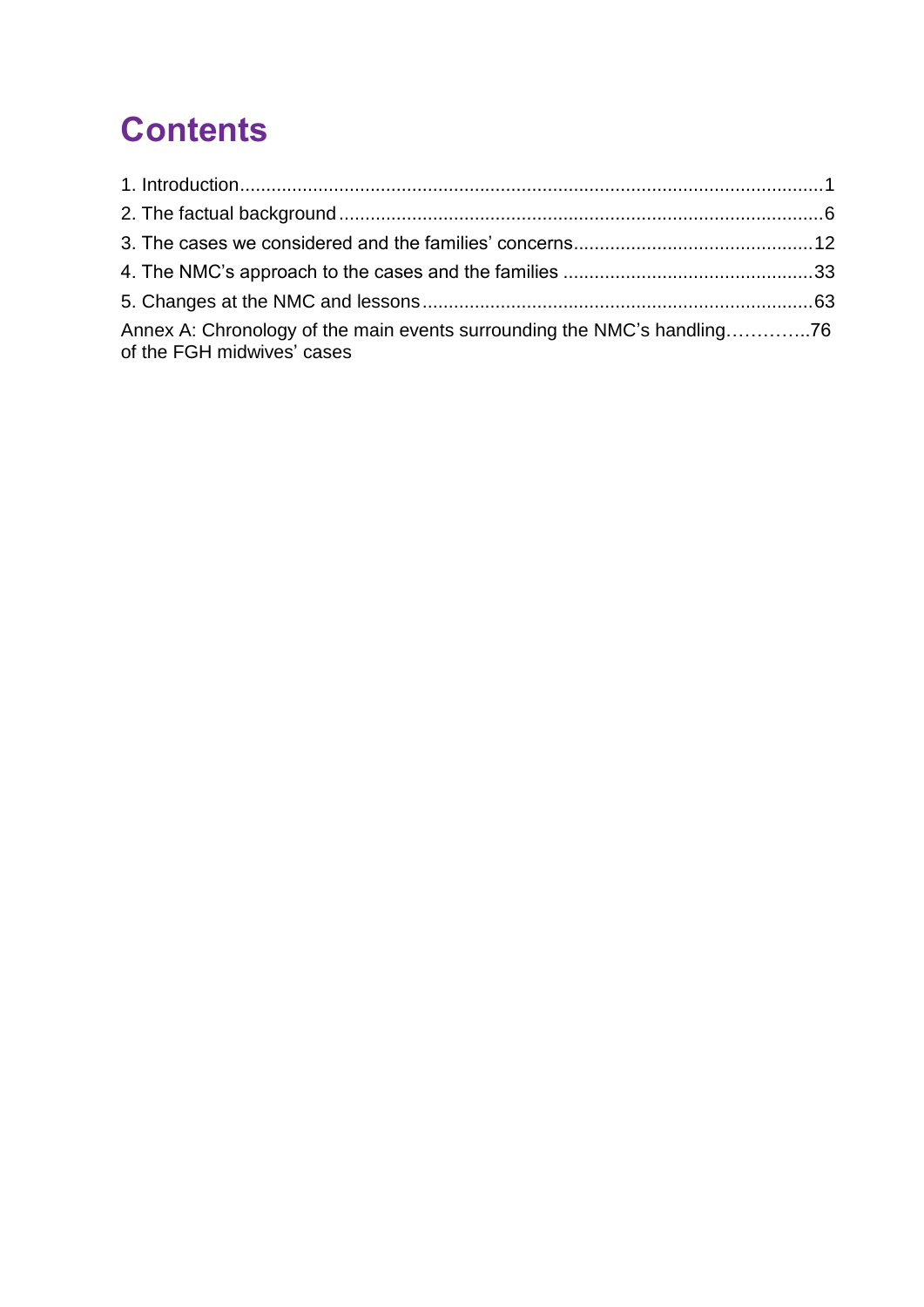# Contents

1. Introduction....................................................................................................................1
2. The factual background .................................................................................................6
3. The cases we considered and the families' concerns.............................................12
4. The NMC's approach to the cases and the families ...............................................33
5. Changes at the NMC and lessons ..........................................................................63

Annex A: Chronology of the main events surrounding the NMC's handling…………..76 of the FGH midwives' cases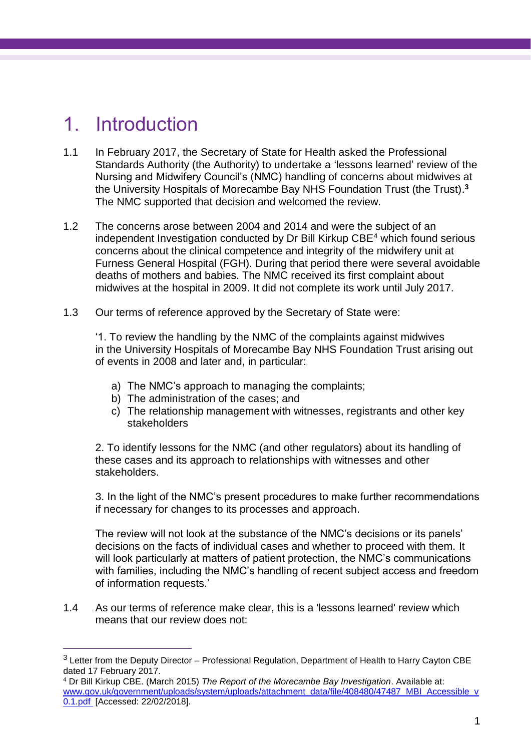# 1. Introduction

1.1 In February 2017, the Secretary of State for Health asked the Professional Standards Authority (the Authority) to undertake a 'lessons learned' review of the Nursing and Midwifery Council's (NMC) handling of concerns about midwives at the University Hospitals of Morecambe Bay NHS Foundation Trust (the Trust).**[3]** The NMC supported that decision and welcomed the review.

1.2 The concerns arose between 2004 and 2014 and were the subject of an independent Investigation conducted by Dr Bill Kirkup CBE[4] which found serious concerns about the clinical competence and integrity of the midwifery unit at Furness General Hospital (FGH). During that period there were several avoidable deaths of mothers and babies. The NMC received its first complaint about midwives at the hospital in 2009. It did not complete its work until July 2017.

1.3 Our terms of reference approved by the Secretary of State were:

'1. To review the handling by the NMC of the complaints against midwives in the University Hospitals of Morecambe Bay NHS Foundation Trust arising out of events in 2008 and later and, in particular:

a) The NMC's approach to managing the complaints;
b) The administration of the cases; and
c) The relationship management with witnesses, registrants and other key stakeholders

2. To identify lessons for the NMC (and other regulators) about its handling of these cases and its approach to relationships with witnesses and other stakeholders.

3. In the light of the NMC's present procedures to make further recommendations if necessary for changes to its processes and approach.

The review will not look at the substance of the NMC's decisions or its panels' decisions on the facts of individual cases and whether to proceed with them. It will look particularly at matters of patient protection, the NMC's communications with families, including the NMC's handling of recent subject access and freedom of information requests.'

1.4 As our terms of reference make clear, this is a 'lessons learned' review which means that our review does not:

---

[3] Letter from the Deputy Director – Professional Regulation, Department of Health to Harry Cayton CBE dated 17 February 2017.

[4] Dr Bill Kirkup CBE. (March 2015) *The Report of the Morecambe Bay Investigation*. Available at: [www.gov.uk/government/uploads/system/uploads/attachment_data/file/408480/47487_MBI_Accessible_v0.1.pdf](www.gov.uk/government/uploads/system/uploads/attachment_data/file/408480/47487_MBI_Accessible_v0.1.pdf) [Accessed: 22/02/2018].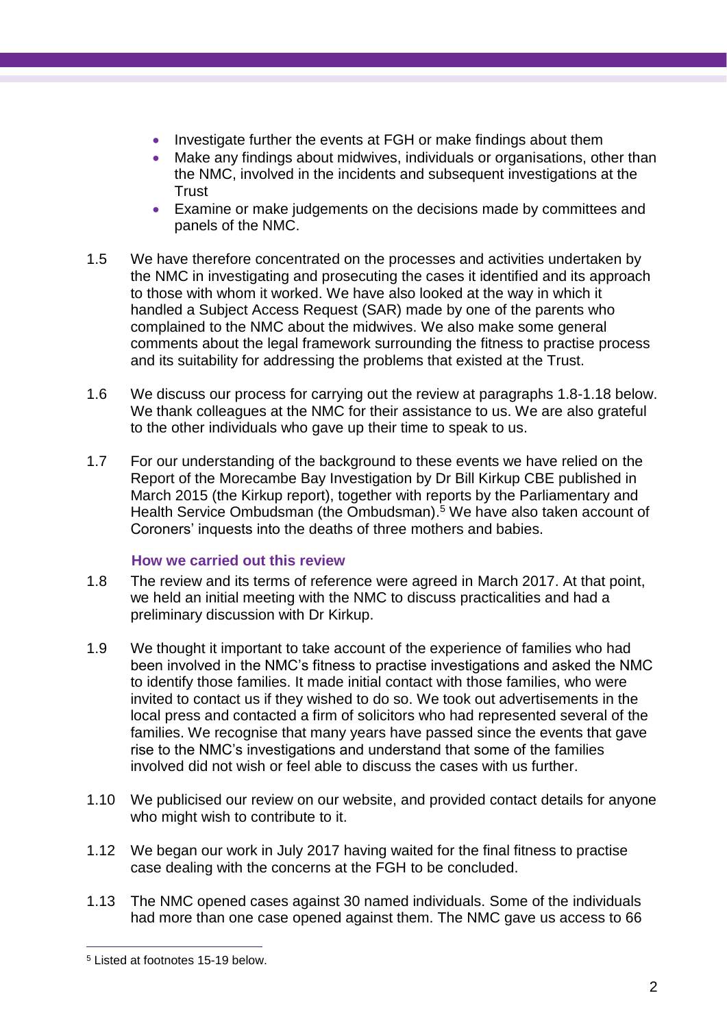- Investigate further the events at FGH or make findings about them
- Make any findings about midwives, individuals or organisations, other than the NMC, involved in the incidents and subsequent investigations at the Trust
- Examine or make judgements on the decisions made by committees and panels of the NMC.

1.5 We have therefore concentrated on the processes and activities undertaken by the NMC in investigating and prosecuting the cases it identified and its approach to those with whom it worked. We have also looked at the way in which it handled a Subject Access Request (SAR) made by one of the parents who complained to the NMC about the midwives. We also make some general comments about the legal framework surrounding the fitness to practise process and its suitability for addressing the problems that existed at the Trust.

1.6 We discuss our process for carrying out the review at paragraphs 1.8-1.18 below. We thank colleagues at the NMC for their assistance to us. We are also grateful to the other individuals who gave up their time to speak to us.

1.7 For our understanding of the background to these events we have relied on the Report of the Morecambe Bay Investigation by Dr Bill Kirkup CBE published in March 2015 (the Kirkup report), together with reports by the Parliamentary and Health Service Ombudsman (the Ombudsman).[5] We have also taken account of Coroners' inquests into the deaths of three mothers and babies.

### How we carried out this review

1.8 The review and its terms of reference were agreed in March 2017. At that point, we held an initial meeting with the NMC to discuss practicalities and had a preliminary discussion with Dr Kirkup.

1.9 We thought it important to take account of the experience of families who had been involved in the NMC's fitness to practise investigations and asked the NMC to identify those families. It made initial contact with those families, who were invited to contact us if they wished to do so. We took out advertisements in the local press and contacted a firm of solicitors who had represented several of the families. We recognise that many years have passed since the events that gave rise to the NMC's investigations and understand that some of the families involved did not wish or feel able to discuss the cases with us further.

1.10 We publicised our review on our website, and provided contact details for anyone who might wish to contribute to it.

1.12 We began our work in July 2017 having waited for the final fitness to practise case dealing with the concerns at the FGH to be concluded.

1.13 The NMC opened cases against 30 named individuals. Some of the individuals had more than one case opened against them. The NMC gave us access to 66

---

[5] Listed at footnotes 15-19 below.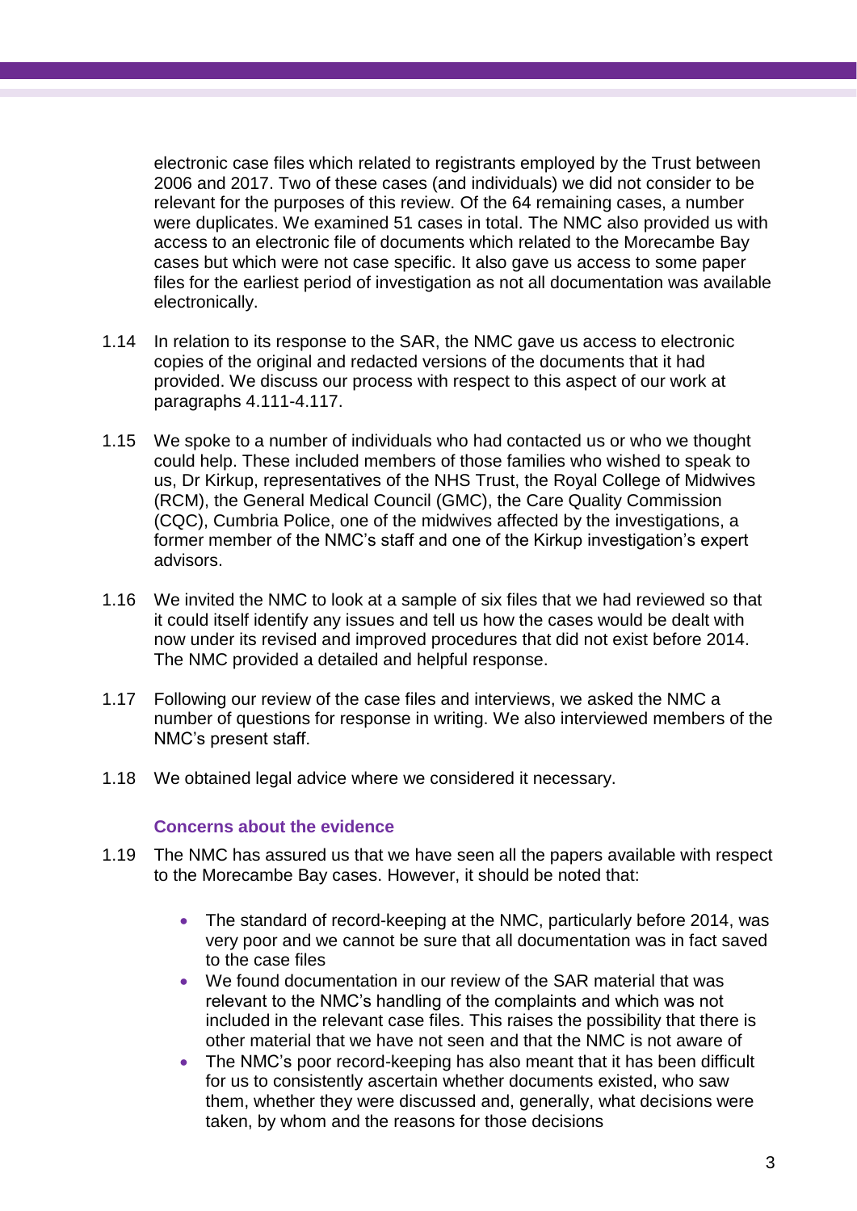electronic case files which related to registrants employed by the Trust between 2006 and 2017. Two of these cases (and individuals) we did not consider to be relevant for the purposes of this review. Of the 64 remaining cases, a number were duplicates. We examined 51 cases in total. The NMC also provided us with access to an electronic file of documents which related to the Morecambe Bay cases but which were not case specific. It also gave us access to some paper files for the earliest period of investigation as not all documentation was available electronically.

1.14 In relation to its response to the SAR, the NMC gave us access to electronic copies of the original and redacted versions of the documents that it had provided. We discuss our process with respect to this aspect of our work at paragraphs 4.111-4.117.

1.15 We spoke to a number of individuals who had contacted us or who we thought could help. These included members of those families who wished to speak to us, Dr Kirkup, representatives of the NHS Trust, the Royal College of Midwives (RCM), the General Medical Council (GMC), the Care Quality Commission (CQC), Cumbria Police, one of the midwives affected by the investigations, a former member of the NMC's staff and one of the Kirkup investigation's expert advisors.

1.16 We invited the NMC to look at a sample of six files that we had reviewed so that it could itself identify any issues and tell us how the cases would be dealt with now under its revised and improved procedures that did not exist before 2014. The NMC provided a detailed and helpful response.

1.17 Following our review of the case files and interviews, we asked the NMC a number of questions for response in writing. We also interviewed members of the NMC's present staff.

1.18 We obtained legal advice where we considered it necessary.

### Concerns about the evidence

1.19 The NMC has assured us that we have seen all the papers available with respect to the Morecambe Bay cases. However, it should be noted that:

- The standard of record-keeping at the NMC, particularly before 2014, was very poor and we cannot be sure that all documentation was in fact saved to the case files
- We found documentation in our review of the SAR material that was relevant to the NMC's handling of the complaints and which was not included in the relevant case files. This raises the possibility that there is other material that we have not seen and that the NMC is not aware of
- The NMC's poor record-keeping has also meant that it has been difficult for us to consistently ascertain whether documents existed, who saw them, whether they were discussed and, generally, what decisions were taken, by whom and the reasons for those decisions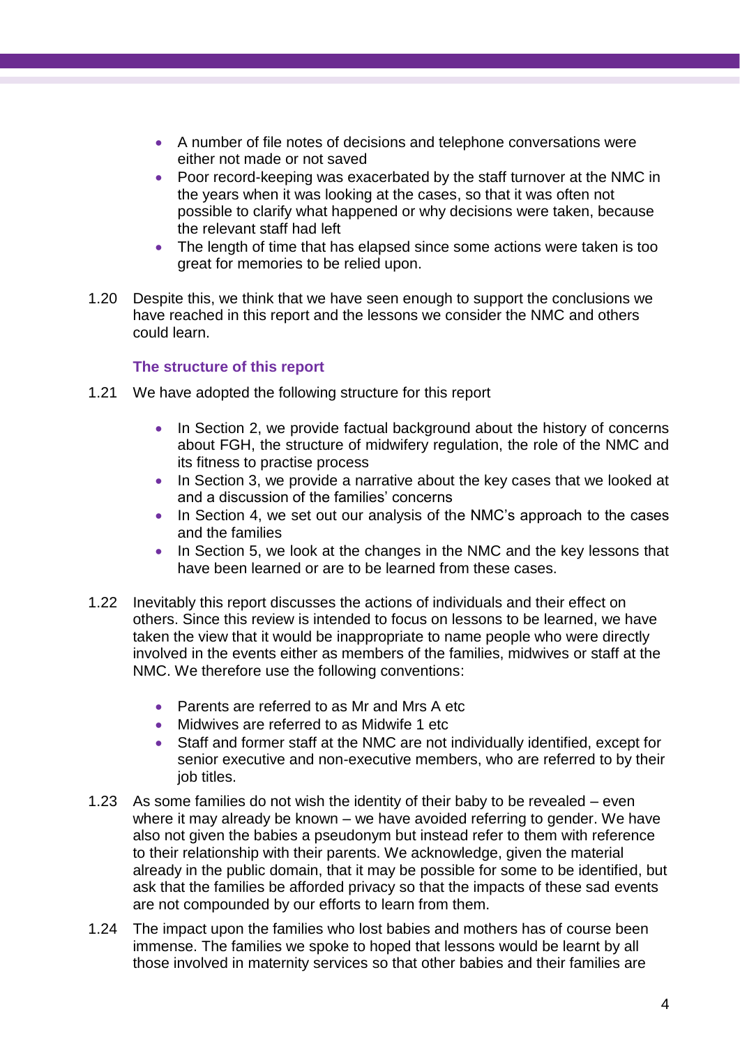- A number of file notes of decisions and telephone conversations were either not made or not saved
- Poor record-keeping was exacerbated by the staff turnover at the NMC in the years when it was looking at the cases, so that it was often not possible to clarify what happened or why decisions were taken, because the relevant staff had left
- The length of time that has elapsed since some actions were taken is too great for memories to be relied upon.

1.20 Despite this, we think that we have seen enough to support the conclusions we have reached in this report and the lessons we consider the NMC and others could learn.

### The structure of this report

1.21 We have adopted the following structure for this report

- In Section 2, we provide factual background about the history of concerns about FGH, the structure of midwifery regulation, the role of the NMC and its fitness to practise process
- In Section 3, we provide a narrative about the key cases that we looked at and a discussion of the families' concerns
- In Section 4, we set out our analysis of the NMC's approach to the cases and the families
- In Section 5, we look at the changes in the NMC and the key lessons that have been learned or are to be learned from these cases.

1.22 Inevitably this report discusses the actions of individuals and their effect on others. Since this review is intended to focus on lessons to be learned, we have taken the view that it would be inappropriate to name people who were directly involved in the events either as members of the families, midwives or staff at the NMC. We therefore use the following conventions:

- Parents are referred to as Mr and Mrs A etc
- Midwives are referred to as Midwife 1 etc
- Staff and former staff at the NMC are not individually identified, except for senior executive and non-executive members, who are referred to by their job titles.

1.23 As some families do not wish the identity of their baby to be revealed – even where it may already be known – we have avoided referring to gender. We have also not given the babies a pseudonym but instead refer to them with reference to their relationship with their parents. We acknowledge, given the material already in the public domain, that it may be possible for some to be identified, but ask that the families be afforded privacy so that the impacts of these sad events are not compounded by our efforts to learn from them.

1.24 The impact upon the families who lost babies and mothers has of course been immense. The families we spoke to hoped that lessons would be learnt by all those involved in maternity services so that other babies and their families are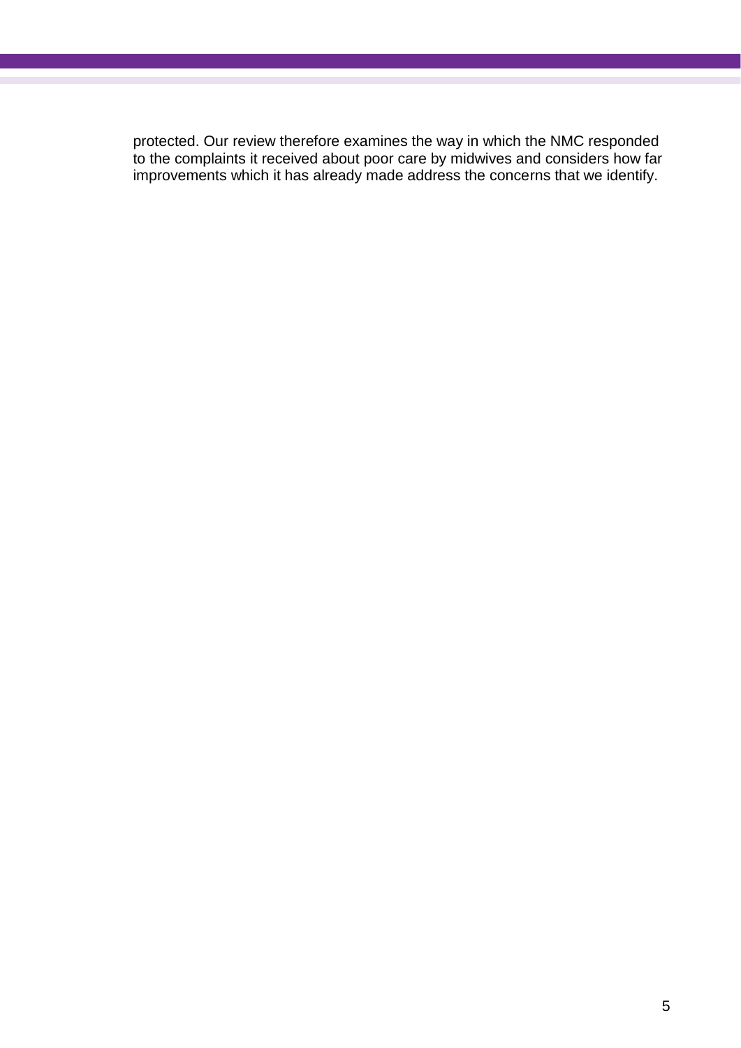protected. Our review therefore examines the way in which the NMC responded to the complaints it received about poor care by midwives and considers how far improvements which it has already made address the concerns that we identify.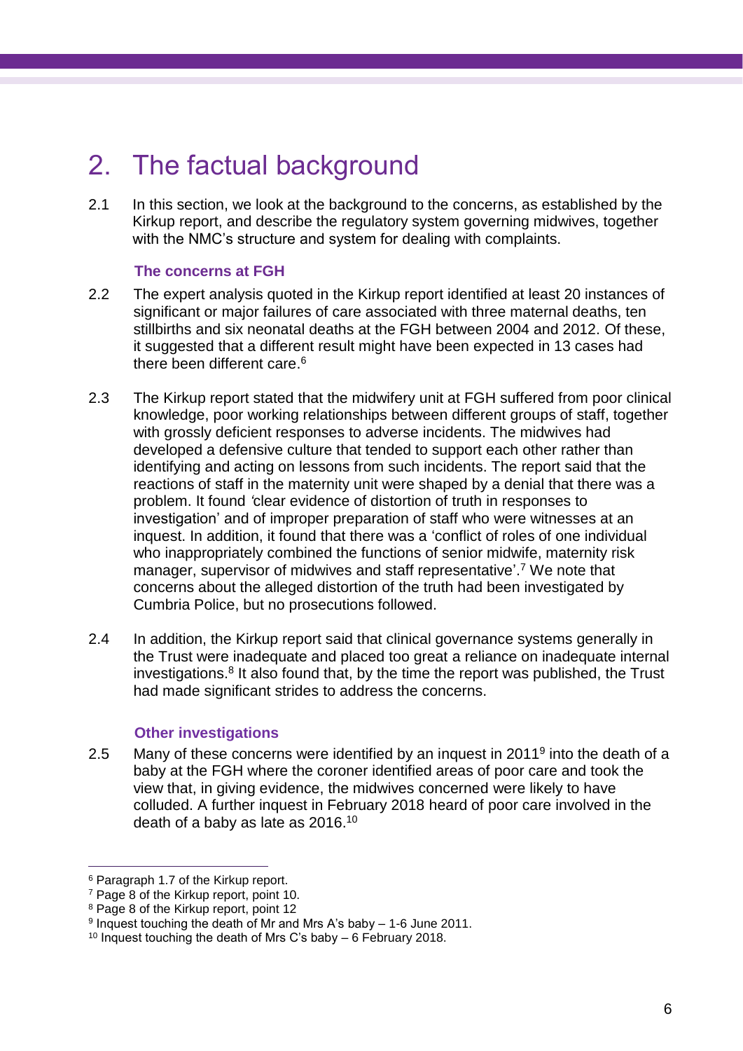# 2. The factual background

2.1 In this section, we look at the background to the concerns, as established by the Kirkup report, and describe the regulatory system governing midwives, together with the NMC's structure and system for dealing with complaints.

### The concerns at FGH

2.2 The expert analysis quoted in the Kirkup report identified at least 20 instances of significant or major failures of care associated with three maternal deaths, ten stillbirths and six neonatal deaths at the FGH between 2004 and 2012. Of these, it suggested that a different result might have been expected in 13 cases had there been different care.[6]

2.3 The Kirkup report stated that the midwifery unit at FGH suffered from poor clinical knowledge, poor working relationships between different groups of staff, together with grossly deficient responses to adverse incidents. The midwives had developed a defensive culture that tended to support each other rather than identifying and acting on lessons from such incidents. The report said that the reactions of staff in the maternity unit were shaped by a denial that there was a problem. It found *'*clear evidence of distortion of truth in responses to investigation' and of improper preparation of staff who were witnesses at an inquest. In addition, it found that there was a 'conflict of roles of one individual who inappropriately combined the functions of senior midwife, maternity risk manager, supervisor of midwives and staff representative'.[7] We note that concerns about the alleged distortion of the truth had been investigated by Cumbria Police, but no prosecutions followed.

2.4 In addition, the Kirkup report said that clinical governance systems generally in the Trust were inadequate and placed too great a reliance on inadequate internal investigations.[8] It also found that, by the time the report was published, the Trust had made significant strides to address the concerns.

### Other investigations

2.5 Many of these concerns were identified by an inquest in 2011[9] into the death of a baby at the FGH where the coroner identified areas of poor care and took the view that, in giving evidence, the midwives concerned were likely to have colluded. A further inquest in February 2018 heard of poor care involved in the death of a baby as late as 2016.[10]

---

[6] Paragraph 1.7 of the Kirkup report.

[7] Page 8 of the Kirkup report, point 10.

[8] Page 8 of the Kirkup report, point 12

[9] Inquest touching the death of Mr and Mrs A's baby – 1-6 June 2011.

[10] Inquest touching the death of Mrs C's baby – 6 February 2018.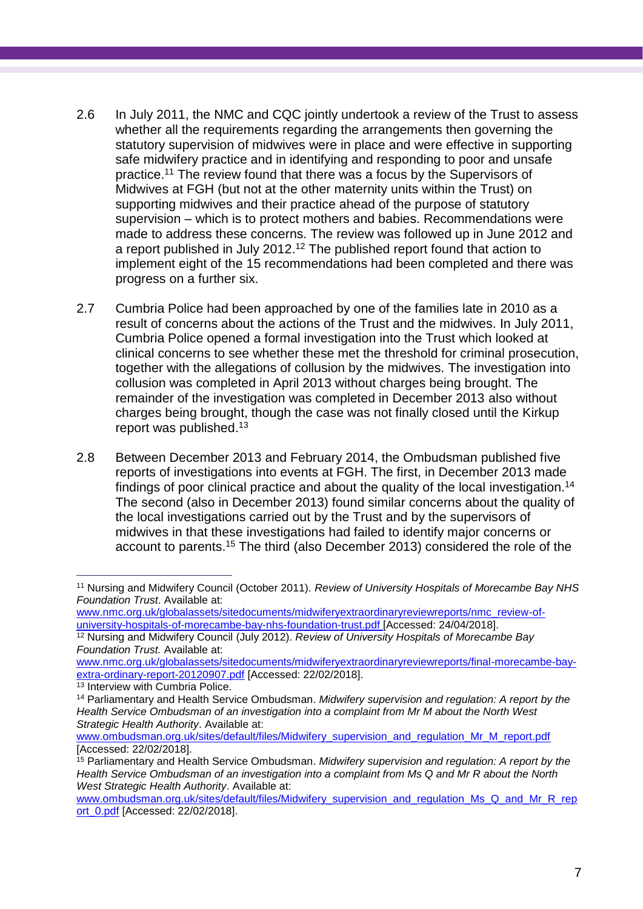2.6 In July 2011, the NMC and CQC jointly undertook a review of the Trust to assess whether all the requirements regarding the arrangements then governing the statutory supervision of midwives were in place and were effective in supporting safe midwifery practice and in identifying and responding to poor and unsafe practice.[11] The review found that there was a focus by the Supervisors of Midwives at FGH (but not at the other maternity units within the Trust) on supporting midwives and their practice ahead of the purpose of statutory supervision – which is to protect mothers and babies. Recommendations were made to address these concerns. The review was followed up in June 2012 and a report published in July 2012.[12] The published report found that action to implement eight of the 15 recommendations had been completed and there was progress on a further six.

2.7 Cumbria Police had been approached by one of the families late in 2010 as a result of concerns about the actions of the Trust and the midwives. In July 2011, Cumbria Police opened a formal investigation into the Trust which looked at clinical concerns to see whether these met the threshold for criminal prosecution, together with the allegations of collusion by the midwives. The investigation into collusion was completed in April 2013 without charges being brought. The remainder of the investigation was completed in December 2013 also without charges being brought, though the case was not finally closed until the Kirkup report was published.[13]

2.8 Between December 2013 and February 2014, the Ombudsman published five reports of investigations into events at FGH. The first, in December 2013 made findings of poor clinical practice and about the quality of the local investigation.[14] The second (also in December 2013) found similar concerns about the quality of the local investigations carried out by the Trust and by the supervisors of midwives in that these investigations had failed to identify major concerns or account to parents.[15] The third (also December 2013) considered the role of the

---

[11] Nursing and Midwifery Council (October 2011). *Review of University Hospitals of Morecambe Bay NHS Foundation Trust*. Available at: www.nmc.org.uk/globalassets/sitedocuments/midwiferyextraordinaryreviewreports/nmc_review-of-university-hospitals-of-morecambe-bay-nhs-foundation-trust.pdf [Accessed: 24/04/2018].

[12] Nursing and Midwifery Council (July 2012). *Review of University Hospitals of Morecambe Bay Foundation Trust.* Available at: www.nmc.org.uk/globalassets/sitedocuments/midwiferyextraordinaryreviewreports/final-morecambe-bay-extra-ordinary-report-20120907.pdf [Accessed: 22/02/2018].

[13] Interview with Cumbria Police.

[14] Parliamentary and Health Service Ombudsman. *Midwifery supervision and regulation: A report by the Health Service Ombudsman of an investigation into a complaint from Mr M about the North West Strategic Health Authority*. Available at: www.ombudsman.org.uk/sites/default/files/Midwifery_supervision_and_regulation_Mr_M_report.pdf [Accessed: 22/02/2018].

[15] Parliamentary and Health Service Ombudsman. *Midwifery supervision and regulation: A report by the Health Service Ombudsman of an investigation into a complaint from Ms Q and Mr R about the North West Strategic Health Authority*. Available at: www.ombudsman.org.uk/sites/default/files/Midwifery_supervision_and_regulation_Ms_Q_and_Mr_R_report_0.pdf [Accessed: 22/02/2018].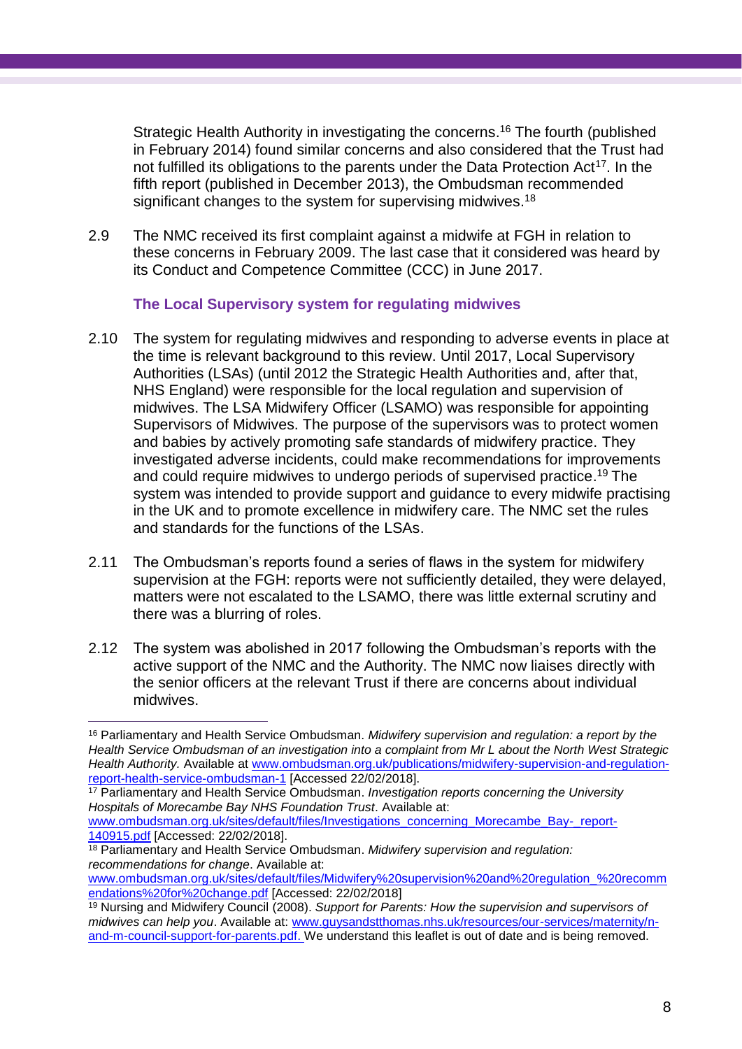Strategic Health Authority in investigating the concerns.[16] The fourth (published in February 2014) found similar concerns and also considered that the Trust had not fulfilled its obligations to the parents under the Data Protection Act[17]. In the fifth report (published in December 2013), the Ombudsman recommended significant changes to the system for supervising midwives.[18]

2.9 The NMC received its first complaint against a midwife at FGH in relation to these concerns in February 2009. The last case that it considered was heard by its Conduct and Competence Committee (CCC) in June 2017.

### The Local Supervisory system for regulating midwives

2.10 The system for regulating midwives and responding to adverse events in place at the time is relevant background to this review. Until 2017, Local Supervisory Authorities (LSAs) (until 2012 the Strategic Health Authorities and, after that, NHS England) were responsible for the local regulation and supervision of midwives. The LSA Midwifery Officer (LSAMO) was responsible for appointing Supervisors of Midwives. The purpose of the supervisors was to protect women and babies by actively promoting safe standards of midwifery practice. They investigated adverse incidents, could make recommendations for improvements and could require midwives to undergo periods of supervised practice.[19] The system was intended to provide support and guidance to every midwife practising in the UK and to promote excellence in midwifery care. The NMC set the rules and standards for the functions of the LSAs.

2.11 The Ombudsman's reports found a series of flaws in the system for midwifery supervision at the FGH: reports were not sufficiently detailed, they were delayed, matters were not escalated to the LSAMO, there was little external scrutiny and there was a blurring of roles.

2.12 The system was abolished in 2017 following the Ombudsman's reports with the active support of the NMC and the Authority. The NMC now liaises directly with the senior officers at the relevant Trust if there are concerns about individual midwives.

---

[16] Parliamentary and Health Service Ombudsman. *Midwifery supervision and regulation: a report by the Health Service Ombudsman of an investigation into a complaint from Mr L about the North West Strategic Health Authority.* Available at [www.ombudsman.org.uk/publications/midwifery-supervision-and-regulation-report-health-service-ombudsman-1](www.ombudsman.org.uk/publications/midwifery-supervision-and-regulation-report-health-service-ombudsman-1) [Accessed 22/02/2018].

[17] Parliamentary and Health Service Ombudsman. *Investigation reports concerning the University Hospitals of Morecambe Bay NHS Foundation Trust*. Available at: [www.ombudsman.org.uk/sites/default/files/Investigations_concerning_Morecambe_Bay-_report-140915.pdf](www.ombudsman.org.uk/sites/default/files/Investigations_concerning_Morecambe_Bay-_report-140915.pdf) [Accessed: 22/02/2018].

[18] Parliamentary and Health Service Ombudsman. *Midwifery supervision and regulation: recommendations for change*. Available at: [www.ombudsman.org.uk/sites/default/files/Midwifery%20supervision%20and%20regulation_%20recommendations%20for%20change.pdf](www.ombudsman.org.uk/sites/default/files/Midwifery%20supervision%20and%20regulation_%20recommendations%20for%20change.pdf) [Accessed: 22/02/2018]

[19] Nursing and Midwifery Council (2008). *Support for Parents: How the supervision and supervisors of midwives can help you*. Available at: [www.guysandstthomas.nhs.uk/resources/our-services/maternity/n-and-m-council-support-for-parents.pdf.](www.guysandstthomas.nhs.uk/resources/our-services/maternity/n-and-m-council-support-for-parents.pdf) We understand this leaflet is out of date and is being removed.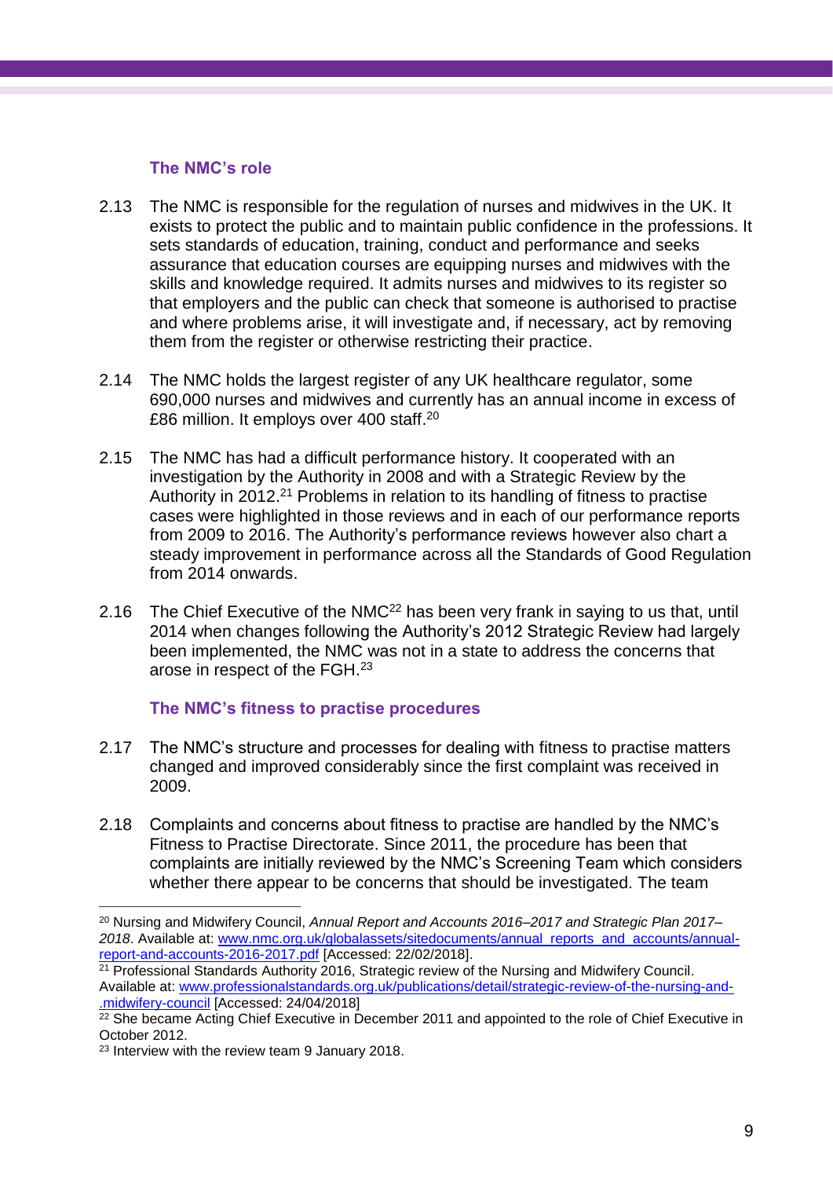### The NMC's role

2.13 The NMC is responsible for the regulation of nurses and midwives in the UK. It exists to protect the public and to maintain public confidence in the professions. It sets standards of education, training, conduct and performance and seeks assurance that education courses are equipping nurses and midwives with the skills and knowledge required. It admits nurses and midwives to its register so that employers and the public can check that someone is authorised to practise and where problems arise, it will investigate and, if necessary, act by removing them from the register or otherwise restricting their practice.

2.14 The NMC holds the largest register of any UK healthcare regulator, some 690,000 nurses and midwives and currently has an annual income in excess of £86 million. It employs over 400 staff.[20]

2.15 The NMC has had a difficult performance history. It cooperated with an investigation by the Authority in 2008 and with a Strategic Review by the Authority in 2012.[21] Problems in relation to its handling of fitness to practise cases were highlighted in those reviews and in each of our performance reports from 2009 to 2016. The Authority's performance reviews however also chart a steady improvement in performance across all the Standards of Good Regulation from 2014 onwards.

2.16 The Chief Executive of the NMC[22] has been very frank in saying to us that, until 2014 when changes following the Authority's 2012 Strategic Review had largely been implemented, the NMC was not in a state to address the concerns that arose in respect of the FGH.[23]

### The NMC's fitness to practise procedures

2.17 The NMC's structure and processes for dealing with fitness to practise matters changed and improved considerably since the first complaint was received in 2009.

2.18 Complaints and concerns about fitness to practise are handled by the NMC's Fitness to Practise Directorate. Since 2011, the procedure has been that complaints are initially reviewed by the NMC's Screening Team which considers whether there appear to be concerns that should be investigated. The team

---

[20] Nursing and Midwifery Council, *Annual Report and Accounts 2016–2017 and Strategic Plan 2017–2018*. Available at: [www.nmc.org.uk/globalassets/sitedocuments/annual_reports_and_accounts/annual-report-and-accounts-2016-2017.pdf](www.nmc.org.uk/globalassets/sitedocuments/annual_reports_and_accounts/annual-report-and-accounts-2016-2017.pdf) [Accessed: 22/02/2018].

[21] Professional Standards Authority 2016, Strategic review of the Nursing and Midwifery Council. Available at: [www.professionalstandards.org.uk/publications/detail/strategic-review-of-the-nursing-and-midwifery-council](www.professionalstandards.org.uk/publications/detail/strategic-review-of-the-nursing-and-midwifery-council) [Accessed: 24/04/2018]

[22] She became Acting Chief Executive in December 2011 and appointed to the role of Chief Executive in October 2012.

[23] Interview with the review team 9 January 2018.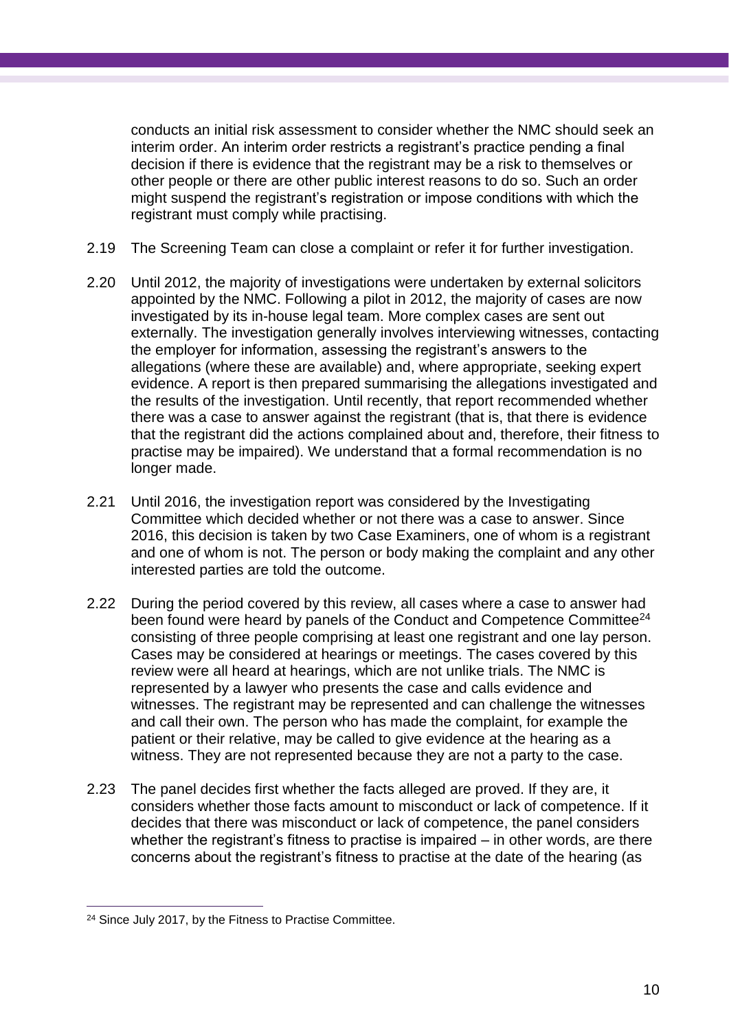conducts an initial risk assessment to consider whether the NMC should seek an interim order. An interim order restricts a registrant's practice pending a final decision if there is evidence that the registrant may be a risk to themselves or other people or there are other public interest reasons to do so. Such an order might suspend the registrant's registration or impose conditions with which the registrant must comply while practising.

2.19 The Screening Team can close a complaint or refer it for further investigation.

2.20 Until 2012, the majority of investigations were undertaken by external solicitors appointed by the NMC. Following a pilot in 2012, the majority of cases are now investigated by its in-house legal team. More complex cases are sent out externally. The investigation generally involves interviewing witnesses, contacting the employer for information, assessing the registrant's answers to the allegations (where these are available) and, where appropriate, seeking expert evidence. A report is then prepared summarising the allegations investigated and the results of the investigation. Until recently, that report recommended whether there was a case to answer against the registrant (that is, that there is evidence that the registrant did the actions complained about and, therefore, their fitness to practise may be impaired). We understand that a formal recommendation is no longer made.

2.21 Until 2016, the investigation report was considered by the Investigating Committee which decided whether or not there was a case to answer. Since 2016, this decision is taken by two Case Examiners, one of whom is a registrant and one of whom is not. The person or body making the complaint and any other interested parties are told the outcome.

2.22 During the period covered by this review, all cases where a case to answer had been found were heard by panels of the Conduct and Competence Committee[24] consisting of three people comprising at least one registrant and one lay person. Cases may be considered at hearings or meetings. The cases covered by this review were all heard at hearings, which are not unlike trials. The NMC is represented by a lawyer who presents the case and calls evidence and witnesses. The registrant may be represented and can challenge the witnesses and call their own. The person who has made the complaint, for example the patient or their relative, may be called to give evidence at the hearing as a witness. They are not represented because they are not a party to the case.

2.23 The panel decides first whether the facts alleged are proved. If they are, it considers whether those facts amount to misconduct or lack of competence. If it decides that there was misconduct or lack of competence, the panel considers whether the registrant's fitness to practise is impaired – in other words, are there concerns about the registrant's fitness to practise at the date of the hearing (as

[24] Since July 2017, by the Fitness to Practise Committee.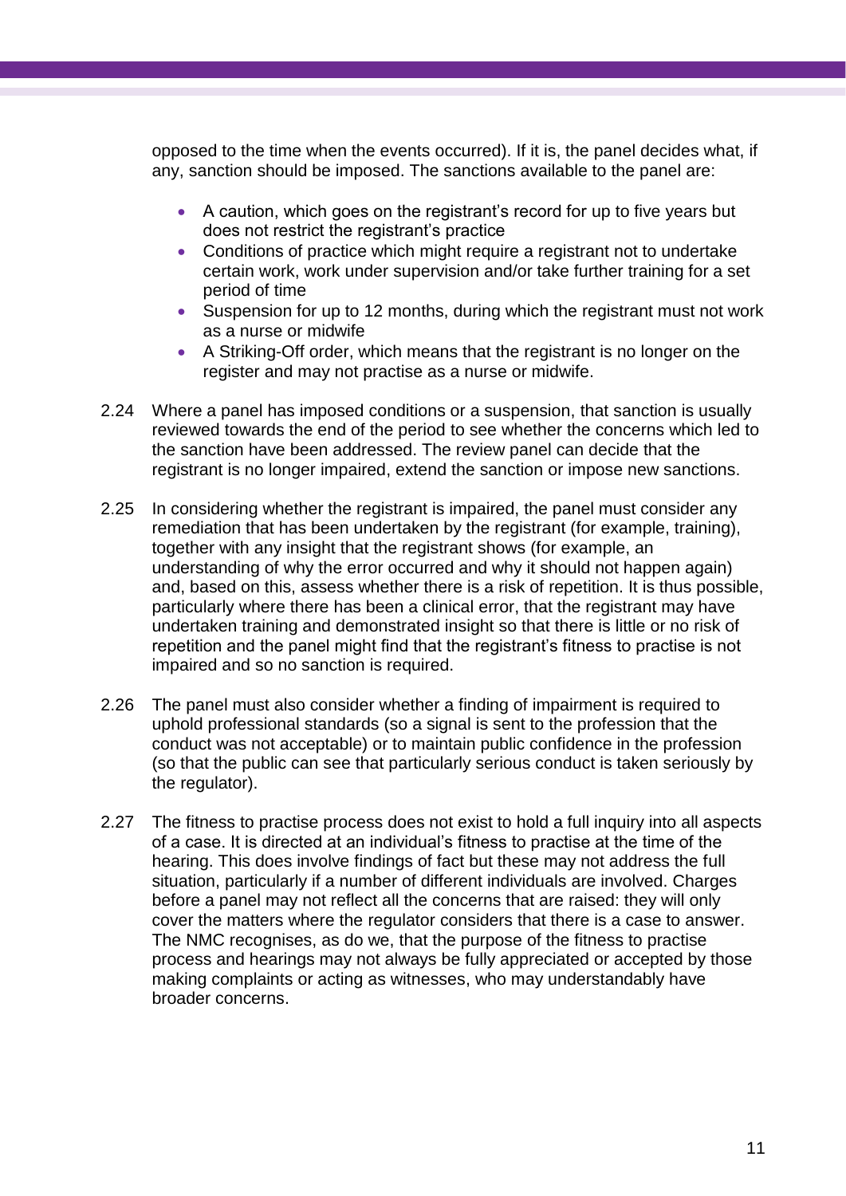opposed to the time when the events occurred). If it is, the panel decides what, if any, sanction should be imposed. The sanctions available to the panel are:

- A caution, which goes on the registrant's record for up to five years but does not restrict the registrant's practice
- Conditions of practice which might require a registrant not to undertake certain work, work under supervision and/or take further training for a set period of time
- Suspension for up to 12 months, during which the registrant must not work as a nurse or midwife
- A Striking-Off order, which means that the registrant is no longer on the register and may not practise as a nurse or midwife.

2.24 Where a panel has imposed conditions or a suspension, that sanction is usually reviewed towards the end of the period to see whether the concerns which led to the sanction have been addressed. The review panel can decide that the registrant is no longer impaired, extend the sanction or impose new sanctions.

2.25 In considering whether the registrant is impaired, the panel must consider any remediation that has been undertaken by the registrant (for example, training), together with any insight that the registrant shows (for example, an understanding of why the error occurred and why it should not happen again) and, based on this, assess whether there is a risk of repetition. It is thus possible, particularly where there has been a clinical error, that the registrant may have undertaken training and demonstrated insight so that there is little or no risk of repetition and the panel might find that the registrant's fitness to practise is not impaired and so no sanction is required.

2.26 The panel must also consider whether a finding of impairment is required to uphold professional standards (so a signal is sent to the profession that the conduct was not acceptable) or to maintain public confidence in the profession (so that the public can see that particularly serious conduct is taken seriously by the regulator).

2.27 The fitness to practise process does not exist to hold a full inquiry into all aspects of a case. It is directed at an individual's fitness to practise at the time of the hearing. This does involve findings of fact but these may not address the full situation, particularly if a number of different individuals are involved. Charges before a panel may not reflect all the concerns that are raised: they will only cover the matters where the regulator considers that there is a case to answer. The NMC recognises, as do we, that the purpose of the fitness to practise process and hearings may not always be fully appreciated or accepted by those making complaints or acting as witnesses, who may understandably have broader concerns.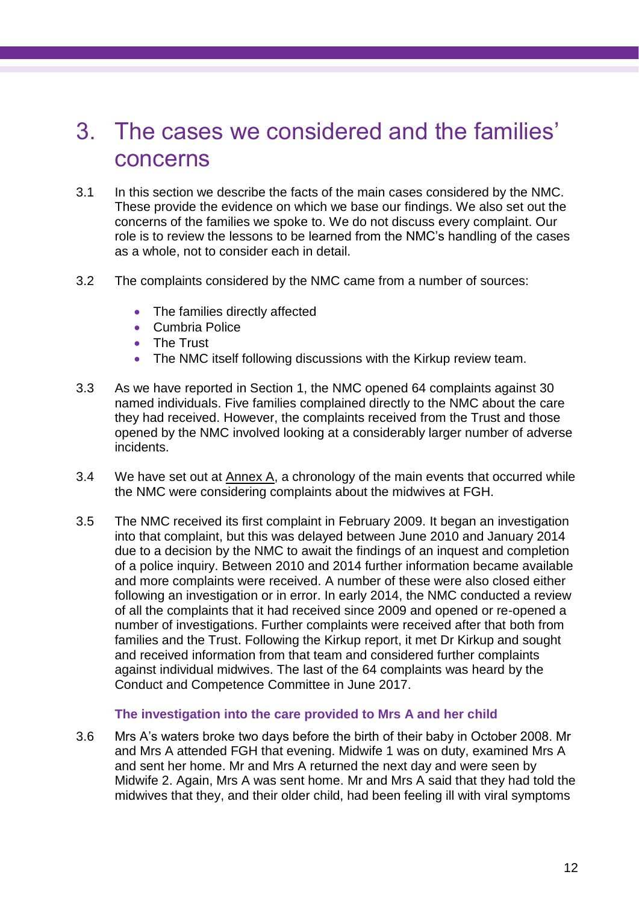# 3. The cases we considered and the families' concerns

3.1 In this section we describe the facts of the main cases considered by the NMC. These provide the evidence on which we base our findings. We also set out the concerns of the families we spoke to. We do not discuss every complaint. Our role is to review the lessons to be learned from the NMC's handling of the cases as a whole, not to consider each in detail.

3.2 The complaints considered by the NMC came from a number of sources:

- The families directly affected
- Cumbria Police
- The Trust
- The NMC itself following discussions with the Kirkup review team.

3.3 As we have reported in Section 1, the NMC opened 64 complaints against 30 named individuals. Five families complained directly to the NMC about the care they had received. However, the complaints received from the Trust and those opened by the NMC involved looking at a considerably larger number of adverse incidents.

3.4 We have set out at Annex A, a chronology of the main events that occurred while the NMC were considering complaints about the midwives at FGH.

3.5 The NMC received its first complaint in February 2009. It began an investigation into that complaint, but this was delayed between June 2010 and January 2014 due to a decision by the NMC to await the findings of an inquest and completion of a police inquiry. Between 2010 and 2014 further information became available and more complaints were received. A number of these were also closed either following an investigation or in error. In early 2014, the NMC conducted a review of all the complaints that it had received since 2009 and opened or re-opened a number of investigations. Further complaints were received after that both from families and the Trust. Following the Kirkup report, it met Dr Kirkup and sought and received information from that team and considered further complaints against individual midwives. The last of the 64 complaints was heard by the Conduct and Competence Committee in June 2017.

### The investigation into the care provided to Mrs A and her child

3.6 Mrs A's waters broke two days before the birth of their baby in October 2008. Mr and Mrs A attended FGH that evening. Midwife 1 was on duty, examined Mrs A and sent her home. Mr and Mrs A returned the next day and were seen by Midwife 2. Again, Mrs A was sent home. Mr and Mrs A said that they had told the midwives that they, and their older child, had been feeling ill with viral symptoms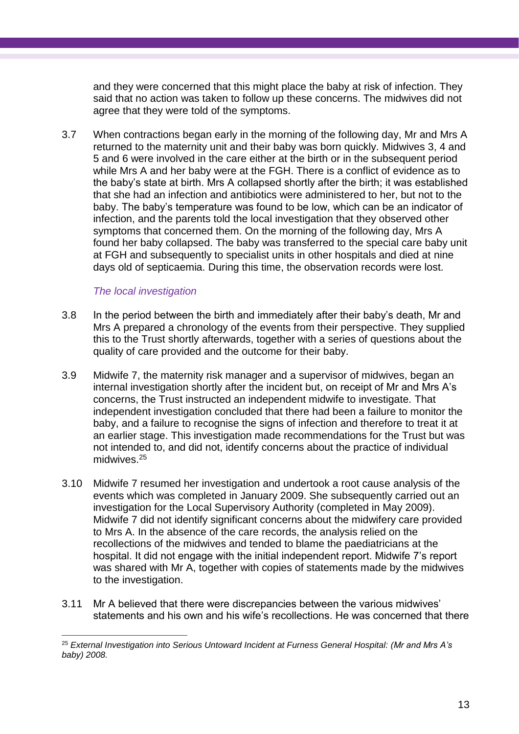and they were concerned that this might place the baby at risk of infection. They said that no action was taken to follow up these concerns. The midwives did not agree that they were told of the symptoms.

3.7 When contractions began early in the morning of the following day, Mr and Mrs A returned to the maternity unit and their baby was born quickly. Midwives 3, 4 and 5 and 6 were involved in the care either at the birth or in the subsequent period while Mrs A and her baby were at the FGH. There is a conflict of evidence as to the baby's state at birth. Mrs A collapsed shortly after the birth; it was established that she had an infection and antibiotics were administered to her, but not to the baby. The baby's temperature was found to be low, which can be an indicator of infection, and the parents told the local investigation that they observed other symptoms that concerned them. On the morning of the following day, Mrs A found her baby collapsed. The baby was transferred to the special care baby unit at FGH and subsequently to specialist units in other hospitals and died at nine days old of septicaemia. During this time, the observation records were lost.

*The local investigation*

3.8 In the period between the birth and immediately after their baby's death, Mr and Mrs A prepared a chronology of the events from their perspective. They supplied this to the Trust shortly afterwards, together with a series of questions about the quality of care provided and the outcome for their baby.

3.9 Midwife 7, the maternity risk manager and a supervisor of midwives, began an internal investigation shortly after the incident but, on receipt of Mr and Mrs A's concerns, the Trust instructed an independent midwife to investigate. That independent investigation concluded that there had been a failure to monitor the baby, and a failure to recognise the signs of infection and therefore to treat it at an earlier stage. This investigation made recommendations for the Trust but was not intended to, and did not, identify concerns about the practice of individual midwives.[25]

3.10 Midwife 7 resumed her investigation and undertook a root cause analysis of the events which was completed in January 2009. She subsequently carried out an investigation for the Local Supervisory Authority (completed in May 2009). Midwife 7 did not identify significant concerns about the midwifery care provided to Mrs A. In the absence of the care records, the analysis relied on the recollections of the midwives and tended to blame the paediatricians at the hospital. It did not engage with the initial independent report. Midwife 7's report was shared with Mr A, together with copies of statements made by the midwives to the investigation.

3.11 Mr A believed that there were discrepancies between the various midwives' statements and his own and his wife's recollections. He was concerned that there

[25] *External Investigation into Serious Untoward Incident at Furness General Hospital: (Mr and Mrs A's baby) 2008.*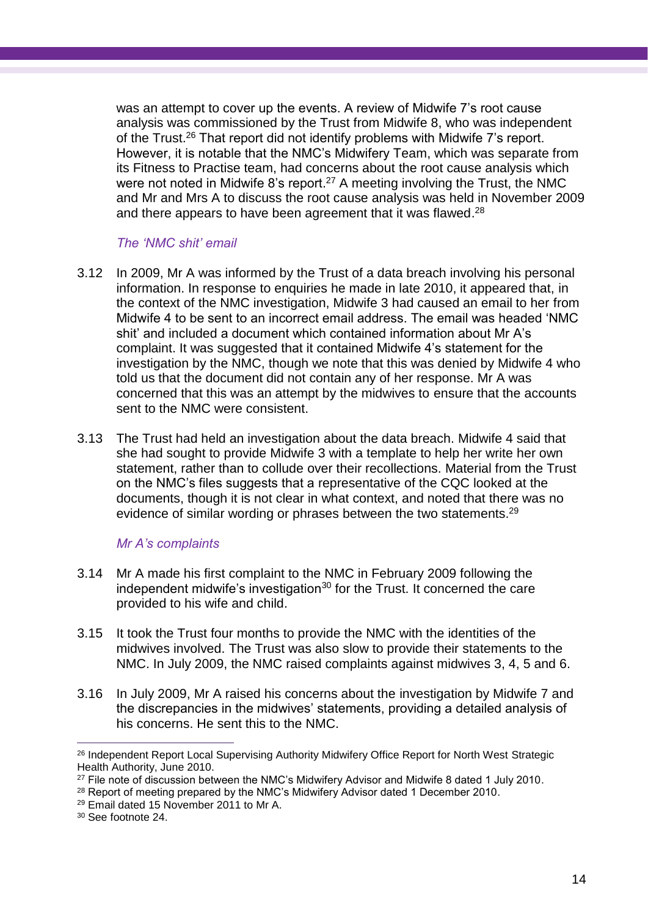was an attempt to cover up the events. A review of Midwife 7's root cause analysis was commissioned by the Trust from Midwife 8, who was independent of the Trust.[26] That report did not identify problems with Midwife 7's report. However, it is notable that the NMC's Midwifery Team, which was separate from its Fitness to Practise team, had concerns about the root cause analysis which were not noted in Midwife 8's report.[27] A meeting involving the Trust, the NMC and Mr and Mrs A to discuss the root cause analysis was held in November 2009 and there appears to have been agreement that it was flawed.[28]

### *The 'NMC shit' email*

3.12 In 2009, Mr A was informed by the Trust of a data breach involving his personal information. In response to enquiries he made in late 2010, it appeared that, in the context of the NMC investigation, Midwife 3 had caused an email to her from Midwife 4 to be sent to an incorrect email address. The email was headed 'NMC shit' and included a document which contained information about Mr A's complaint. It was suggested that it contained Midwife 4's statement for the investigation by the NMC, though we note that this was denied by Midwife 4 who told us that the document did not contain any of her response. Mr A was concerned that this was an attempt by the midwives to ensure that the accounts sent to the NMC were consistent.

3.13 The Trust had held an investigation about the data breach. Midwife 4 said that she had sought to provide Midwife 3 with a template to help her write her own statement, rather than to collude over their recollections. Material from the Trust on the NMC's files suggests that a representative of the CQC looked at the documents, though it is not clear in what context, and noted that there was no evidence of similar wording or phrases between the two statements.[29]

### *Mr A's complaints*

3.14 Mr A made his first complaint to the NMC in February 2009 following the independent midwife's investigation[30] for the Trust. It concerned the care provided to his wife and child.

3.15 It took the Trust four months to provide the NMC with the identities of the midwives involved. The Trust was also slow to provide their statements to the NMC. In July 2009, the NMC raised complaints against midwives 3, 4, 5 and 6.

3.16 In July 2009, Mr A raised his concerns about the investigation by Midwife 7 and the discrepancies in the midwives' statements, providing a detailed analysis of his concerns. He sent this to the NMC.

---

[26] Independent Report Local Supervising Authority Midwifery Office Report for North West Strategic Health Authority, June 2010.

[27] File note of discussion between the NMC's Midwifery Advisor and Midwife 8 dated 1 July 2010.

[28] Report of meeting prepared by the NMC's Midwifery Advisor dated 1 December 2010.

[29] Email dated 15 November 2011 to Mr A.

[30] See footnote 24.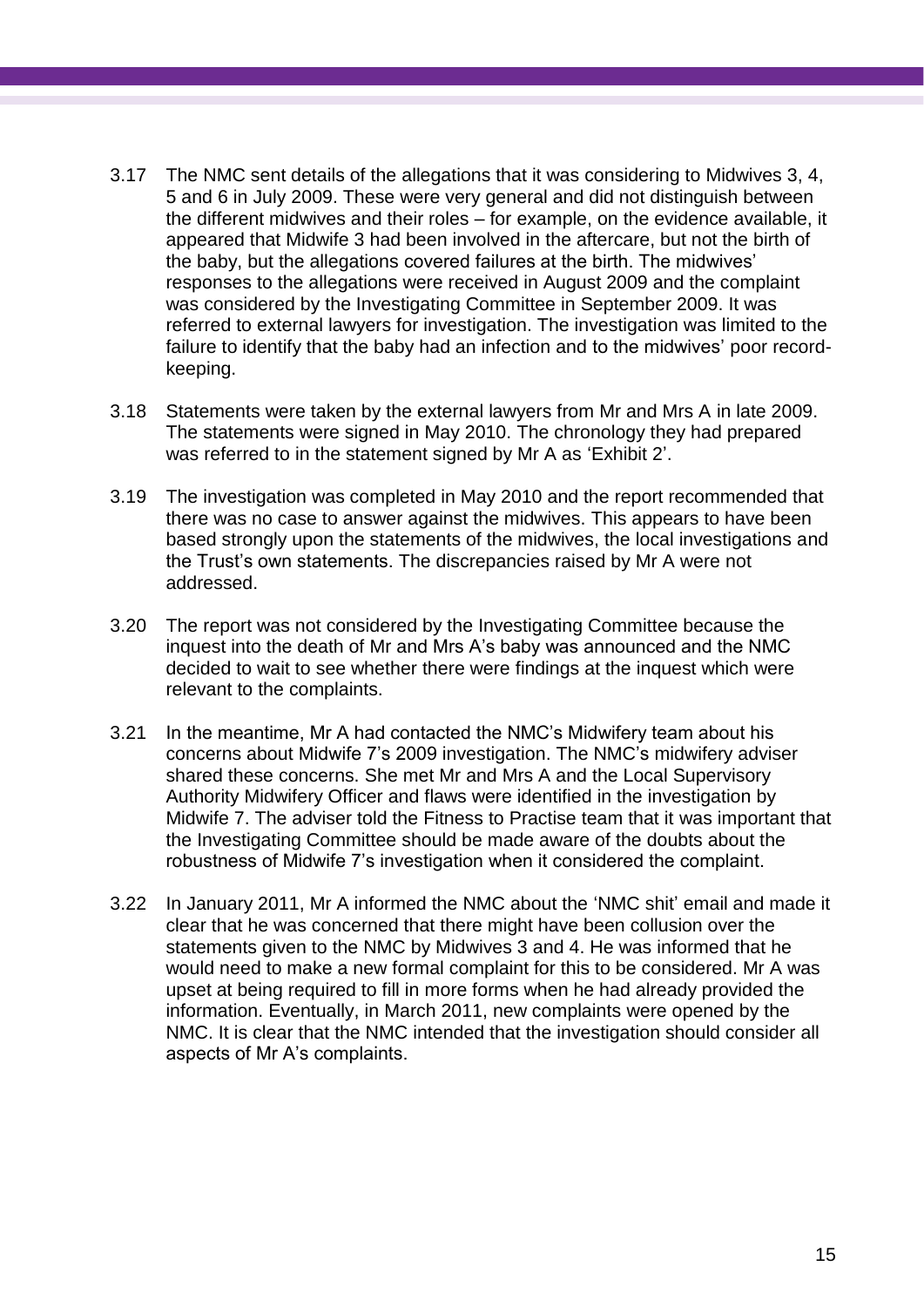3.17 The NMC sent details of the allegations that it was considering to Midwives 3, 4, 5 and 6 in July 2009. These were very general and did not distinguish between the different midwives and their roles – for example, on the evidence available, it appeared that Midwife 3 had been involved in the aftercare, but not the birth of the baby, but the allegations covered failures at the birth. The midwives' responses to the allegations were received in August 2009 and the complaint was considered by the Investigating Committee in September 2009. It was referred to external lawyers for investigation. The investigation was limited to the failure to identify that the baby had an infection and to the midwives' poor record-keeping.

3.18 Statements were taken by the external lawyers from Mr and Mrs A in late 2009. The statements were signed in May 2010. The chronology they had prepared was referred to in the statement signed by Mr A as 'Exhibit 2'.

3.19 The investigation was completed in May 2010 and the report recommended that there was no case to answer against the midwives. This appears to have been based strongly upon the statements of the midwives, the local investigations and the Trust's own statements. The discrepancies raised by Mr A were not addressed.

3.20 The report was not considered by the Investigating Committee because the inquest into the death of Mr and Mrs A's baby was announced and the NMC decided to wait to see whether there were findings at the inquest which were relevant to the complaints.

3.21 In the meantime, Mr A had contacted the NMC's Midwifery team about his concerns about Midwife 7's 2009 investigation. The NMC's midwifery adviser shared these concerns. She met Mr and Mrs A and the Local Supervisory Authority Midwifery Officer and flaws were identified in the investigation by Midwife 7. The adviser told the Fitness to Practise team that it was important that the Investigating Committee should be made aware of the doubts about the robustness of Midwife 7's investigation when it considered the complaint.

3.22 In January 2011, Mr A informed the NMC about the 'NMC shit' email and made it clear that he was concerned that there might have been collusion over the statements given to the NMC by Midwives 3 and 4. He was informed that he would need to make a new formal complaint for this to be considered. Mr A was upset at being required to fill in more forms when he had already provided the information. Eventually, in March 2011, new complaints were opened by the NMC. It is clear that the NMC intended that the investigation should consider all aspects of Mr A's complaints.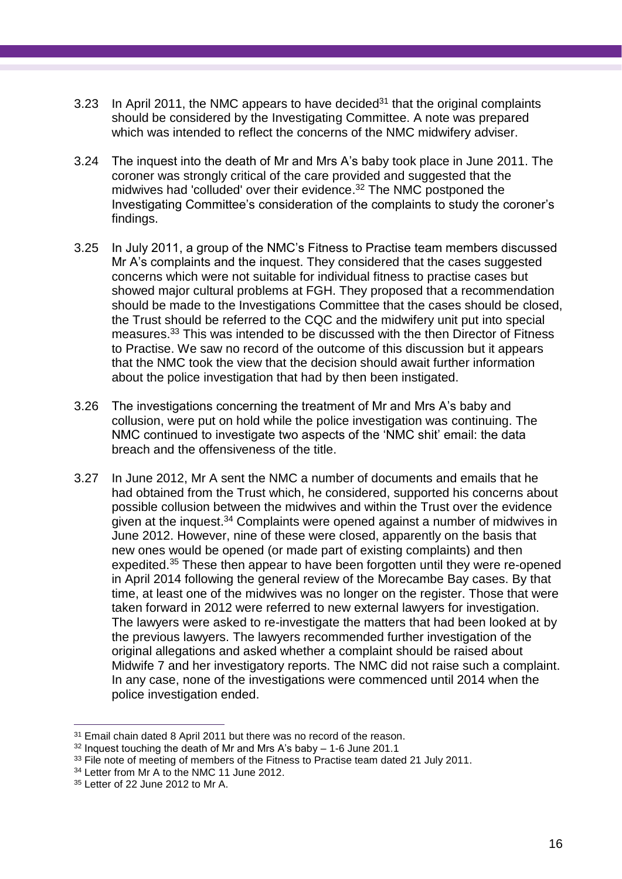3.23 In April 2011, the NMC appears to have decided[31] that the original complaints should be considered by the Investigating Committee. A note was prepared which was intended to reflect the concerns of the NMC midwifery adviser.

3.24 The inquest into the death of Mr and Mrs A's baby took place in June 2011. The coroner was strongly critical of the care provided and suggested that the midwives had 'colluded' over their evidence.[32] The NMC postponed the Investigating Committee's consideration of the complaints to study the coroner's findings.

3.25 In July 2011, a group of the NMC's Fitness to Practise team members discussed Mr A's complaints and the inquest. They considered that the cases suggested concerns which were not suitable for individual fitness to practise cases but showed major cultural problems at FGH. They proposed that a recommendation should be made to the Investigations Committee that the cases should be closed, the Trust should be referred to the CQC and the midwifery unit put into special measures.[33] This was intended to be discussed with the then Director of Fitness to Practise. We saw no record of the outcome of this discussion but it appears that the NMC took the view that the decision should await further information about the police investigation that had by then been instigated.

3.26 The investigations concerning the treatment of Mr and Mrs A's baby and collusion, were put on hold while the police investigation was continuing. The NMC continued to investigate two aspects of the 'NMC shit' email: the data breach and the offensiveness of the title.

3.27 In June 2012, Mr A sent the NMC a number of documents and emails that he had obtained from the Trust which, he considered, supported his concerns about possible collusion between the midwives and within the Trust over the evidence given at the inquest.[34] Complaints were opened against a number of midwives in June 2012. However, nine of these were closed, apparently on the basis that new ones would be opened (or made part of existing complaints) and then expedited.[35] These then appear to have been forgotten until they were re-opened in April 2014 following the general review of the Morecambe Bay cases. By that time, at least one of the midwives was no longer on the register. Those that were taken forward in 2012 were referred to new external lawyers for investigation. The lawyers were asked to re-investigate the matters that had been looked at by the previous lawyers. The lawyers recommended further investigation of the original allegations and asked whether a complaint should be raised about Midwife 7 and her investigatory reports. The NMC did not raise such a complaint. In any case, none of the investigations were commenced until 2014 when the police investigation ended.

---

[31] Email chain dated 8 April 2011 but there was no record of the reason.

[32] Inquest touching the death of Mr and Mrs A's baby – 1-6 June 201.1

[33] File note of meeting of members of the Fitness to Practise team dated 21 July 2011.

[34] Letter from Mr A to the NMC 11 June 2012.

[35] Letter of 22 June 2012 to Mr A.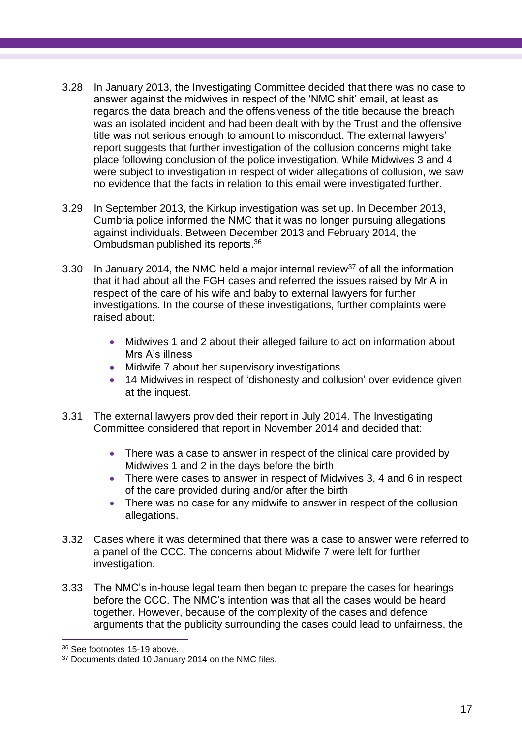3.28 In January 2013, the Investigating Committee decided that there was no case to answer against the midwives in respect of the 'NMC shit' email, at least as regards the data breach and the offensiveness of the title because the breach was an isolated incident and had been dealt with by the Trust and the offensive title was not serious enough to amount to misconduct. The external lawyers' report suggests that further investigation of the collusion concerns might take place following conclusion of the police investigation. While Midwives 3 and 4 were subject to investigation in respect of wider allegations of collusion, we saw no evidence that the facts in relation to this email were investigated further.

3.29 In September 2013, the Kirkup investigation was set up. In December 2013, Cumbria police informed the NMC that it was no longer pursuing allegations against individuals. Between December 2013 and February 2014, the Ombudsman published its reports.[36]

3.30 In January 2014, the NMC held a major internal review[37] of all the information that it had about all the FGH cases and referred the issues raised by Mr A in respect of the care of his wife and baby to external lawyers for further investigations. In the course of these investigations, further complaints were raised about:

- Midwives 1 and 2 about their alleged failure to act on information about Mrs A's illness
- Midwife 7 about her supervisory investigations
- 14 Midwives in respect of 'dishonesty and collusion' over evidence given at the inquest.

3.31 The external lawyers provided their report in July 2014. The Investigating Committee considered that report in November 2014 and decided that:

- There was a case to answer in respect of the clinical care provided by Midwives 1 and 2 in the days before the birth
- There were cases to answer in respect of Midwives 3, 4 and 6 in respect of the care provided during and/or after the birth
- There was no case for any midwife to answer in respect of the collusion allegations.

3.32 Cases where it was determined that there was a case to answer were referred to a panel of the CCC. The concerns about Midwife 7 were left for further investigation.

3.33 The NMC's in-house legal team then began to prepare the cases for hearings before the CCC. The NMC's intention was that all the cases would be heard together. However, because of the complexity of the cases and defence arguments that the publicity surrounding the cases could lead to unfairness, the

---

[36] See footnotes 15-19 above.

[37] Documents dated 10 January 2014 on the NMC files.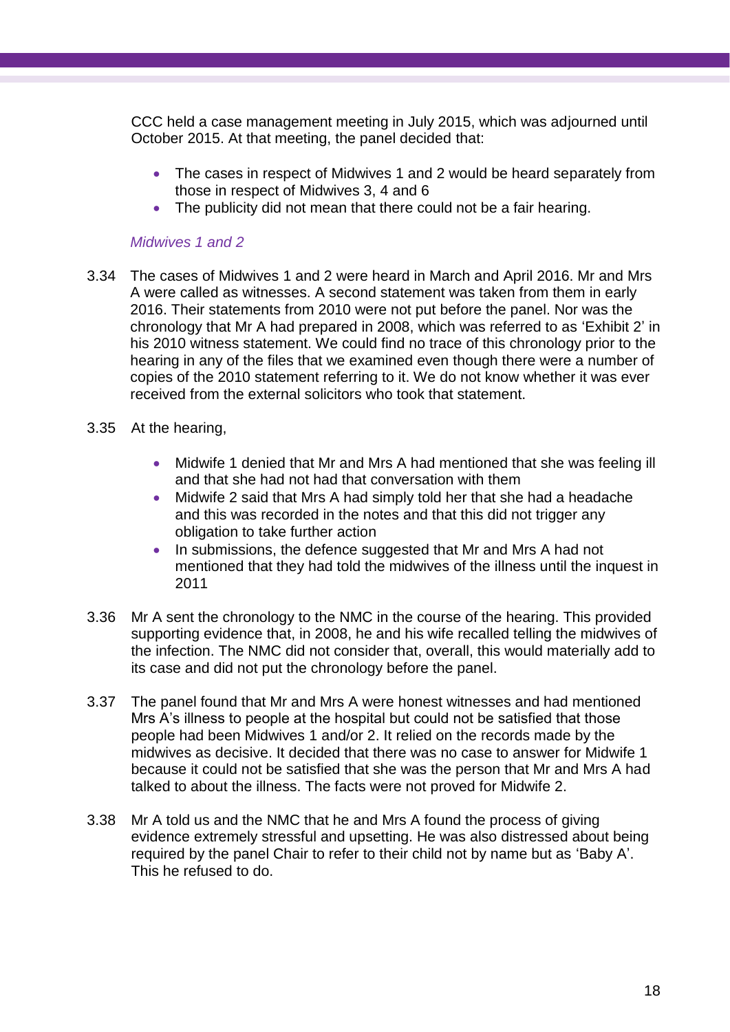CCC held a case management meeting in July 2015, which was adjourned until October 2015. At that meeting, the panel decided that:

- The cases in respect of Midwives 1 and 2 would be heard separately from those in respect of Midwives 3, 4 and 6
- The publicity did not mean that there could not be a fair hearing.

*Midwives 1 and 2*

3.34 The cases of Midwives 1 and 2 were heard in March and April 2016. Mr and Mrs A were called as witnesses. A second statement was taken from them in early 2016. Their statements from 2010 were not put before the panel. Nor was the chronology that Mr A had prepared in 2008, which was referred to as 'Exhibit 2' in his 2010 witness statement. We could find no trace of this chronology prior to the hearing in any of the files that we examined even though there were a number of copies of the 2010 statement referring to it. We do not know whether it was ever received from the external solicitors who took that statement.

3.35 At the hearing,

- Midwife 1 denied that Mr and Mrs A had mentioned that she was feeling ill and that she had not had that conversation with them
- Midwife 2 said that Mrs A had simply told her that she had a headache and this was recorded in the notes and that this did not trigger any obligation to take further action
- In submissions, the defence suggested that Mr and Mrs A had not mentioned that they had told the midwives of the illness until the inquest in 2011

3.36 Mr A sent the chronology to the NMC in the course of the hearing. This provided supporting evidence that, in 2008, he and his wife recalled telling the midwives of the infection. The NMC did not consider that, overall, this would materially add to its case and did not put the chronology before the panel.

3.37 The panel found that Mr and Mrs A were honest witnesses and had mentioned Mrs A's illness to people at the hospital but could not be satisfied that those people had been Midwives 1 and/or 2. It relied on the records made by the midwives as decisive. It decided that there was no case to answer for Midwife 1 because it could not be satisfied that she was the person that Mr and Mrs A had talked to about the illness. The facts were not proved for Midwife 2.

3.38 Mr A told us and the NMC that he and Mrs A found the process of giving evidence extremely stressful and upsetting. He was also distressed about being required by the panel Chair to refer to their child not by name but as 'Baby A'. This he refused to do.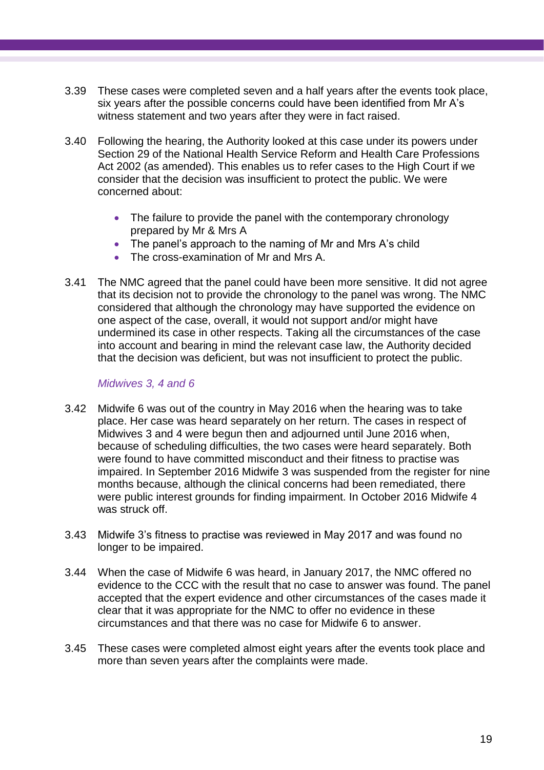3.39 These cases were completed seven and a half years after the events took place, six years after the possible concerns could have been identified from Mr A's witness statement and two years after they were in fact raised.

3.40 Following the hearing, the Authority looked at this case under its powers under Section 29 of the National Health Service Reform and Health Care Professions Act 2002 (as amended). This enables us to refer cases to the High Court if we consider that the decision was insufficient to protect the public. We were concerned about:

- The failure to provide the panel with the contemporary chronology prepared by Mr & Mrs A
- The panel's approach to the naming of Mr and Mrs A's child
- The cross-examination of Mr and Mrs A.

3.41 The NMC agreed that the panel could have been more sensitive. It did not agree that its decision not to provide the chronology to the panel was wrong. The NMC considered that although the chronology may have supported the evidence on one aspect of the case, overall, it would not support and/or might have undermined its case in other respects. Taking all the circumstances of the case into account and bearing in mind the relevant case law, the Authority decided that the decision was deficient, but was not insufficient to protect the public.

*Midwives 3, 4 and 6*

3.42 Midwife 6 was out of the country in May 2016 when the hearing was to take place. Her case was heard separately on her return. The cases in respect of Midwives 3 and 4 were begun then and adjourned until June 2016 when, because of scheduling difficulties, the two cases were heard separately. Both were found to have committed misconduct and their fitness to practise was impaired. In September 2016 Midwife 3 was suspended from the register for nine months because, although the clinical concerns had been remediated, there were public interest grounds for finding impairment. In October 2016 Midwife 4 was struck off.

3.43 Midwife 3's fitness to practise was reviewed in May 2017 and was found no longer to be impaired.

3.44 When the case of Midwife 6 was heard, in January 2017, the NMC offered no evidence to the CCC with the result that no case to answer was found. The panel accepted that the expert evidence and other circumstances of the cases made it clear that it was appropriate for the NMC to offer no evidence in these circumstances and that there was no case for Midwife 6 to answer.

3.45 These cases were completed almost eight years after the events took place and more than seven years after the complaints were made.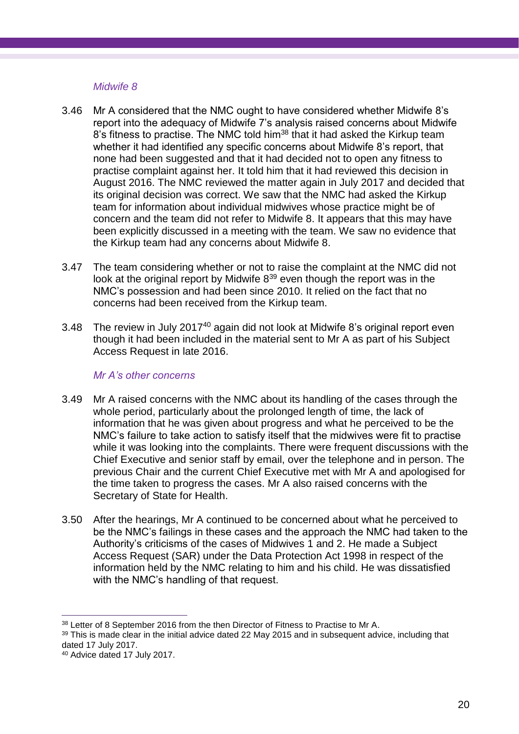### *Midwife 8*

3.46 Mr A considered that the NMC ought to have considered whether Midwife 8's report into the adequacy of Midwife 7's analysis raised concerns about Midwife 8's fitness to practise. The NMC told him[38] that it had asked the Kirkup team whether it had identified any specific concerns about Midwife 8's report, that none had been suggested and that it had decided not to open any fitness to practise complaint against her. It told him that it had reviewed this decision in August 2016. The NMC reviewed the matter again in July 2017 and decided that its original decision was correct. We saw that the NMC had asked the Kirkup team for information about individual midwives whose practice might be of concern and the team did not refer to Midwife 8. It appears that this may have been explicitly discussed in a meeting with the team. We saw no evidence that the Kirkup team had any concerns about Midwife 8.

3.47 The team considering whether or not to raise the complaint at the NMC did not look at the original report by Midwife 8[39] even though the report was in the NMC's possession and had been since 2010. It relied on the fact that no concerns had been received from the Kirkup team.

3.48 The review in July 2017[40] again did not look at Midwife 8's original report even though it had been included in the material sent to Mr A as part of his Subject Access Request in late 2016.

### *Mr A's other concerns*

3.49 Mr A raised concerns with the NMC about its handling of the cases through the whole period, particularly about the prolonged length of time, the lack of information that he was given about progress and what he perceived to be the NMC's failure to take action to satisfy itself that the midwives were fit to practise while it was looking into the complaints. There were frequent discussions with the Chief Executive and senior staff by email, over the telephone and in person. The previous Chair and the current Chief Executive met with Mr A and apologised for the time taken to progress the cases. Mr A also raised concerns with the Secretary of State for Health.

3.50 After the hearings, Mr A continued to be concerned about what he perceived to be the NMC's failings in these cases and the approach the NMC had taken to the Authority's criticisms of the cases of Midwives 1 and 2. He made a Subject Access Request (SAR) under the Data Protection Act 1998 in respect of the information held by the NMC relating to him and his child. He was dissatisfied with the NMC's handling of that request.

---

[38] Letter of 8 September 2016 from the then Director of Fitness to Practise to Mr A.

[39] This is made clear in the initial advice dated 22 May 2015 and in subsequent advice, including that dated 17 July 2017.

[40] Advice dated 17 July 2017.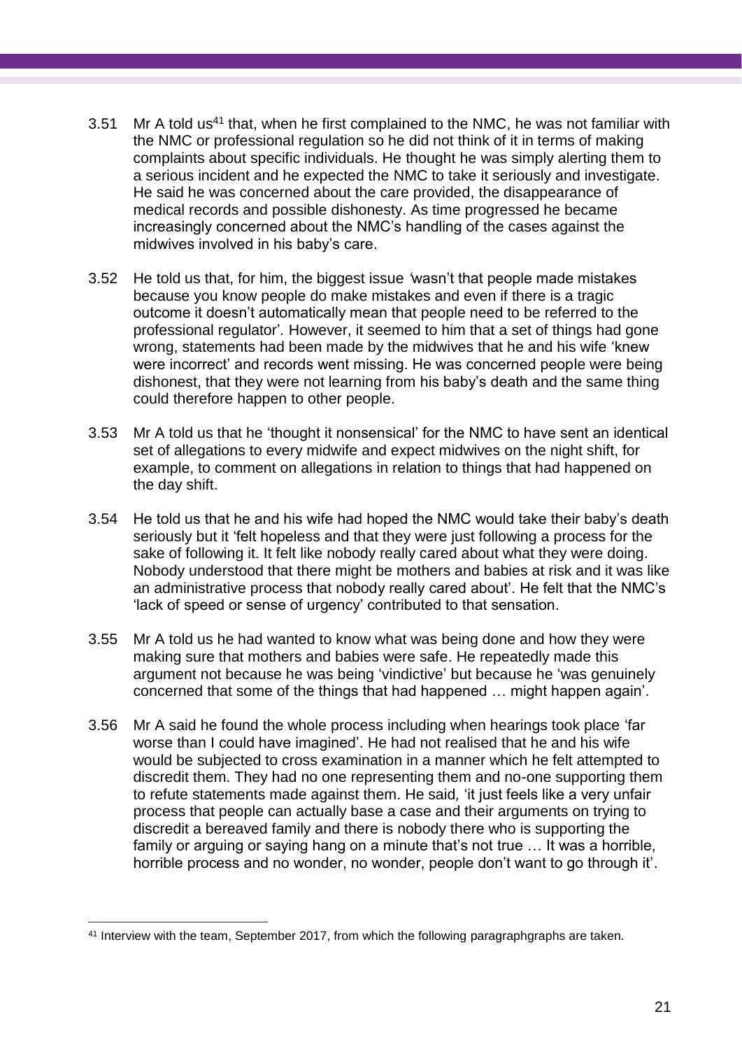3.51 Mr A told us[41] that, when he first complained to the NMC, he was not familiar with the NMC or professional regulation so he did not think of it in terms of making complaints about specific individuals. He thought he was simply alerting them to a serious incident and he expected the NMC to take it seriously and investigate. He said he was concerned about the care provided, the disappearance of medical records and possible dishonesty. As time progressed he became increasingly concerned about the NMC's handling of the cases against the midwives involved in his baby's care.

3.52 He told us that, for him, the biggest issue *'*wasn't that people made mistakes because you know people do make mistakes and even if there is a tragic outcome it doesn't automatically mean that people need to be referred to the professional regulator'. However, it seemed to him that a set of things had gone wrong, statements had been made by the midwives that he and his wife 'knew were incorrect' and records went missing. He was concerned people were being dishonest, that they were not learning from his baby's death and the same thing could therefore happen to other people.

3.53 Mr A told us that he 'thought it nonsensical' for the NMC to have sent an identical set of allegations to every midwife and expect midwives on the night shift, for example, to comment on allegations in relation to things that had happened on the day shift.

3.54 He told us that he and his wife had hoped the NMC would take their baby's death seriously but it 'felt hopeless and that they were just following a process for the sake of following it. It felt like nobody really cared about what they were doing. Nobody understood that there might be mothers and babies at risk and it was like an administrative process that nobody really cared about'. He felt that the NMC's 'lack of speed or sense of urgency' contributed to that sensation.

3.55 Mr A told us he had wanted to know what was being done and how they were making sure that mothers and babies were safe. He repeatedly made this argument not because he was being 'vindictive' but because he 'was genuinely concerned that some of the things that had happened … might happen again'.

3.56 Mr A said he found the whole process including when hearings took place *'*far worse than I could have imagined'. He had not realised that he and his wife would be subjected to cross examination in a manner which he felt attempted to discredit them. They had no one representing them and no-one supporting them to refute statements made against them. He said*,* 'it just feels like a very unfair process that people can actually base a case and their arguments on trying to discredit a bereaved family and there is nobody there who is supporting the family or arguing or saying hang on a minute that's not true … It was a horrible, horrible process and no wonder, no wonder, people don't want to go through it'.

---

[41] Interview with the team, September 2017, from which the following paragraphgraphs are taken.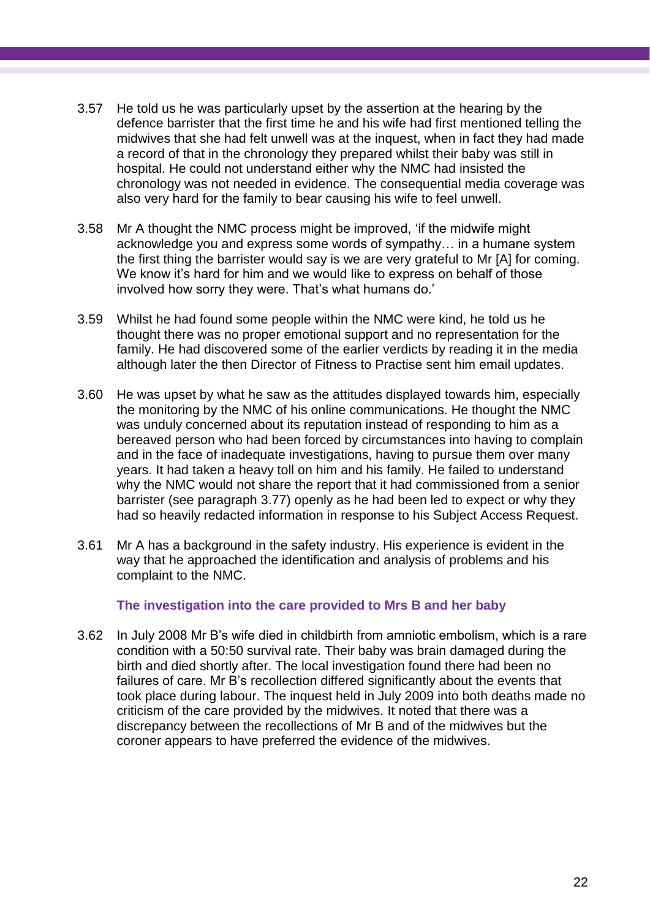3.57 He told us he was particularly upset by the assertion at the hearing by the defence barrister that the first time he and his wife had first mentioned telling the midwives that she had felt unwell was at the inquest, when in fact they had made a record of that in the chronology they prepared whilst their baby was still in hospital. He could not understand either why the NMC had insisted the chronology was not needed in evidence. The consequential media coverage was also very hard for the family to bear causing his wife to feel unwell.

3.58 Mr A thought the NMC process might be improved, 'if the midwife might acknowledge you and express some words of sympathy… in a humane system the first thing the barrister would say is we are very grateful to Mr [A] for coming. We know it's hard for him and we would like to express on behalf of those involved how sorry they were. That's what humans do.'

3.59 Whilst he had found some people within the NMC were kind, he told us he thought there was no proper emotional support and no representation for the family. He had discovered some of the earlier verdicts by reading it in the media although later the then Director of Fitness to Practise sent him email updates.

3.60 He was upset by what he saw as the attitudes displayed towards him, especially the monitoring by the NMC of his online communications. He thought the NMC was unduly concerned about its reputation instead of responding to him as a bereaved person who had been forced by circumstances into having to complain and in the face of inadequate investigations, having to pursue them over many years. It had taken a heavy toll on him and his family. He failed to understand why the NMC would not share the report that it had commissioned from a senior barrister (see paragraph 3.77) openly as he had been led to expect or why they had so heavily redacted information in response to his Subject Access Request.

3.61 Mr A has a background in the safety industry. His experience is evident in the way that he approached the identification and analysis of problems and his complaint to the NMC.

### The investigation into the care provided to Mrs B and her baby

3.62 In July 2008 Mr B's wife died in childbirth from amniotic embolism, which is a rare condition with a 50:50 survival rate. Their baby was brain damaged during the birth and died shortly after. The local investigation found there had been no failures of care. Mr B's recollection differed significantly about the events that took place during labour. The inquest held in July 2009 into both deaths made no criticism of the care provided by the midwives. It noted that there was a discrepancy between the recollections of Mr B and of the midwives but the coroner appears to have preferred the evidence of the midwives.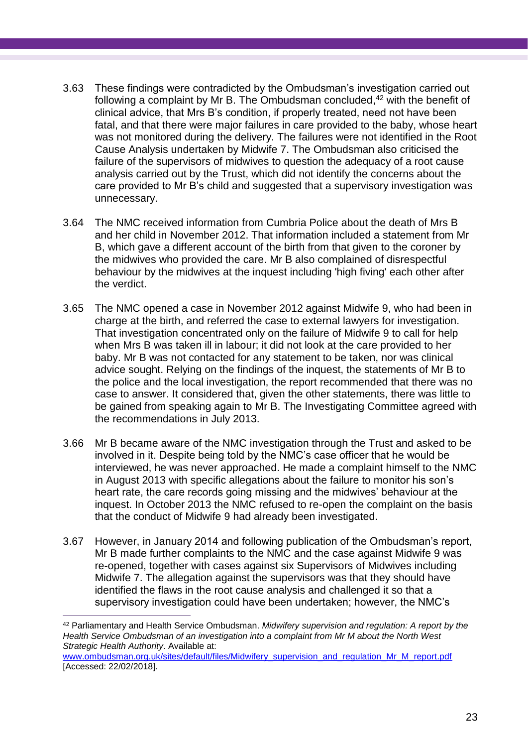3.63 These findings were contradicted by the Ombudsman's investigation carried out following a complaint by Mr B. The Ombudsman concluded,[42] with the benefit of clinical advice, that Mrs B's condition, if properly treated, need not have been fatal, and that there were major failures in care provided to the baby, whose heart was not monitored during the delivery. The failures were not identified in the Root Cause Analysis undertaken by Midwife 7. The Ombudsman also criticised the failure of the supervisors of midwives to question the adequacy of a root cause analysis carried out by the Trust, which did not identify the concerns about the care provided to Mr B's child and suggested that a supervisory investigation was unnecessary.

3.64 The NMC received information from Cumbria Police about the death of Mrs B and her child in November 2012. That information included a statement from Mr B, which gave a different account of the birth from that given to the coroner by the midwives who provided the care. Mr B also complained of disrespectful behaviour by the midwives at the inquest including 'high fiving' each other after the verdict.

3.65 The NMC opened a case in November 2012 against Midwife 9, who had been in charge at the birth, and referred the case to external lawyers for investigation. That investigation concentrated only on the failure of Midwife 9 to call for help when Mrs B was taken ill in labour; it did not look at the care provided to her baby. Mr B was not contacted for any statement to be taken, nor was clinical advice sought. Relying on the findings of the inquest, the statements of Mr B to the police and the local investigation, the report recommended that there was no case to answer. It considered that, given the other statements, there was little to be gained from speaking again to Mr B. The Investigating Committee agreed with the recommendations in July 2013.

3.66 Mr B became aware of the NMC investigation through the Trust and asked to be involved in it. Despite being told by the NMC's case officer that he would be interviewed, he was never approached. He made a complaint himself to the NMC in August 2013 with specific allegations about the failure to monitor his son's heart rate, the care records going missing and the midwives' behaviour at the inquest. In October 2013 the NMC refused to re-open the complaint on the basis that the conduct of Midwife 9 had already been investigated.

3.67 However, in January 2014 and following publication of the Ombudsman's report, Mr B made further complaints to the NMC and the case against Midwife 9 was re-opened, together with cases against six Supervisors of Midwives including Midwife 7. The allegation against the supervisors was that they should have identified the flaws in the root cause analysis and challenged it so that a supervisory investigation could have been undertaken; however, the NMC's

---

[42] Parliamentary and Health Service Ombudsman. *Midwifery supervision and regulation: A report by the Health Service Ombudsman of an investigation into a complaint from Mr M about the North West Strategic Health Authority*. Available at: www.ombudsman.org.uk/sites/default/files/Midwifery_supervision_and_regulation_Mr_M_report.pdf [Accessed: 22/02/2018].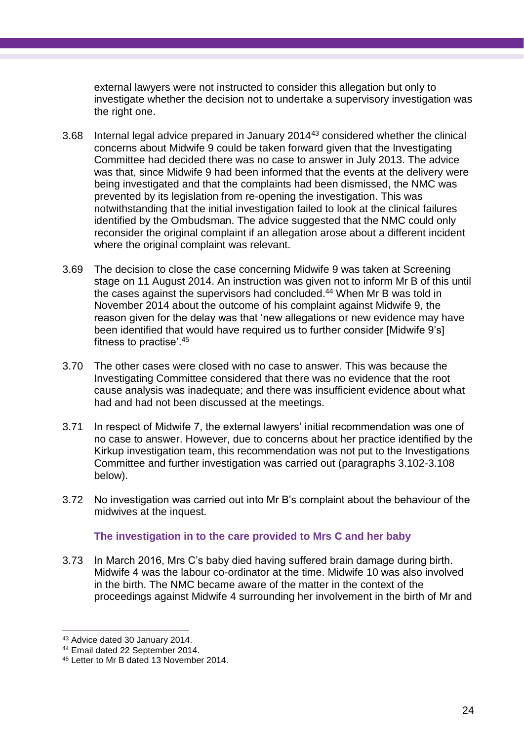external lawyers were not instructed to consider this allegation but only to investigate whether the decision not to undertake a supervisory investigation was the right one.

3.68 Internal legal advice prepared in January 2014[43] considered whether the clinical concerns about Midwife 9 could be taken forward given that the Investigating Committee had decided there was no case to answer in July 2013. The advice was that, since Midwife 9 had been informed that the events at the delivery were being investigated and that the complaints had been dismissed, the NMC was prevented by its legislation from re-opening the investigation. This was notwithstanding that the initial investigation failed to look at the clinical failures identified by the Ombudsman. The advice suggested that the NMC could only reconsider the original complaint if an allegation arose about a different incident where the original complaint was relevant.

3.69 The decision to close the case concerning Midwife 9 was taken at Screening stage on 11 August 2014. An instruction was given not to inform Mr B of this until the cases against the supervisors had concluded.[44] When Mr B was told in November 2014 about the outcome of his complaint against Midwife 9, the reason given for the delay was that 'new allegations or new evidence may have been identified that would have required us to further consider [Midwife 9's] fitness to practise'.[45]

3.70 The other cases were closed with no case to answer. This was because the Investigating Committee considered that there was no evidence that the root cause analysis was inadequate; and there was insufficient evidence about what had and had not been discussed at the meetings.

3.71 In respect of Midwife 7, the external lawyers' initial recommendation was one of no case to answer. However, due to concerns about her practice identified by the Kirkup investigation team, this recommendation was not put to the Investigations Committee and further investigation was carried out (paragraphs 3.102-3.108 below).

3.72 No investigation was carried out into Mr B's complaint about the behaviour of the midwives at the inquest.

### The investigation in to the care provided to Mrs C and her baby

3.73 In March 2016, Mrs C's baby died having suffered brain damage during birth. Midwife 4 was the labour co-ordinator at the time. Midwife 10 was also involved in the birth. The NMC became aware of the matter in the context of the proceedings against Midwife 4 surrounding her involvement in the birth of Mr and

---

[43] Advice dated 30 January 2014.

[44] Email dated 22 September 2014.

[45] Letter to Mr B dated 13 November 2014.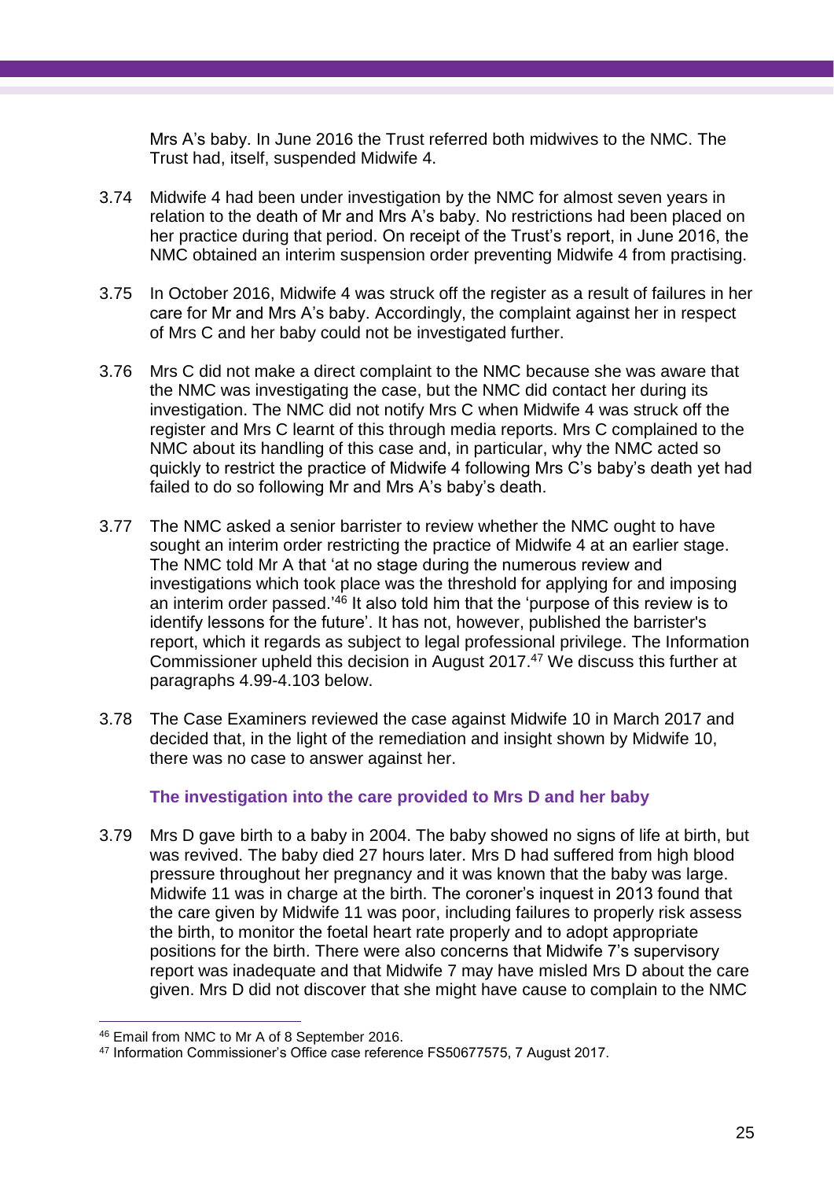Mrs A's baby. In June 2016 the Trust referred both midwives to the NMC. The Trust had, itself, suspended Midwife 4.

3.74 Midwife 4 had been under investigation by the NMC for almost seven years in relation to the death of Mr and Mrs A's baby. No restrictions had been placed on her practice during that period. On receipt of the Trust's report, in June 2016, the NMC obtained an interim suspension order preventing Midwife 4 from practising.

3.75 In October 2016, Midwife 4 was struck off the register as a result of failures in her care for Mr and Mrs A's baby. Accordingly, the complaint against her in respect of Mrs C and her baby could not be investigated further.

3.76 Mrs C did not make a direct complaint to the NMC because she was aware that the NMC was investigating the case, but the NMC did contact her during its investigation. The NMC did not notify Mrs C when Midwife 4 was struck off the register and Mrs C learnt of this through media reports. Mrs C complained to the NMC about its handling of this case and, in particular, why the NMC acted so quickly to restrict the practice of Midwife 4 following Mrs C's baby's death yet had failed to do so following Mr and Mrs A's baby's death.

3.77 The NMC asked a senior barrister to review whether the NMC ought to have sought an interim order restricting the practice of Midwife 4 at an earlier stage. The NMC told Mr A that 'at no stage during the numerous review and investigations which took place was the threshold for applying for and imposing an interim order passed.'[46] It also told him that the 'purpose of this review is to identify lessons for the future'. It has not, however, published the barrister's report, which it regards as subject to legal professional privilege. The Information Commissioner upheld this decision in August 2017.[47] We discuss this further at paragraphs 4.99-4.103 below.

3.78 The Case Examiners reviewed the case against Midwife 10 in March 2017 and decided that, in the light of the remediation and insight shown by Midwife 10, there was no case to answer against her.

### The investigation into the care provided to Mrs D and her baby

3.79 Mrs D gave birth to a baby in 2004. The baby showed no signs of life at birth, but was revived. The baby died 27 hours later. Mrs D had suffered from high blood pressure throughout her pregnancy and it was known that the baby was large. Midwife 11 was in charge at the birth. The coroner's inquest in 2013 found that the care given by Midwife 11 was poor, including failures to properly risk assess the birth, to monitor the foetal heart rate properly and to adopt appropriate positions for the birth. There were also concerns that Midwife 7's supervisory report was inadequate and that Midwife 7 may have misled Mrs D about the care given. Mrs D did not discover that she might have cause to complain to the NMC

---

[46] Email from NMC to Mr A of 8 September 2016.

[47] Information Commissioner's Office case reference FS50677575, 7 August 2017.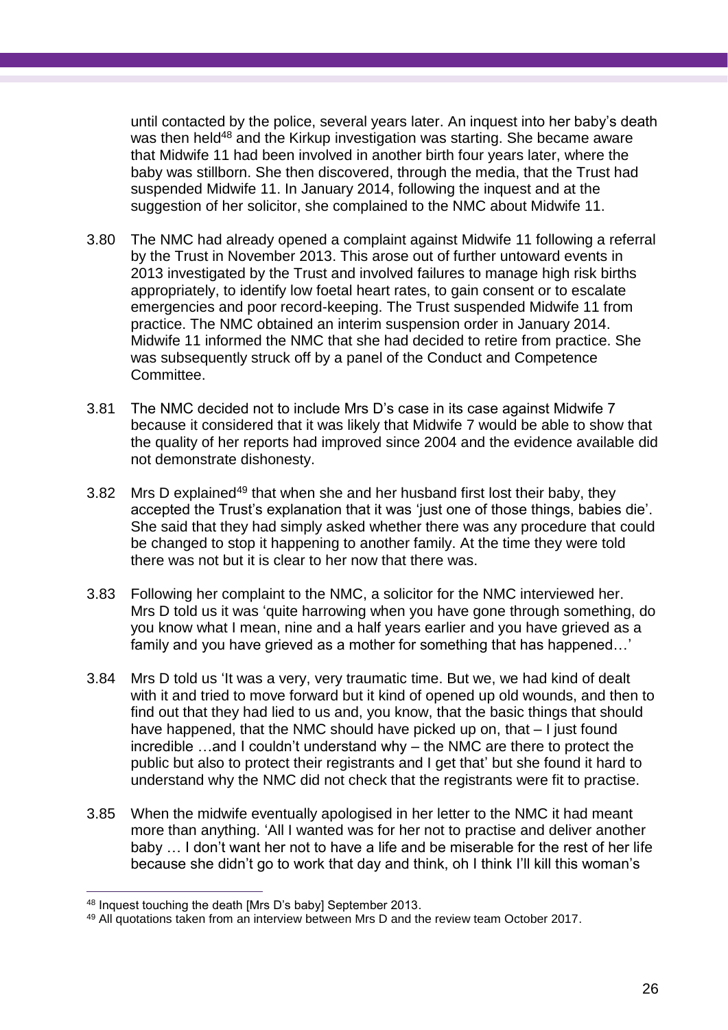until contacted by the police, several years later. An inquest into her baby's death was then held[48] and the Kirkup investigation was starting. She became aware that Midwife 11 had been involved in another birth four years later, where the baby was stillborn. She then discovered, through the media, that the Trust had suspended Midwife 11. In January 2014, following the inquest and at the suggestion of her solicitor, she complained to the NMC about Midwife 11.

3.80 The NMC had already opened a complaint against Midwife 11 following a referral by the Trust in November 2013. This arose out of further untoward events in 2013 investigated by the Trust and involved failures to manage high risk births appropriately, to identify low foetal heart rates, to gain consent or to escalate emergencies and poor record-keeping. The Trust suspended Midwife 11 from practice. The NMC obtained an interim suspension order in January 2014. Midwife 11 informed the NMC that she had decided to retire from practice. She was subsequently struck off by a panel of the Conduct and Competence Committee.

3.81 The NMC decided not to include Mrs D's case in its case against Midwife 7 because it considered that it was likely that Midwife 7 would be able to show that the quality of her reports had improved since 2004 and the evidence available did not demonstrate dishonesty.

3.82 Mrs D explained[49] that when she and her husband first lost their baby, they accepted the Trust's explanation that it was 'just one of those things, babies die'. She said that they had simply asked whether there was any procedure that could be changed to stop it happening to another family. At the time they were told there was not but it is clear to her now that there was.

3.83 Following her complaint to the NMC, a solicitor for the NMC interviewed her. Mrs D told us it was 'quite harrowing when you have gone through something, do you know what I mean, nine and a half years earlier and you have grieved as a family and you have grieved as a mother for something that has happened…'

3.84 Mrs D told us 'It was a very, very traumatic time. But we, we had kind of dealt with it and tried to move forward but it kind of opened up old wounds, and then to find out that they had lied to us and, you know, that the basic things that should have happened, that the NMC should have picked up on, that – I just found incredible …and I couldn't understand why – the NMC are there to protect the public but also to protect their registrants and I get that' but she found it hard to understand why the NMC did not check that the registrants were fit to practise.

3.85 When the midwife eventually apologised in her letter to the NMC it had meant more than anything. 'All I wanted was for her not to practise and deliver another baby … I don't want her not to have a life and be miserable for the rest of her life because she didn't go to work that day and think, oh I think I'll kill this woman's

[48] Inquest touching the death [Mrs D's baby] September 2013.

[49] All quotations taken from an interview between Mrs D and the review team October 2017.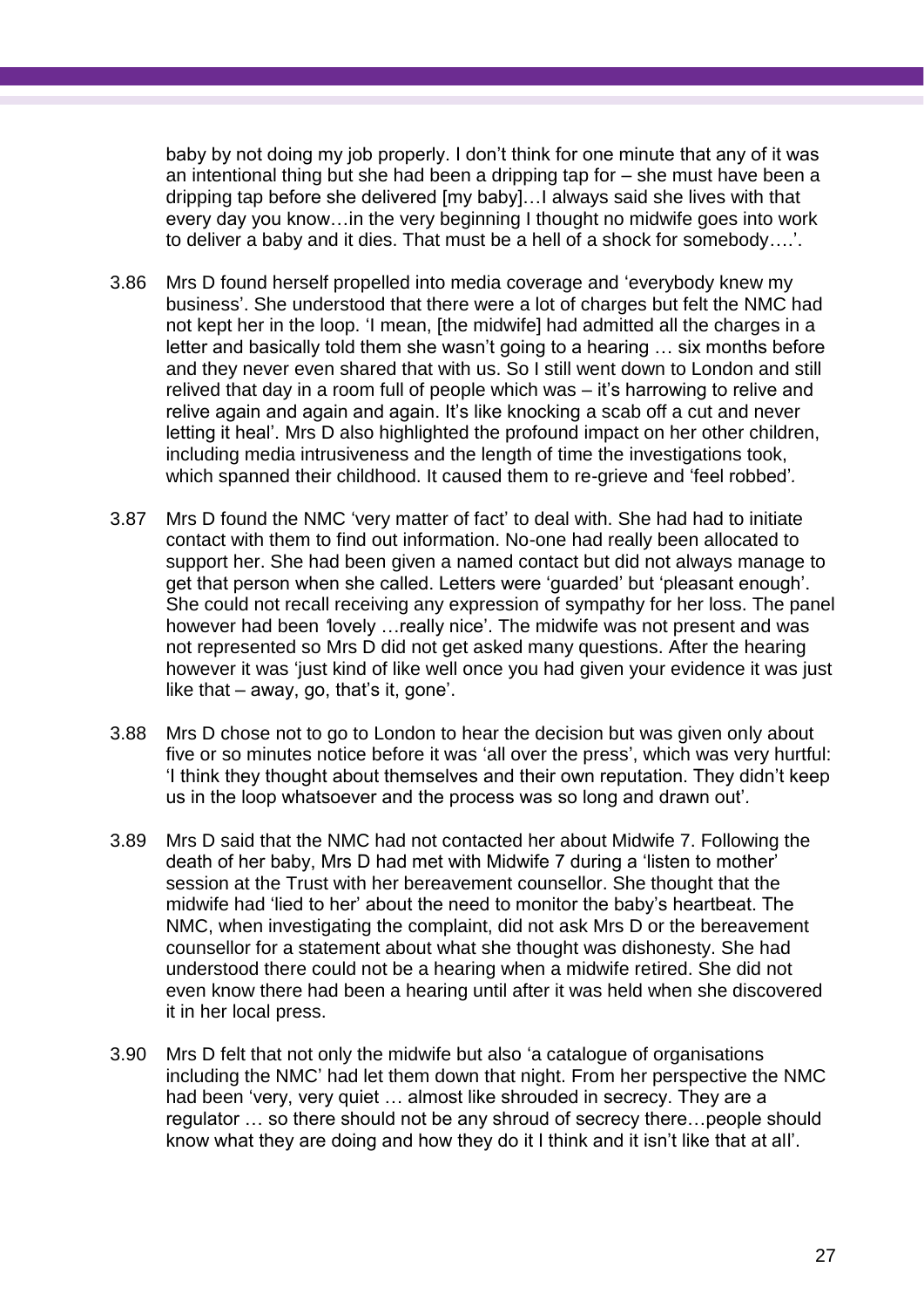baby by not doing my job properly. I don't think for one minute that any of it was an intentional thing but she had been a dripping tap for – she must have been a dripping tap before she delivered [my baby]…I always said she lives with that every day you know…in the very beginning I thought no midwife goes into work to deliver a baby and it dies. That must be a hell of a shock for somebody….'.

3.86 Mrs D found herself propelled into media coverage and 'everybody knew my business'. She understood that there were a lot of charges but felt the NMC had not kept her in the loop. 'I mean, [the midwife] had admitted all the charges in a letter and basically told them she wasn't going to a hearing … six months before and they never even shared that with us. So I still went down to London and still relived that day in a room full of people which was – it's harrowing to relive and relive again and again and again. It's like knocking a scab off a cut and never letting it heal'. Mrs D also highlighted the profound impact on her other children, including media intrusiveness and the length of time the investigations took, which spanned their childhood. It caused them to re-grieve and 'feel robbed'.

3.87 Mrs D found the NMC 'very matter of fact' to deal with. She had had to initiate contact with them to find out information. No-one had really been allocated to support her. She had been given a named contact but did not always manage to get that person when she called. Letters were 'guarded' but 'pleasant enough'. She could not recall receiving any expression of sympathy for her loss. The panel however had been 'lovely …really nice'. The midwife was not present and was not represented so Mrs D did not get asked many questions. After the hearing however it was 'just kind of like well once you had given your evidence it was just like that – away, go, that's it, gone'.

3.88 Mrs D chose not to go to London to hear the decision but was given only about five or so minutes notice before it was 'all over the press', which was very hurtful: 'I think they thought about themselves and their own reputation. They didn't keep us in the loop whatsoever and the process was so long and drawn out'.

3.89 Mrs D said that the NMC had not contacted her about Midwife 7. Following the death of her baby, Mrs D had met with Midwife 7 during a 'listen to mother' session at the Trust with her bereavement counsellor. She thought that the midwife had 'lied to her' about the need to monitor the baby's heartbeat. The NMC, when investigating the complaint, did not ask Mrs D or the bereavement counsellor for a statement about what she thought was dishonesty. She had understood there could not be a hearing when a midwife retired. She did not even know there had been a hearing until after it was held when she discovered it in her local press.

3.90 Mrs D felt that not only the midwife but also 'a catalogue of organisations including the NMC' had let them down that night. From her perspective the NMC had been 'very, very quiet … almost like shrouded in secrecy. They are a regulator … so there should not be any shroud of secrecy there…people should know what they are doing and how they do it I think and it isn't like that at all'.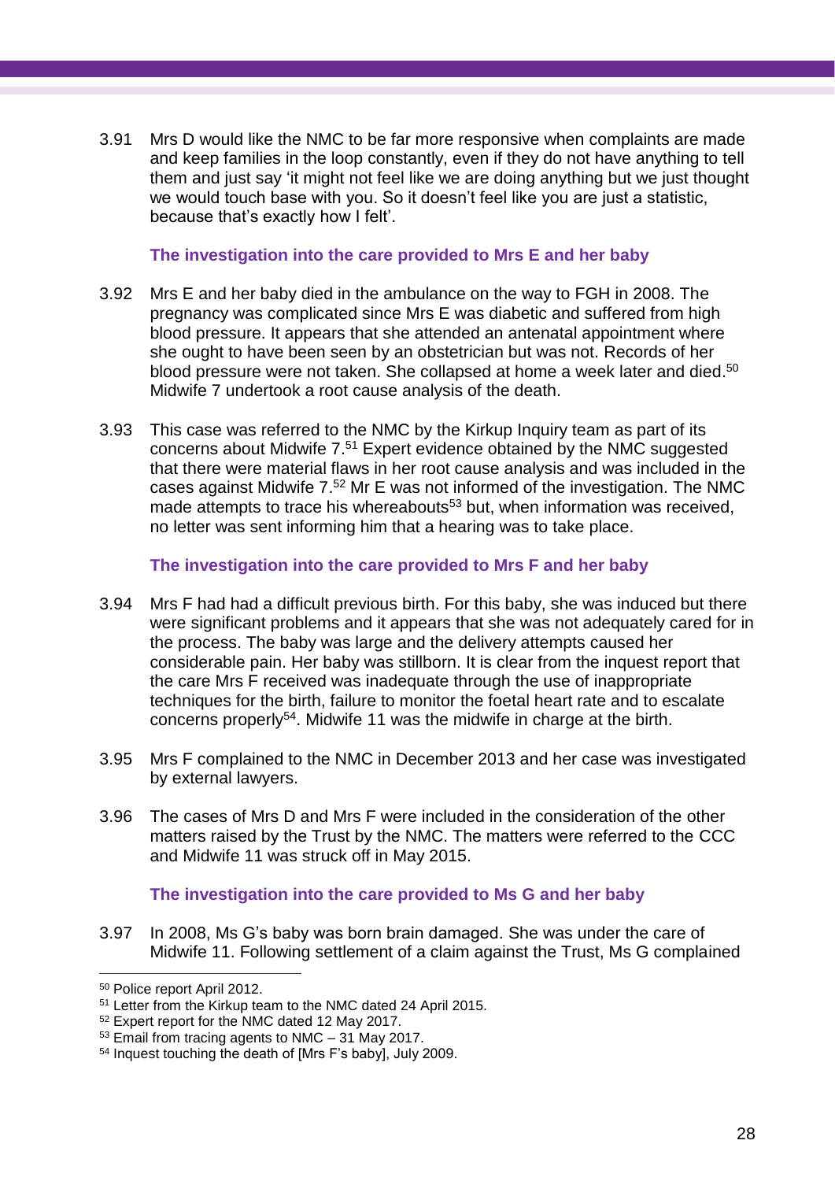3.91 Mrs D would like the NMC to be far more responsive when complaints are made and keep families in the loop constantly, even if they do not have anything to tell them and just say 'it might not feel like we are doing anything but we just thought we would touch base with you. So it doesn't feel like you are just a statistic, because that's exactly how I felt'.

### The investigation into the care provided to Mrs E and her baby

3.92 Mrs E and her baby died in the ambulance on the way to FGH in 2008. The pregnancy was complicated since Mrs E was diabetic and suffered from high blood pressure. It appears that she attended an antenatal appointment where she ought to have been seen by an obstetrician but was not. Records of her blood pressure were not taken. She collapsed at home a week later and died.[50] Midwife 7 undertook a root cause analysis of the death.

3.93 This case was referred to the NMC by the Kirkup Inquiry team as part of its concerns about Midwife 7.[51] Expert evidence obtained by the NMC suggested that there were material flaws in her root cause analysis and was included in the cases against Midwife 7.[52] Mr E was not informed of the investigation. The NMC made attempts to trace his whereabouts[53] but, when information was received, no letter was sent informing him that a hearing was to take place.

### The investigation into the care provided to Mrs F and her baby

3.94 Mrs F had had a difficult previous birth. For this baby, she was induced but there were significant problems and it appears that she was not adequately cared for in the process. The baby was large and the delivery attempts caused her considerable pain. Her baby was stillborn. It is clear from the inquest report that the care Mrs F received was inadequate through the use of inappropriate techniques for the birth, failure to monitor the foetal heart rate and to escalate concerns properly[54]. Midwife 11 was the midwife in charge at the birth.

3.95 Mrs F complained to the NMC in December 2013 and her case was investigated by external lawyers.

3.96 The cases of Mrs D and Mrs F were included in the consideration of the other matters raised by the Trust by the NMC. The matters were referred to the CCC and Midwife 11 was struck off in May 2015.

### The investigation into the care provided to Ms G and her baby

3.97 In 2008, Ms G's baby was born brain damaged. She was under the care of Midwife 11. Following settlement of a claim against the Trust, Ms G complained

---

[50] Police report April 2012.

[51] Letter from the Kirkup team to the NMC dated 24 April 2015.

[52] Expert report for the NMC dated 12 May 2017.

[53] Email from tracing agents to NMC – 31 May 2017.

[54] Inquest touching the death of [Mrs F's baby], July 2009.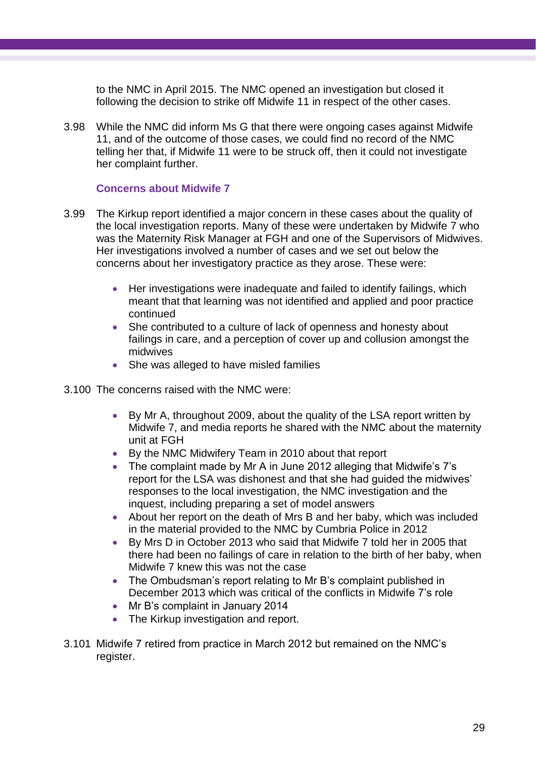to the NMC in April 2015. The NMC opened an investigation but closed it following the decision to strike off Midwife 11 in respect of the other cases.

3.98 While the NMC did inform Ms G that there were ongoing cases against Midwife 11, and of the outcome of those cases, we could find no record of the NMC telling her that, if Midwife 11 were to be struck off, then it could not investigate her complaint further.

### Concerns about Midwife 7

3.99 The Kirkup report identified a major concern in these cases about the quality of the local investigation reports. Many of these were undertaken by Midwife 7 who was the Maternity Risk Manager at FGH and one of the Supervisors of Midwives. Her investigations involved a number of cases and we set out below the concerns about her investigatory practice as they arose. These were:

- Her investigations were inadequate and failed to identify failings, which meant that that learning was not identified and applied and poor practice continued
- She contributed to a culture of lack of openness and honesty about failings in care, and a perception of cover up and collusion amongst the midwives
- She was alleged to have misled families

3.100 The concerns raised with the NMC were:

- By Mr A, throughout 2009, about the quality of the LSA report written by Midwife 7, and media reports he shared with the NMC about the maternity unit at FGH
- By the NMC Midwifery Team in 2010 about that report
- The complaint made by Mr A in June 2012 alleging that Midwife's 7's report for the LSA was dishonest and that she had guided the midwives' responses to the local investigation, the NMC investigation and the inquest, including preparing a set of model answers
- About her report on the death of Mrs B and her baby, which was included in the material provided to the NMC by Cumbria Police in 2012
- By Mrs D in October 2013 who said that Midwife 7 told her in 2005 that there had been no failings of care in relation to the birth of her baby, when Midwife 7 knew this was not the case
- The Ombudsman's report relating to Mr B's complaint published in December 2013 which was critical of the conflicts in Midwife 7's role
- Mr B's complaint in January 2014
- The Kirkup investigation and report.

3.101 Midwife 7 retired from practice in March 2012 but remained on the NMC's register.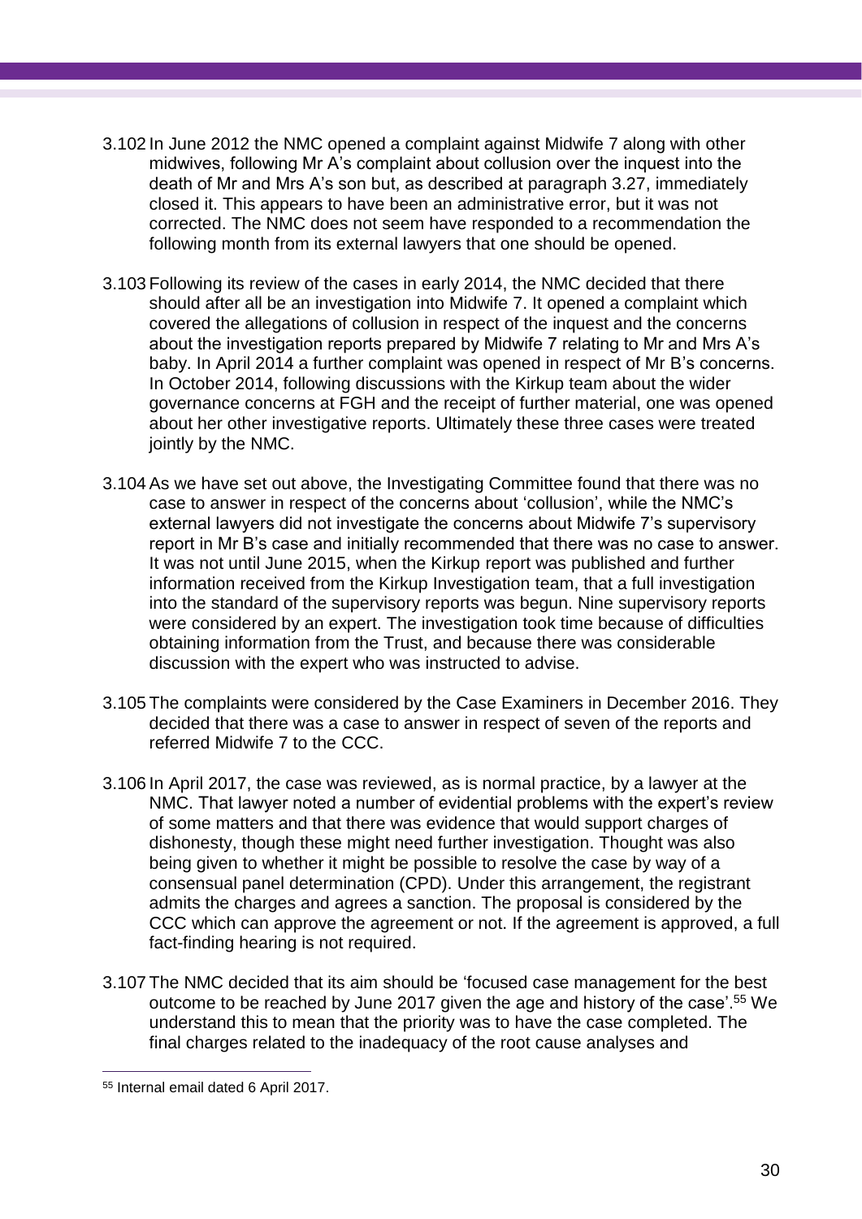3.102 In June 2012 the NMC opened a complaint against Midwife 7 along with other midwives, following Mr A's complaint about collusion over the inquest into the death of Mr and Mrs A's son but, as described at paragraph 3.27, immediately closed it. This appears to have been an administrative error, but it was not corrected. The NMC does not seem have responded to a recommendation the following month from its external lawyers that one should be opened.

3.103 Following its review of the cases in early 2014, the NMC decided that there should after all be an investigation into Midwife 7. It opened a complaint which covered the allegations of collusion in respect of the inquest and the concerns about the investigation reports prepared by Midwife 7 relating to Mr and Mrs A's baby. In April 2014 a further complaint was opened in respect of Mr B's concerns. In October 2014, following discussions with the Kirkup team about the wider governance concerns at FGH and the receipt of further material, one was opened about her other investigative reports. Ultimately these three cases were treated jointly by the NMC.

3.104 As we have set out above, the Investigating Committee found that there was no case to answer in respect of the concerns about 'collusion', while the NMC's external lawyers did not investigate the concerns about Midwife 7's supervisory report in Mr B's case and initially recommended that there was no case to answer. It was not until June 2015, when the Kirkup report was published and further information received from the Kirkup Investigation team, that a full investigation into the standard of the supervisory reports was begun. Nine supervisory reports were considered by an expert. The investigation took time because of difficulties obtaining information from the Trust, and because there was considerable discussion with the expert who was instructed to advise.

3.105 The complaints were considered by the Case Examiners in December 2016. They decided that there was a case to answer in respect of seven of the reports and referred Midwife 7 to the CCC.

3.106 In April 2017, the case was reviewed, as is normal practice, by a lawyer at the NMC. That lawyer noted a number of evidential problems with the expert's review of some matters and that there was evidence that would support charges of dishonesty, though these might need further investigation. Thought was also being given to whether it might be possible to resolve the case by way of a consensual panel determination (CPD). Under this arrangement, the registrant admits the charges and agrees a sanction. The proposal is considered by the CCC which can approve the agreement or not. If the agreement is approved, a full fact-finding hearing is not required.

3.107 The NMC decided that its aim should be 'focused case management for the best outcome to be reached by June 2017 given the age and history of the case'.[55] We understand this to mean that the priority was to have the case completed. The final charges related to the inadequacy of the root cause analyses and

[55] Internal email dated 6 April 2017.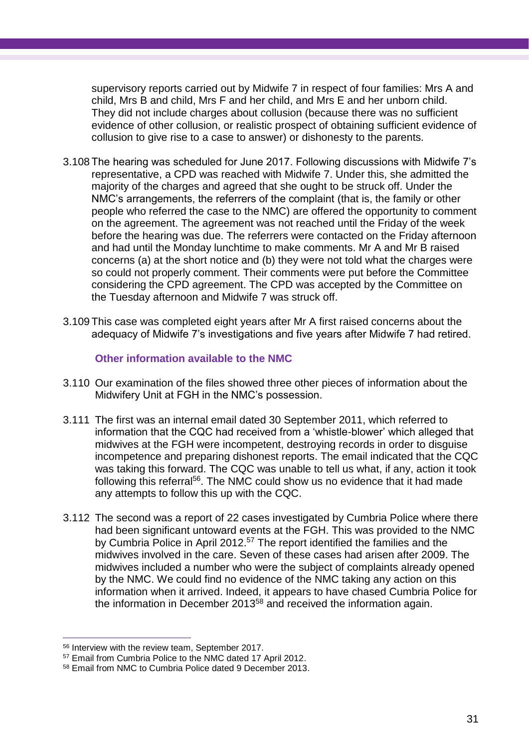supervisory reports carried out by Midwife 7 in respect of four families: Mrs A and child, Mrs B and child, Mrs F and her child, and Mrs E and her unborn child. They did not include charges about collusion (because there was no sufficient evidence of other collusion, or realistic prospect of obtaining sufficient evidence of collusion to give rise to a case to answer) or dishonesty to the parents.

3.108 The hearing was scheduled for June 2017. Following discussions with Midwife 7's representative, a CPD was reached with Midwife 7. Under this, she admitted the majority of the charges and agreed that she ought to be struck off. Under the NMC's arrangements, the referrers of the complaint (that is, the family or other people who referred the case to the NMC) are offered the opportunity to comment on the agreement. The agreement was not reached until the Friday of the week before the hearing was due. The referrers were contacted on the Friday afternoon and had until the Monday lunchtime to make comments. Mr A and Mr B raised concerns (a) at the short notice and (b) they were not told what the charges were so could not properly comment. Their comments were put before the Committee considering the CPD agreement. The CPD was accepted by the Committee on the Tuesday afternoon and Midwife 7 was struck off.

3.109 This case was completed eight years after Mr A first raised concerns about the adequacy of Midwife 7's investigations and five years after Midwife 7 had retired.

### Other information available to the NMC

3.110 Our examination of the files showed three other pieces of information about the Midwifery Unit at FGH in the NMC's possession.

3.111 The first was an internal email dated 30 September 2011, which referred to information that the CQC had received from a 'whistle-blower' which alleged that midwives at the FGH were incompetent, destroying records in order to disguise incompetence and preparing dishonest reports. The email indicated that the CQC was taking this forward. The CQC was unable to tell us what, if any, action it took following this referral[56]. The NMC could show us no evidence that it had made any attempts to follow this up with the CQC.

3.112 The second was a report of 22 cases investigated by Cumbria Police where there had been significant untoward events at the FGH. This was provided to the NMC by Cumbria Police in April 2012.[57] The report identified the families and the midwives involved in the care. Seven of these cases had arisen after 2009. The midwives included a number who were the subject of complaints already opened by the NMC. We could find no evidence of the NMC taking any action on this information when it arrived. Indeed, it appears to have chased Cumbria Police for the information in December 2013[58] and received the information again.

---

[56] Interview with the review team, September 2017.

[57] Email from Cumbria Police to the NMC dated 17 April 2012.

[58] Email from NMC to Cumbria Police dated 9 December 2013.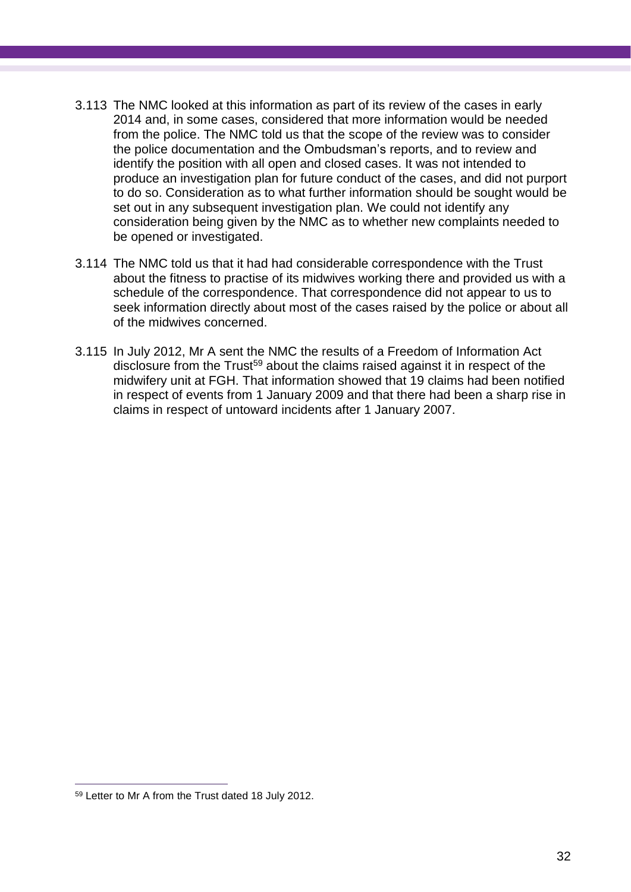3.113 The NMC looked at this information as part of its review of the cases in early 2014 and, in some cases, considered that more information would be needed from the police. The NMC told us that the scope of the review was to consider the police documentation and the Ombudsman's reports, and to review and identify the position with all open and closed cases. It was not intended to produce an investigation plan for future conduct of the cases, and did not purport to do so. Consideration as to what further information should be sought would be set out in any subsequent investigation plan. We could not identify any consideration being given by the NMC as to whether new complaints needed to be opened or investigated.

3.114 The NMC told us that it had had considerable correspondence with the Trust about the fitness to practise of its midwives working there and provided us with a schedule of the correspondence. That correspondence did not appear to us to seek information directly about most of the cases raised by the police or about all of the midwives concerned.

3.115 In July 2012, Mr A sent the NMC the results of a Freedom of Information Act disclosure from the Trust[59] about the claims raised against it in respect of the midwifery unit at FGH. That information showed that 19 claims had been notified in respect of events from 1 January 2009 and that there had been a sharp rise in claims in respect of untoward incidents after 1 January 2007.

[59] Letter to Mr A from the Trust dated 18 July 2012.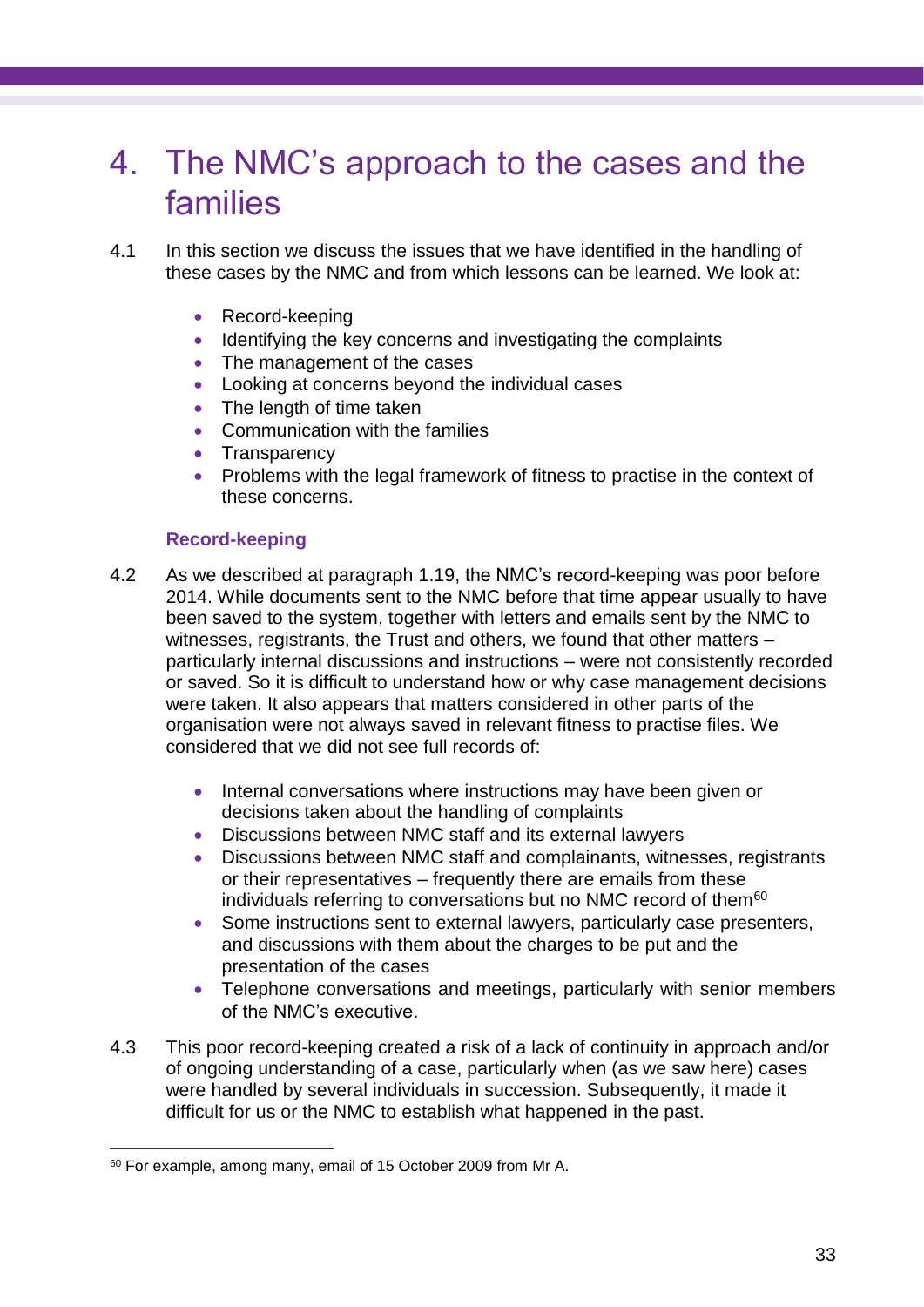# 4. The NMC's approach to the cases and the families

4.1 In this section we discuss the issues that we have identified in the handling of these cases by the NMC and from which lessons can be learned. We look at:

- Record-keeping
- Identifying the key concerns and investigating the complaints
- The management of the cases
- Looking at concerns beyond the individual cases
- The length of time taken
- Communication with the families
- Transparency
- Problems with the legal framework of fitness to practise in the context of these concerns.

### Record-keeping

4.2 As we described at paragraph 1.19, the NMC's record-keeping was poor before 2014. While documents sent to the NMC before that time appear usually to have been saved to the system, together with letters and emails sent by the NMC to witnesses, registrants, the Trust and others, we found that other matters – particularly internal discussions and instructions – were not consistently recorded or saved. So it is difficult to understand how or why case management decisions were taken. It also appears that matters considered in other parts of the organisation were not always saved in relevant fitness to practise files. We considered that we did not see full records of:

- Internal conversations where instructions may have been given or decisions taken about the handling of complaints
- Discussions between NMC staff and its external lawyers
- Discussions between NMC staff and complainants, witnesses, registrants or their representatives – frequently there are emails from these individuals referring to conversations but no NMC record of them[60]
- Some instructions sent to external lawyers, particularly case presenters, and discussions with them about the charges to be put and the presentation of the cases
- Telephone conversations and meetings, particularly with senior members of the NMC's executive.

4.3 This poor record-keeping created a risk of a lack of continuity in approach and/or of ongoing understanding of a case, particularly when (as we saw here) cases were handled by several individuals in succession. Subsequently, it made it difficult for us or the NMC to establish what happened in the past.

---

[60] For example, among many, email of 15 October 2009 from Mr A.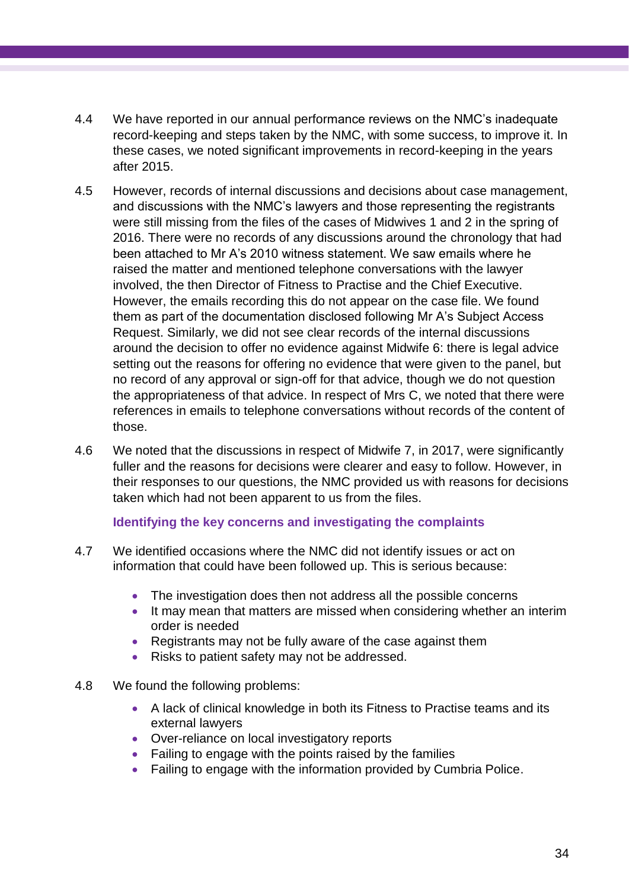4.4 We have reported in our annual performance reviews on the NMC's inadequate record-keeping and steps taken by the NMC, with some success, to improve it. In these cases, we noted significant improvements in record-keeping in the years after 2015.

4.5 However, records of internal discussions and decisions about case management, and discussions with the NMC's lawyers and those representing the registrants were still missing from the files of the cases of Midwives 1 and 2 in the spring of 2016. There were no records of any discussions around the chronology that had been attached to Mr A's 2010 witness statement. We saw emails where he raised the matter and mentioned telephone conversations with the lawyer involved, the then Director of Fitness to Practise and the Chief Executive. However, the emails recording this do not appear on the case file. We found them as part of the documentation disclosed following Mr A's Subject Access Request. Similarly, we did not see clear records of the internal discussions around the decision to offer no evidence against Midwife 6: there is legal advice setting out the reasons for offering no evidence that were given to the panel, but no record of any approval or sign-off for that advice, though we do not question the appropriateness of that advice. In respect of Mrs C, we noted that there were references in emails to telephone conversations without records of the content of those.

4.6 We noted that the discussions in respect of Midwife 7, in 2017, were significantly fuller and the reasons for decisions were clearer and easy to follow. However, in their responses to our questions, the NMC provided us with reasons for decisions taken which had not been apparent to us from the files.

### Identifying the key concerns and investigating the complaints

4.7 We identified occasions where the NMC did not identify issues or act on information that could have been followed up. This is serious because:

- The investigation does then not address all the possible concerns
- It may mean that matters are missed when considering whether an interim order is needed
- Registrants may not be fully aware of the case against them
- Risks to patient safety may not be addressed.

4.8 We found the following problems:

- A lack of clinical knowledge in both its Fitness to Practise teams and its external lawyers
- Over-reliance on local investigatory reports
- Failing to engage with the points raised by the families
- Failing to engage with the information provided by Cumbria Police.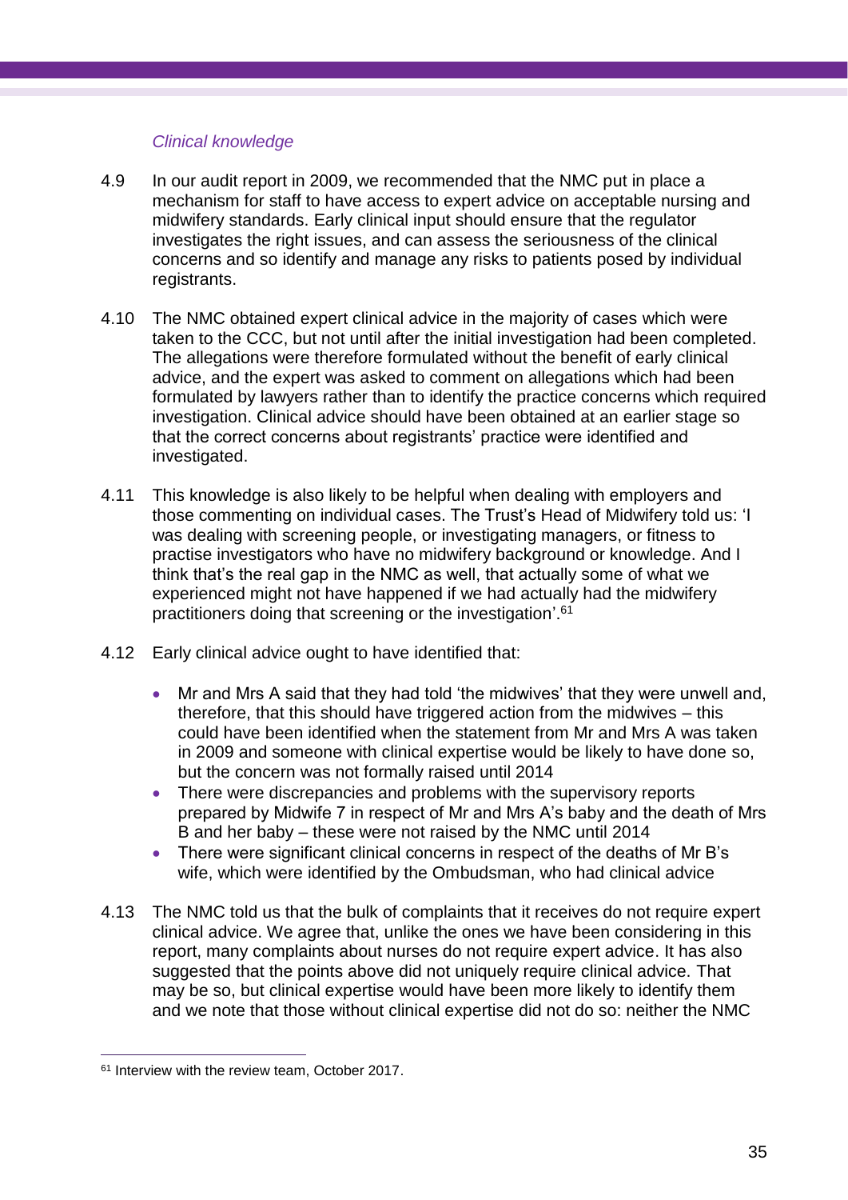*Clinical knowledge*

4.9 In our audit report in 2009, we recommended that the NMC put in place a mechanism for staff to have access to expert advice on acceptable nursing and midwifery standards. Early clinical input should ensure that the regulator investigates the right issues, and can assess the seriousness of the clinical concerns and so identify and manage any risks to patients posed by individual registrants.

4.10 The NMC obtained expert clinical advice in the majority of cases which were taken to the CCC, but not until after the initial investigation had been completed. The allegations were therefore formulated without the benefit of early clinical advice, and the expert was asked to comment on allegations which had been formulated by lawyers rather than to identify the practice concerns which required investigation. Clinical advice should have been obtained at an earlier stage so that the correct concerns about registrants' practice were identified and investigated.

4.11 This knowledge is also likely to be helpful when dealing with employers and those commenting on individual cases. The Trust's Head of Midwifery told us: 'I was dealing with screening people, or investigating managers, or fitness to practise investigators who have no midwifery background or knowledge. And I think that's the real gap in the NMC as well, that actually some of what we experienced might not have happened if we had actually had the midwifery practitioners doing that screening or the investigation'.[61]

4.12 Early clinical advice ought to have identified that:

- Mr and Mrs A said that they had told 'the midwives' that they were unwell and, therefore, that this should have triggered action from the midwives – this could have been identified when the statement from Mr and Mrs A was taken in 2009 and someone with clinical expertise would be likely to have done so, but the concern was not formally raised until 2014
- There were discrepancies and problems with the supervisory reports prepared by Midwife 7 in respect of Mr and Mrs A's baby and the death of Mrs B and her baby – these were not raised by the NMC until 2014
- There were significant clinical concerns in respect of the deaths of Mr B's wife, which were identified by the Ombudsman, who had clinical advice

4.13 The NMC told us that the bulk of complaints that it receives do not require expert clinical advice. We agree that, unlike the ones we have been considering in this report, many complaints about nurses do not require expert advice. It has also suggested that the points above did not uniquely require clinical advice. That may be so, but clinical expertise would have been more likely to identify them and we note that those without clinical expertise did not do so: neither the NMC

[61] Interview with the review team, October 2017.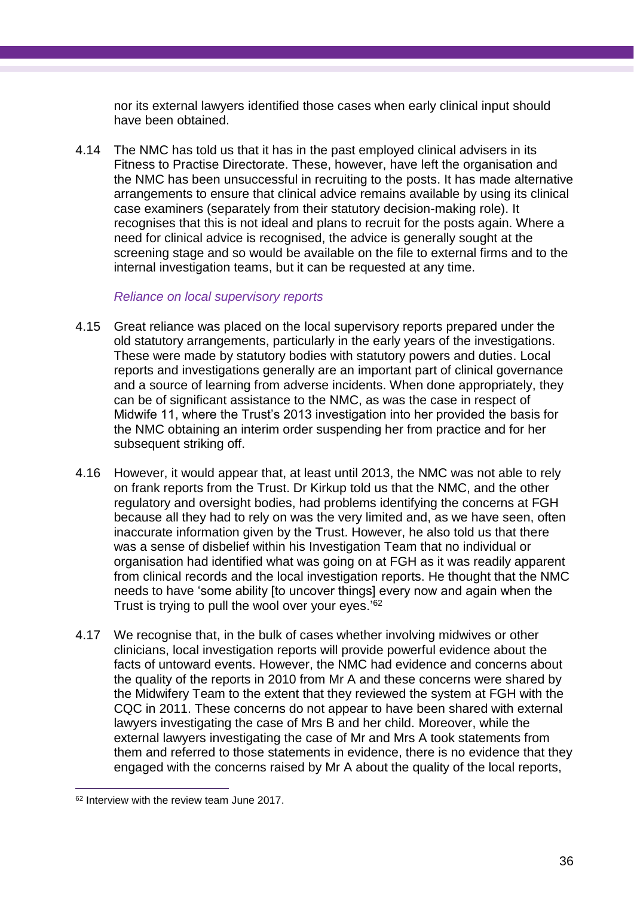nor its external lawyers identified those cases when early clinical input should have been obtained.

4.14 The NMC has told us that it has in the past employed clinical advisers in its Fitness to Practise Directorate. These, however, have left the organisation and the NMC has been unsuccessful in recruiting to the posts. It has made alternative arrangements to ensure that clinical advice remains available by using its clinical case examiners (separately from their statutory decision-making role). It recognises that this is not ideal and plans to recruit for the posts again. Where a need for clinical advice is recognised, the advice is generally sought at the screening stage and so would be available on the file to external firms and to the internal investigation teams, but it can be requested at any time.

*Reliance on local supervisory reports*

4.15 Great reliance was placed on the local supervisory reports prepared under the old statutory arrangements, particularly in the early years of the investigations. These were made by statutory bodies with statutory powers and duties. Local reports and investigations generally are an important part of clinical governance and a source of learning from adverse incidents. When done appropriately, they can be of significant assistance to the NMC, as was the case in respect of Midwife 11, where the Trust's 2013 investigation into her provided the basis for the NMC obtaining an interim order suspending her from practice and for her subsequent striking off.

4.16 However, it would appear that, at least until 2013, the NMC was not able to rely on frank reports from the Trust. Dr Kirkup told us that the NMC, and the other regulatory and oversight bodies, had problems identifying the concerns at FGH because all they had to rely on was the very limited and, as we have seen, often inaccurate information given by the Trust. However, he also told us that there was a sense of disbelief within his Investigation Team that no individual or organisation had identified what was going on at FGH as it was readily apparent from clinical records and the local investigation reports. He thought that the NMC needs to have 'some ability [to uncover things] every now and again when the Trust is trying to pull the wool over your eyes.'[62]

4.17 We recognise that, in the bulk of cases whether involving midwives or other clinicians, local investigation reports will provide powerful evidence about the facts of untoward events. However, the NMC had evidence and concerns about the quality of the reports in 2010 from Mr A and these concerns were shared by the Midwifery Team to the extent that they reviewed the system at FGH with the CQC in 2011. These concerns do not appear to have been shared with external lawyers investigating the case of Mrs B and her child. Moreover, while the external lawyers investigating the case of Mr and Mrs A took statements from them and referred to those statements in evidence, there is no evidence that they engaged with the concerns raised by Mr A about the quality of the local reports,

[62] Interview with the review team June 2017.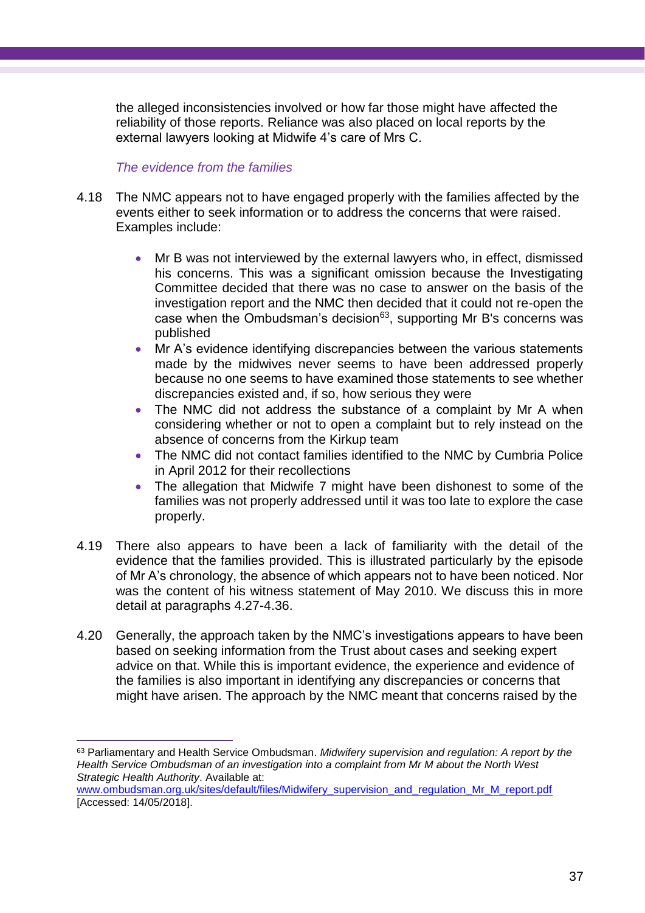the alleged inconsistencies involved or how far those might have affected the reliability of those reports. Reliance was also placed on local reports by the external lawyers looking at Midwife 4's care of Mrs C.

*The evidence from the families*

4.18 The NMC appears not to have engaged properly with the families affected by the events either to seek information or to address the concerns that were raised. Examples include:

- Mr B was not interviewed by the external lawyers who, in effect, dismissed his concerns. This was a significant omission because the Investigating Committee decided that there was no case to answer on the basis of the investigation report and the NMC then decided that it could not re-open the case when the Ombudsman's decision[63], supporting Mr B's concerns was published
- Mr A's evidence identifying discrepancies between the various statements made by the midwives never seems to have been addressed properly because no one seems to have examined those statements to see whether discrepancies existed and, if so, how serious they were
- The NMC did not address the substance of a complaint by Mr A when considering whether or not to open a complaint but to rely instead on the absence of concerns from the Kirkup team
- The NMC did not contact families identified to the NMC by Cumbria Police in April 2012 for their recollections
- The allegation that Midwife 7 might have been dishonest to some of the families was not properly addressed until it was too late to explore the case properly.

4.19 There also appears to have been a lack of familiarity with the detail of the evidence that the families provided. This is illustrated particularly by the episode of Mr A's chronology, the absence of which appears not to have been noticed. Nor was the content of his witness statement of May 2010. We discuss this in more detail at paragraphs 4.27-4.36.

4.20 Generally, the approach taken by the NMC's investigations appears to have been based on seeking information from the Trust about cases and seeking expert advice on that. While this is important evidence, the experience and evidence of the families is also important in identifying any discrepancies or concerns that might have arisen. The approach by the NMC meant that concerns raised by the

---

[63] Parliamentary and Health Service Ombudsman. *Midwifery supervision and regulation: A report by the Health Service Ombudsman of an investigation into a complaint from Mr M about the North West Strategic Health Authority*. Available at: www.ombudsman.org.uk/sites/default/files/Midwifery_supervision_and_regulation_Mr_M_report.pdf [Accessed: 14/05/2018].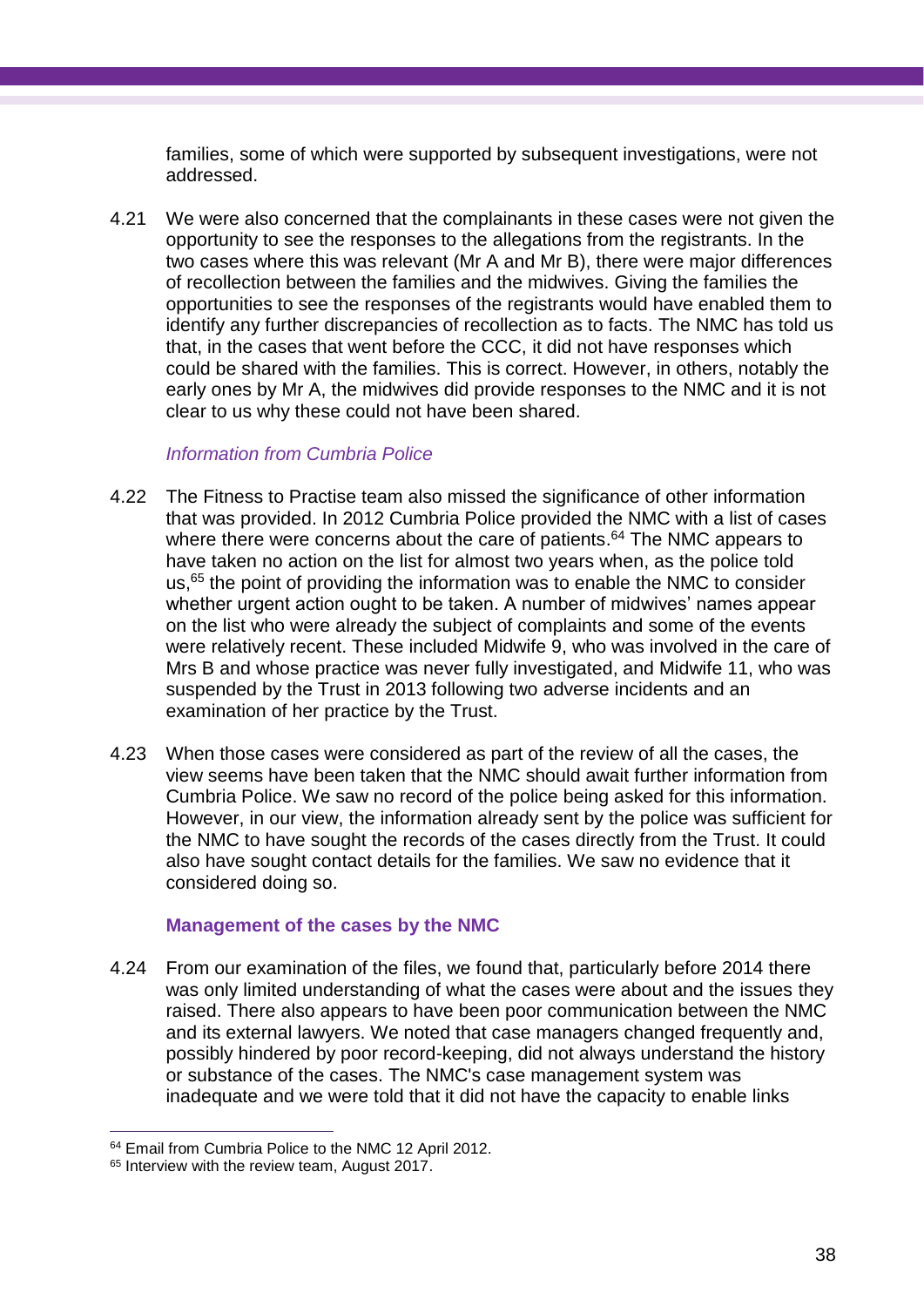families, some of which were supported by subsequent investigations, were not addressed.

4.21 We were also concerned that the complainants in these cases were not given the opportunity to see the responses to the allegations from the registrants. In the two cases where this was relevant (Mr A and Mr B), there were major differences of recollection between the families and the midwives. Giving the families the opportunities to see the responses of the registrants would have enabled them to identify any further discrepancies of recollection as to facts. The NMC has told us that, in the cases that went before the CCC, it did not have responses which could be shared with the families. This is correct. However, in others, notably the early ones by Mr A, the midwives did provide responses to the NMC and it is not clear to us why these could not have been shared.

*Information from Cumbria Police*

4.22 The Fitness to Practise team also missed the significance of other information that was provided. In 2012 Cumbria Police provided the NMC with a list of cases where there were concerns about the care of patients.[64] The NMC appears to have taken no action on the list for almost two years when, as the police told us,[65] the point of providing the information was to enable the NMC to consider whether urgent action ought to be taken. A number of midwives' names appear on the list who were already the subject of complaints and some of the events were relatively recent. These included Midwife 9, who was involved in the care of Mrs B and whose practice was never fully investigated, and Midwife 11, who was suspended by the Trust in 2013 following two adverse incidents and an examination of her practice by the Trust.

4.23 When those cases were considered as part of the review of all the cases, the view seems have been taken that the NMC should await further information from Cumbria Police. We saw no record of the police being asked for this information. However, in our view, the information already sent by the police was sufficient for the NMC to have sought the records of the cases directly from the Trust. It could also have sought contact details for the families. We saw no evidence that it considered doing so.

**Management of the cases by the NMC**

4.24 From our examination of the files, we found that, particularly before 2014 there was only limited understanding of what the cases were about and the issues they raised. There also appears to have been poor communication between the NMC and its external lawyers. We noted that case managers changed frequently and, possibly hindered by poor record-keeping, did not always understand the history or substance of the cases. The NMC's case management system was inadequate and we were told that it did not have the capacity to enable links

[64] Email from Cumbria Police to the NMC 12 April 2012.

[65] Interview with the review team, August 2017.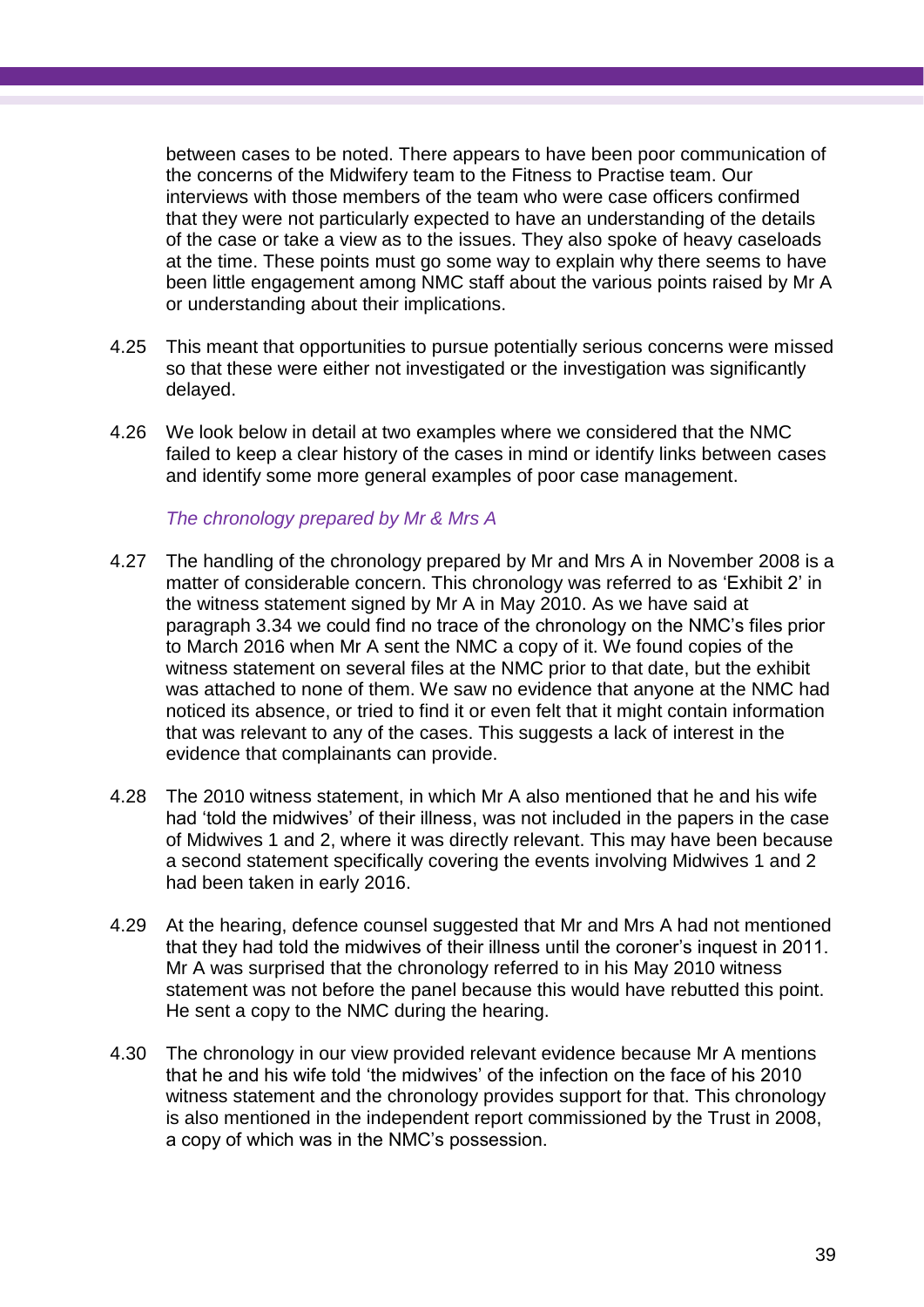between cases to be noted. There appears to have been poor communication of the concerns of the Midwifery team to the Fitness to Practise team. Our interviews with those members of the team who were case officers confirmed that they were not particularly expected to have an understanding of the details of the case or take a view as to the issues. They also spoke of heavy caseloads at the time. These points must go some way to explain why there seems to have been little engagement among NMC staff about the various points raised by Mr A or understanding about their implications.

4.25 This meant that opportunities to pursue potentially serious concerns were missed so that these were either not investigated or the investigation was significantly delayed.

4.26 We look below in detail at two examples where we considered that the NMC failed to keep a clear history of the cases in mind or identify links between cases and identify some more general examples of poor case management.

*The chronology prepared by Mr & Mrs A*

4.27 The handling of the chronology prepared by Mr and Mrs A in November 2008 is a matter of considerable concern. This chronology was referred to as 'Exhibit 2' in the witness statement signed by Mr A in May 2010. As we have said at paragraph 3.34 we could find no trace of the chronology on the NMC's files prior to March 2016 when Mr A sent the NMC a copy of it. We found copies of the witness statement on several files at the NMC prior to that date, but the exhibit was attached to none of them. We saw no evidence that anyone at the NMC had noticed its absence, or tried to find it or even felt that it might contain information that was relevant to any of the cases. This suggests a lack of interest in the evidence that complainants can provide.

4.28 The 2010 witness statement, in which Mr A also mentioned that he and his wife had 'told the midwives' of their illness, was not included in the papers in the case of Midwives 1 and 2, where it was directly relevant. This may have been because a second statement specifically covering the events involving Midwives 1 and 2 had been taken in early 2016.

4.29 At the hearing, defence counsel suggested that Mr and Mrs A had not mentioned that they had told the midwives of their illness until the coroner's inquest in 2011. Mr A was surprised that the chronology referred to in his May 2010 witness statement was not before the panel because this would have rebutted this point. He sent a copy to the NMC during the hearing.

4.30 The chronology in our view provided relevant evidence because Mr A mentions that he and his wife told 'the midwives' of the infection on the face of his 2010 witness statement and the chronology provides support for that. This chronology is also mentioned in the independent report commissioned by the Trust in 2008, a copy of which was in the NMC's possession.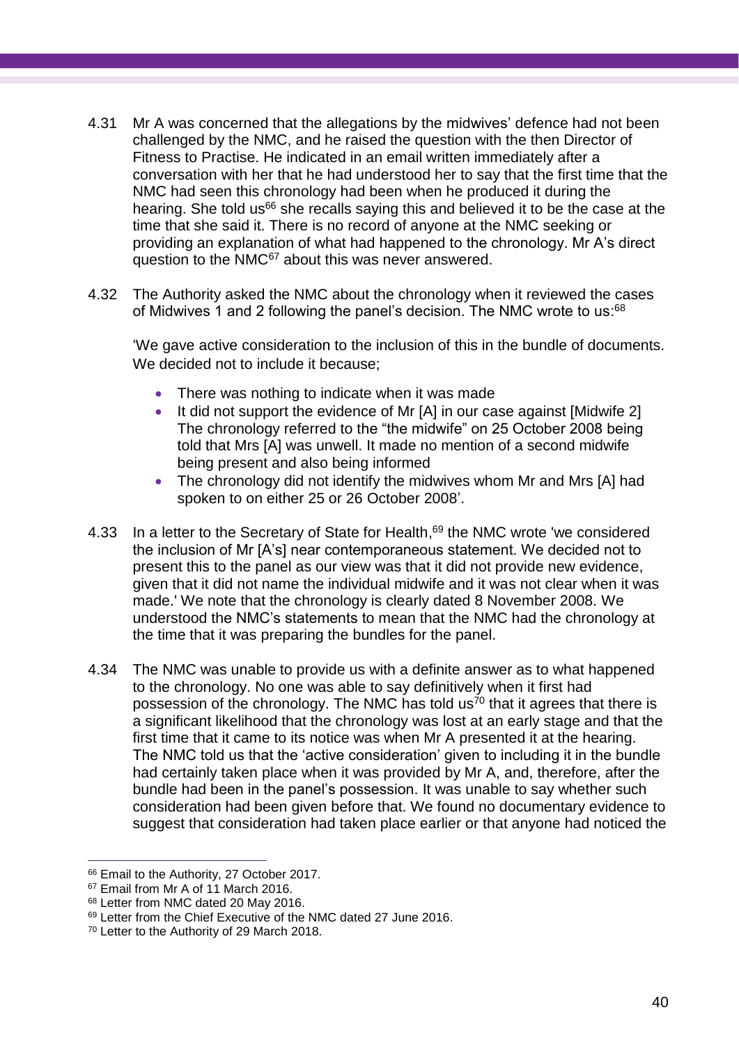4.31 Mr A was concerned that the allegations by the midwives' defence had not been challenged by the NMC, and he raised the question with the then Director of Fitness to Practise. He indicated in an email written immediately after a conversation with her that he had understood her to say that the first time that the NMC had seen this chronology had been when he produced it during the hearing. She told us[66] she recalls saying this and believed it to be the case at the time that she said it. There is no record of anyone at the NMC seeking or providing an explanation of what had happened to the chronology. Mr A's direct question to the NMC[67] about this was never answered.

4.32 The Authority asked the NMC about the chronology when it reviewed the cases of Midwives 1 and 2 following the panel's decision. The NMC wrote to us:[68]

> 'We gave active consideration to the inclusion of this in the bundle of documents. We decided not to include it because;
>
> - There was nothing to indicate when it was made
> - It did not support the evidence of Mr [A] in our case against [Midwife 2] The chronology referred to the "the midwife" on 25 October 2008 being told that Mrs [A] was unwell. It made no mention of a second midwife being present and also being informed
> - The chronology did not identify the midwives whom Mr and Mrs [A] had spoken to on either 25 or 26 October 2008'.

4.33 In a letter to the Secretary of State for Health,[69] the NMC wrote 'we considered the inclusion of Mr [A's] near contemporaneous statement. We decided not to present this to the panel as our view was that it did not provide new evidence, given that it did not name the individual midwife and it was not clear when it was made.' We note that the chronology is clearly dated 8 November 2008. We understood the NMC's statements to mean that the NMC had the chronology at the time that it was preparing the bundles for the panel.

4.34 The NMC was unable to provide us with a definite answer as to what happened to the chronology. No one was able to say definitively when it first had possession of the chronology. The NMC has told us[70] that it agrees that there is a significant likelihood that the chronology was lost at an early stage and that the first time that it came to its notice was when Mr A presented it at the hearing. The NMC told us that the 'active consideration' given to including it in the bundle had certainly taken place when it was provided by Mr A, and, therefore, after the bundle had been in the panel's possession. It was unable to say whether such consideration had been given before that. We found no documentary evidence to suggest that consideration had taken place earlier or that anyone had noticed the

---

[66] Email to the Authority, 27 October 2017.

[67] Email from Mr A of 11 March 2016.

[68] Letter from NMC dated 20 May 2016.

[69] Letter from the Chief Executive of the NMC dated 27 June 2016.

[70] Letter to the Authority of 29 March 2018.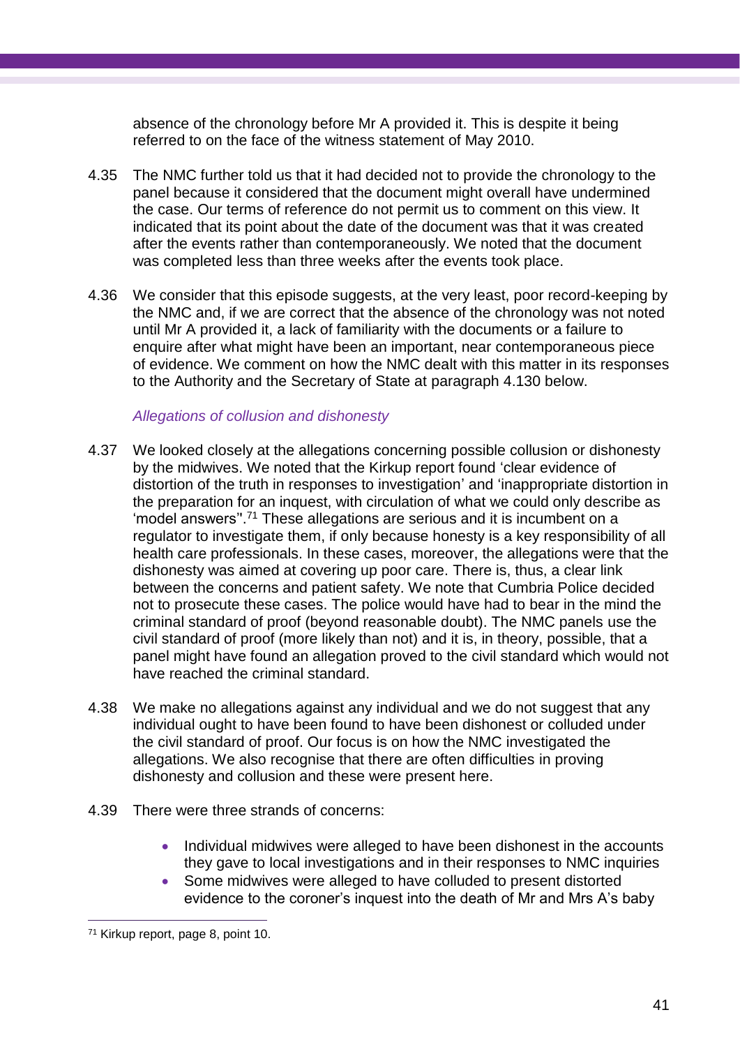absence of the chronology before Mr A provided it. This is despite it being referred to on the face of the witness statement of May 2010.

4.35 The NMC further told us that it had decided not to provide the chronology to the panel because it considered that the document might overall have undermined the case. Our terms of reference do not permit us to comment on this view. It indicated that its point about the date of the document was that it was created after the events rather than contemporaneously. We noted that the document was completed less than three weeks after the events took place.

4.36 We consider that this episode suggests, at the very least, poor record-keeping by the NMC and, if we are correct that the absence of the chronology was not noted until Mr A provided it, a lack of familiarity with the documents or a failure to enquire after what might have been an important, near contemporaneous piece of evidence. We comment on how the NMC dealt with this matter in its responses to the Authority and the Secretary of State at paragraph 4.130 below.

*Allegations of collusion and dishonesty*

4.37 We looked closely at the allegations concerning possible collusion or dishonesty by the midwives. We noted that the Kirkup report found 'clear evidence of distortion of the truth in responses to investigation' and 'inappropriate distortion in the preparation for an inquest, with circulation of what we could only describe as 'model answers''.[71] These allegations are serious and it is incumbent on a regulator to investigate them, if only because honesty is a key responsibility of all health care professionals. In these cases, moreover, the allegations were that the dishonesty was aimed at covering up poor care. There is, thus, a clear link between the concerns and patient safety. We note that Cumbria Police decided not to prosecute these cases. The police would have had to bear in the mind the criminal standard of proof (beyond reasonable doubt). The NMC panels use the civil standard of proof (more likely than not) and it is, in theory, possible, that a panel might have found an allegation proved to the civil standard which would not have reached the criminal standard.

4.38 We make no allegations against any individual and we do not suggest that any individual ought to have been found to have been dishonest or colluded under the civil standard of proof. Our focus is on how the NMC investigated the allegations. We also recognise that there are often difficulties in proving dishonesty and collusion and these were present here.

4.39 There were three strands of concerns:

- Individual midwives were alleged to have been dishonest in the accounts they gave to local investigations and in their responses to NMC inquiries
- Some midwives were alleged to have colluded to present distorted evidence to the coroner's inquest into the death of Mr and Mrs A's baby

[71] Kirkup report, page 8, point 10.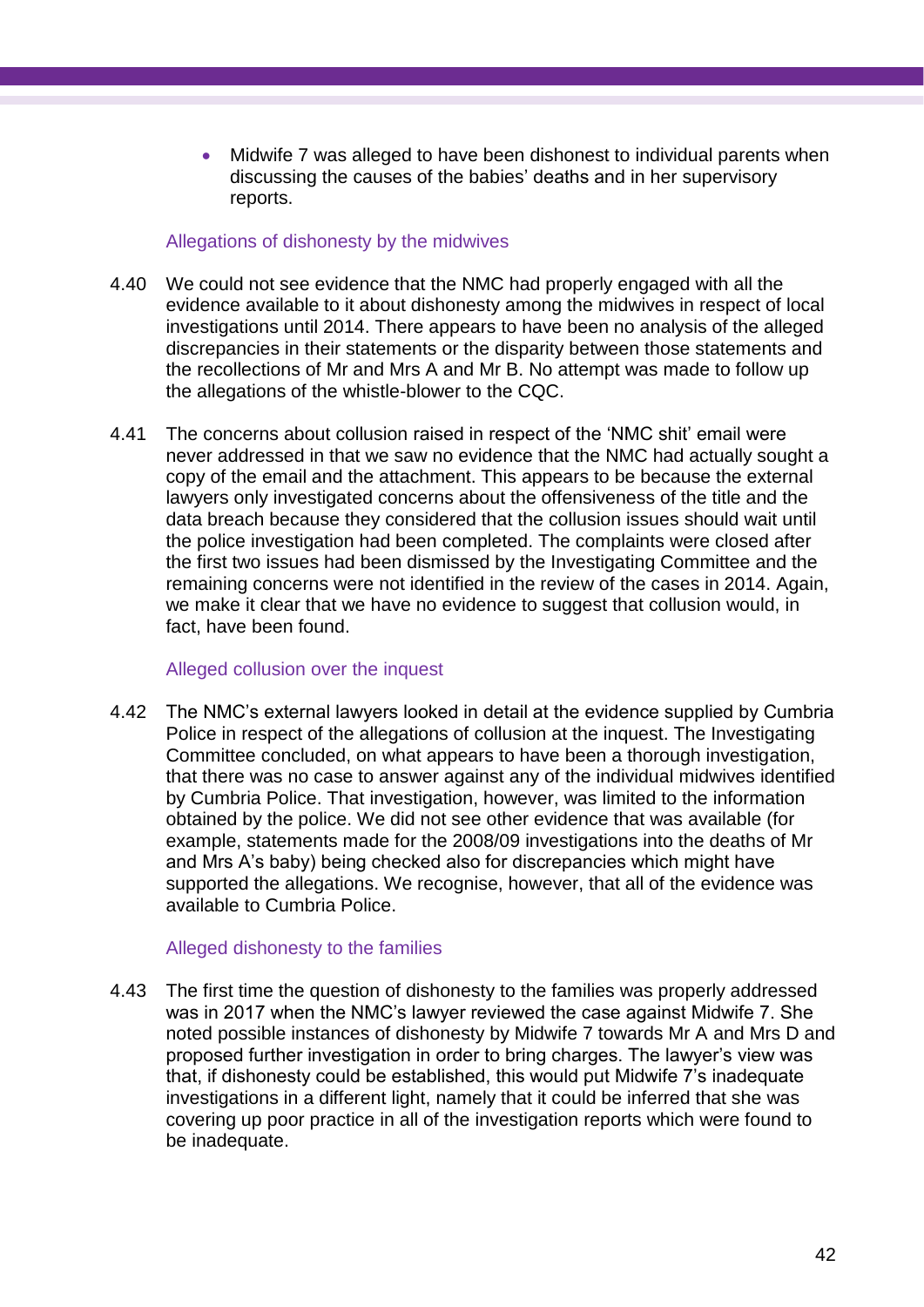- Midwife 7 was alleged to have been dishonest to individual parents when discussing the causes of the babies' deaths and in her supervisory reports.

### Allegations of dishonesty by the midwives

4.40 We could not see evidence that the NMC had properly engaged with all the evidence available to it about dishonesty among the midwives in respect of local investigations until 2014. There appears to have been no analysis of the alleged discrepancies in their statements or the disparity between those statements and the recollections of Mr and Mrs A and Mr B. No attempt was made to follow up the allegations of the whistle-blower to the CQC.

4.41 The concerns about collusion raised in respect of the 'NMC shit' email were never addressed in that we saw no evidence that the NMC had actually sought a copy of the email and the attachment. This appears to be because the external lawyers only investigated concerns about the offensiveness of the title and the data breach because they considered that the collusion issues should wait until the police investigation had been completed. The complaints were closed after the first two issues had been dismissed by the Investigating Committee and the remaining concerns were not identified in the review of the cases in 2014. Again, we make it clear that we have no evidence to suggest that collusion would, in fact, have been found.

### Alleged collusion over the inquest

4.42 The NMC's external lawyers looked in detail at the evidence supplied by Cumbria Police in respect of the allegations of collusion at the inquest. The Investigating Committee concluded, on what appears to have been a thorough investigation, that there was no case to answer against any of the individual midwives identified by Cumbria Police. That investigation, however, was limited to the information obtained by the police. We did not see other evidence that was available (for example, statements made for the 2008/09 investigations into the deaths of Mr and Mrs A's baby) being checked also for discrepancies which might have supported the allegations. We recognise, however, that all of the evidence was available to Cumbria Police.

### Alleged dishonesty to the families

4.43 The first time the question of dishonesty to the families was properly addressed was in 2017 when the NMC's lawyer reviewed the case against Midwife 7. She noted possible instances of dishonesty by Midwife 7 towards Mr A and Mrs D and proposed further investigation in order to bring charges. The lawyer's view was that, if dishonesty could be established, this would put Midwife 7's inadequate investigations in a different light, namely that it could be inferred that she was covering up poor practice in all of the investigation reports which were found to be inadequate.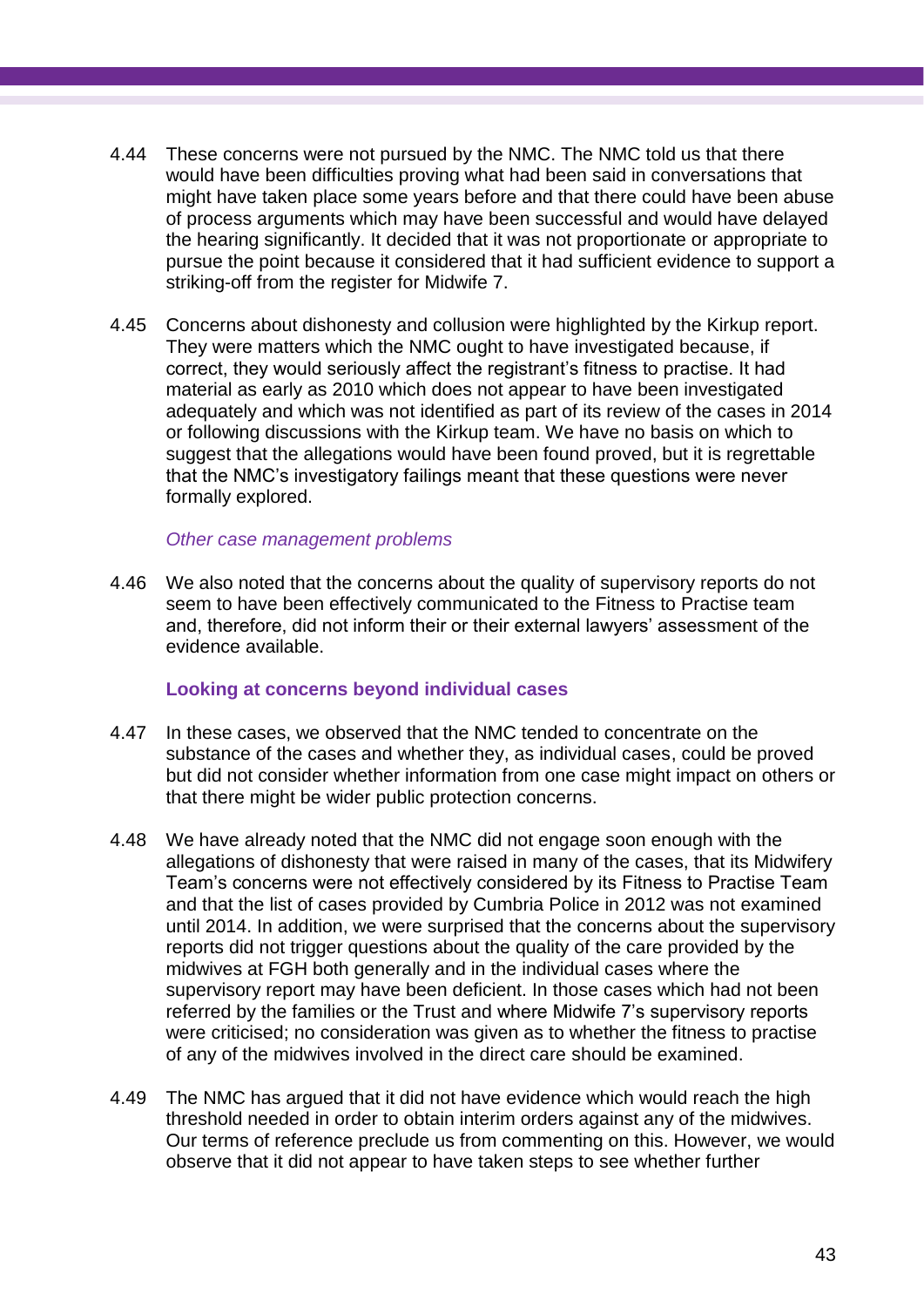4.44 These concerns were not pursued by the NMC. The NMC told us that there would have been difficulties proving what had been said in conversations that might have taken place some years before and that there could have been abuse of process arguments which may have been successful and would have delayed the hearing significantly. It decided that it was not proportionate or appropriate to pursue the point because it considered that it had sufficient evidence to support a striking-off from the register for Midwife 7.

4.45 Concerns about dishonesty and collusion were highlighted by the Kirkup report. They were matters which the NMC ought to have investigated because, if correct, they would seriously affect the registrant's fitness to practise. It had material as early as 2010 which does not appear to have been investigated adequately and which was not identified as part of its review of the cases in 2014 or following discussions with the Kirkup team. We have no basis on which to suggest that the allegations would have been found proved, but it is regrettable that the NMC's investigatory failings meant that these questions were never formally explored.

*Other case management problems*

4.46 We also noted that the concerns about the quality of supervisory reports do not seem to have been effectively communicated to the Fitness to Practise team and, therefore, did not inform their or their external lawyers' assessment of the evidence available.

**Looking at concerns beyond individual cases**

4.47 In these cases, we observed that the NMC tended to concentrate on the substance of the cases and whether they, as individual cases, could be proved but did not consider whether information from one case might impact on others or that there might be wider public protection concerns.

4.48 We have already noted that the NMC did not engage soon enough with the allegations of dishonesty that were raised in many of the cases, that its Midwifery Team's concerns were not effectively considered by its Fitness to Practise Team and that the list of cases provided by Cumbria Police in 2012 was not examined until 2014. In addition, we were surprised that the concerns about the supervisory reports did not trigger questions about the quality of the care provided by the midwives at FGH both generally and in the individual cases where the supervisory report may have been deficient. In those cases which had not been referred by the families or the Trust and where Midwife 7's supervisory reports were criticised; no consideration was given as to whether the fitness to practise of any of the midwives involved in the direct care should be examined.

4.49 The NMC has argued that it did not have evidence which would reach the high threshold needed in order to obtain interim orders against any of the midwives. Our terms of reference preclude us from commenting on this. However, we would observe that it did not appear to have taken steps to see whether further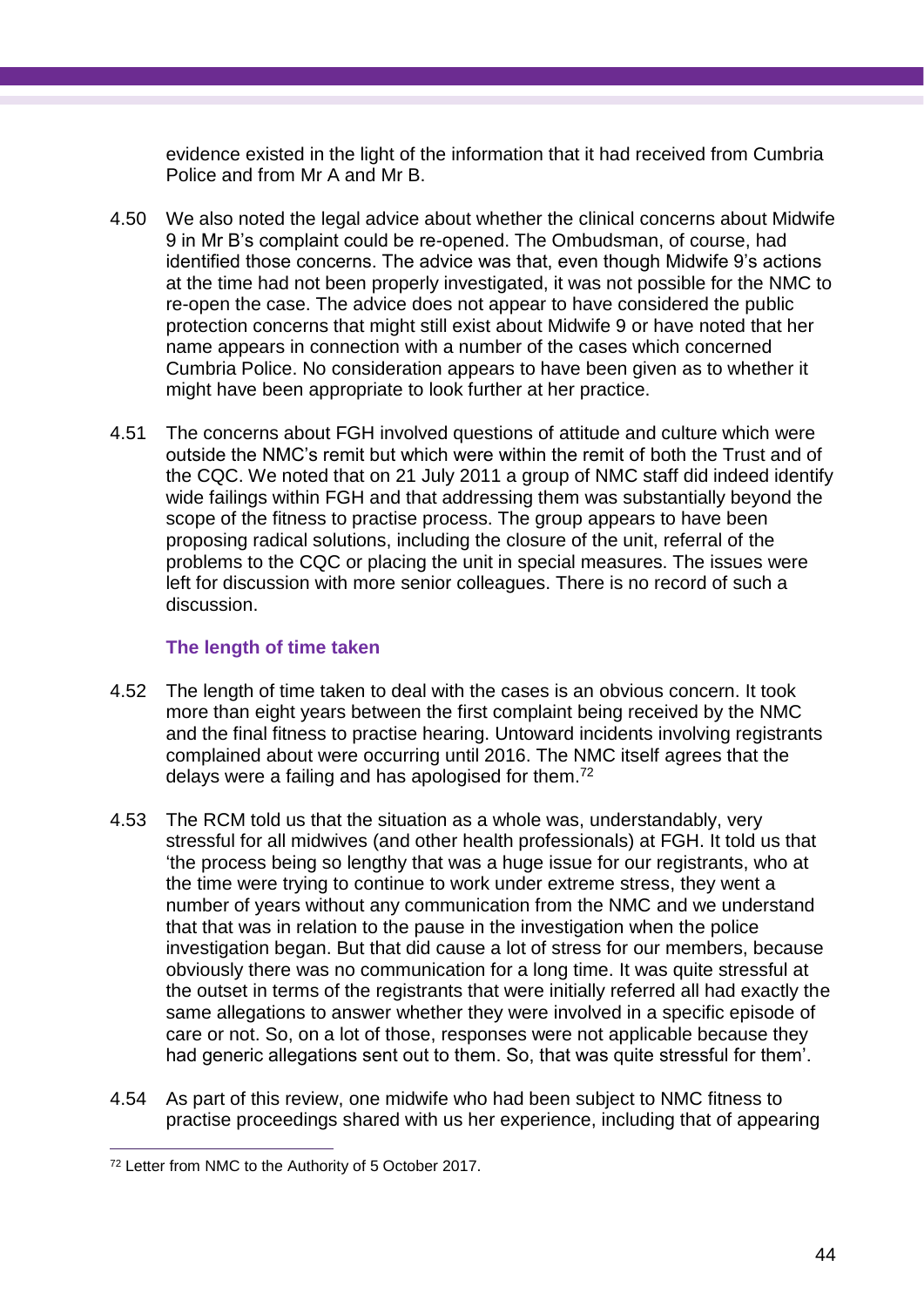evidence existed in the light of the information that it had received from Cumbria Police and from Mr A and Mr B.

4.50 We also noted the legal advice about whether the clinical concerns about Midwife 9 in Mr B's complaint could be re-opened. The Ombudsman, of course, had identified those concerns. The advice was that, even though Midwife 9's actions at the time had not been properly investigated, it was not possible for the NMC to re-open the case. The advice does not appear to have considered the public protection concerns that might still exist about Midwife 9 or have noted that her name appears in connection with a number of the cases which concerned Cumbria Police. No consideration appears to have been given as to whether it might have been appropriate to look further at her practice.

4.51 The concerns about FGH involved questions of attitude and culture which were outside the NMC's remit but which were within the remit of both the Trust and of the CQC. We noted that on 21 July 2011 a group of NMC staff did indeed identify wide failings within FGH and that addressing them was substantially beyond the scope of the fitness to practise process. The group appears to have been proposing radical solutions, including the closure of the unit, referral of the problems to the CQC or placing the unit in special measures. The issues were left for discussion with more senior colleagues. There is no record of such a discussion.

### The length of time taken

4.52 The length of time taken to deal with the cases is an obvious concern. It took more than eight years between the first complaint being received by the NMC and the final fitness to practise hearing. Untoward incidents involving registrants complained about were occurring until 2016. The NMC itself agrees that the delays were a failing and has apologised for them.[72]

4.53 The RCM told us that the situation as a whole was, understandably, very stressful for all midwives (and other health professionals) at FGH. It told us that 'the process being so lengthy that was a huge issue for our registrants, who at the time were trying to continue to work under extreme stress, they went a number of years without any communication from the NMC and we understand that that was in relation to the pause in the investigation when the police investigation began. But that did cause a lot of stress for our members, because obviously there was no communication for a long time. It was quite stressful at the outset in terms of the registrants that were initially referred all had exactly the same allegations to answer whether they were involved in a specific episode of care or not. So, on a lot of those, responses were not applicable because they had generic allegations sent out to them. So, that was quite stressful for them'.

4.54 As part of this review, one midwife who had been subject to NMC fitness to practise proceedings shared with us her experience, including that of appearing

[72] Letter from NMC to the Authority of 5 October 2017.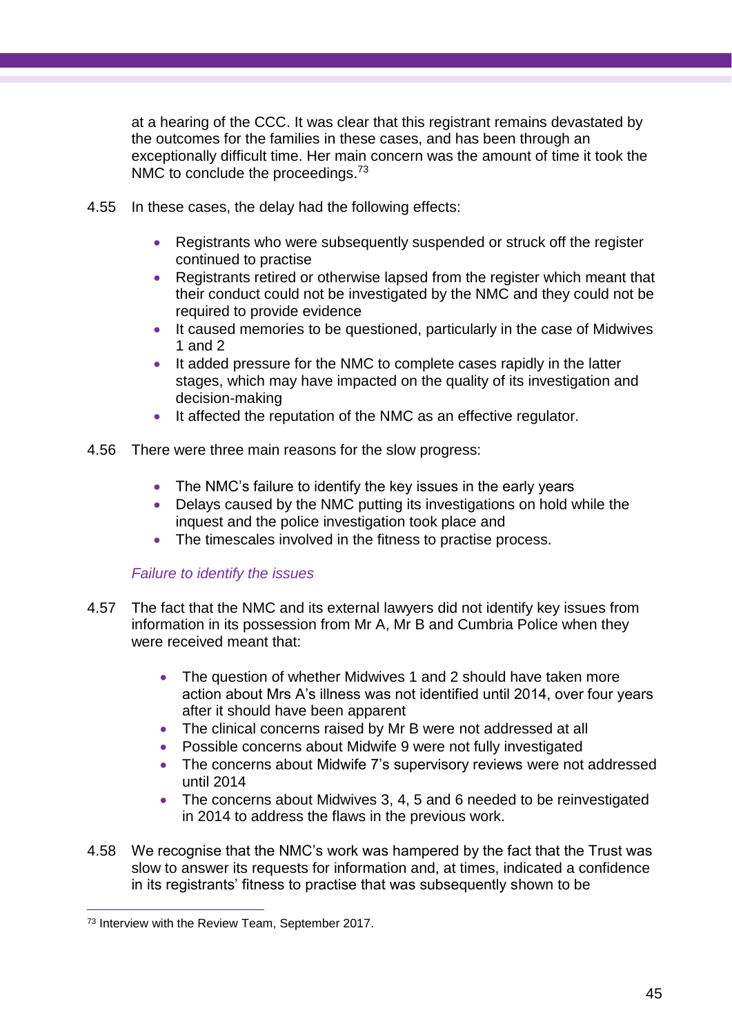at a hearing of the CCC. It was clear that this registrant remains devastated by the outcomes for the families in these cases, and has been through an exceptionally difficult time. Her main concern was the amount of time it took the NMC to conclude the proceedings.[73]

4.55 In these cases, the delay had the following effects:

- Registrants who were subsequently suspended or struck off the register continued to practise
- Registrants retired or otherwise lapsed from the register which meant that their conduct could not be investigated by the NMC and they could not be required to provide evidence
- It caused memories to be questioned, particularly in the case of Midwives 1 and 2
- It added pressure for the NMC to complete cases rapidly in the latter stages, which may have impacted on the quality of its investigation and decision-making
- It affected the reputation of the NMC as an effective regulator.

4.56 There were three main reasons for the slow progress:

- The NMC's failure to identify the key issues in the early years
- Delays caused by the NMC putting its investigations on hold while the inquest and the police investigation took place and
- The timescales involved in the fitness to practise process.

*Failure to identify the issues*

4.57 The fact that the NMC and its external lawyers did not identify key issues from information in its possession from Mr A, Mr B and Cumbria Police when they were received meant that:

- The question of whether Midwives 1 and 2 should have taken more action about Mrs A's illness was not identified until 2014, over four years after it should have been apparent
- The clinical concerns raised by Mr B were not addressed at all
- Possible concerns about Midwife 9 were not fully investigated
- The concerns about Midwife 7's supervisory reviews were not addressed until 2014
- The concerns about Midwives 3, 4, 5 and 6 needed to be reinvestigated in 2014 to address the flaws in the previous work.

4.58 We recognise that the NMC's work was hampered by the fact that the Trust was slow to answer its requests for information and, at times, indicated a confidence in its registrants' fitness to practise that was subsequently shown to be

---

[73] Interview with the Review Team, September 2017.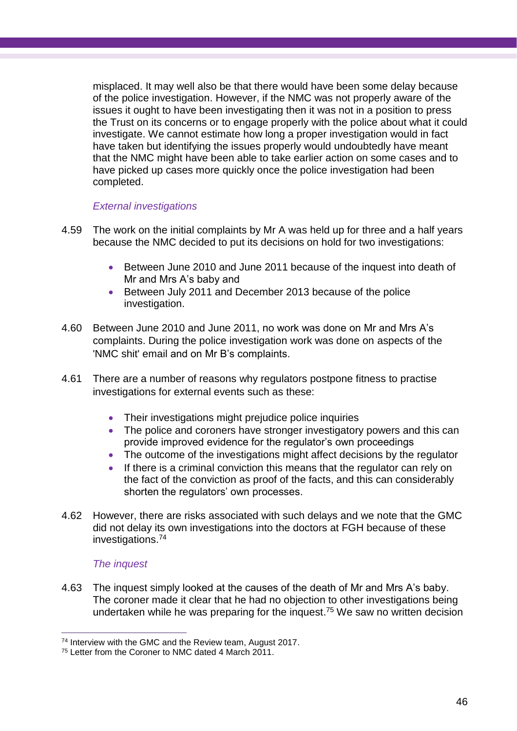misplaced. It may well also be that there would have been some delay because of the police investigation. However, if the NMC was not properly aware of the issues it ought to have been investigating then it was not in a position to press the Trust on its concerns or to engage properly with the police about what it could investigate. We cannot estimate how long a proper investigation would in fact have taken but identifying the issues properly would undoubtedly have meant that the NMC might have been able to take earlier action on some cases and to have picked up cases more quickly once the police investigation had been completed.

*External investigations*

4.59 The work on the initial complaints by Mr A was held up for three and a half years because the NMC decided to put its decisions on hold for two investigations:

- Between June 2010 and June 2011 because of the inquest into death of Mr and Mrs A's baby and
- Between July 2011 and December 2013 because of the police investigation.

4.60 Between June 2010 and June 2011, no work was done on Mr and Mrs A's complaints. During the police investigation work was done on aspects of the 'NMC shit' email and on Mr B's complaints.

4.61 There are a number of reasons why regulators postpone fitness to practise investigations for external events such as these:

- Their investigations might prejudice police inquiries
- The police and coroners have stronger investigatory powers and this can provide improved evidence for the regulator's own proceedings
- The outcome of the investigations might affect decisions by the regulator
- If there is a criminal conviction this means that the regulator can rely on the fact of the conviction as proof of the facts, and this can considerably shorten the regulators' own processes.

4.62 However, there are risks associated with such delays and we note that the GMC did not delay its own investigations into the doctors at FGH because of these investigations.[74]

*The inquest*

4.63 The inquest simply looked at the causes of the death of Mr and Mrs A's baby. The coroner made it clear that he had no objection to other investigations being undertaken while he was preparing for the inquest.[75] We saw no written decision

---

[74] Interview with the GMC and the Review team, August 2017.

[75] Letter from the Coroner to NMC dated 4 March 2011.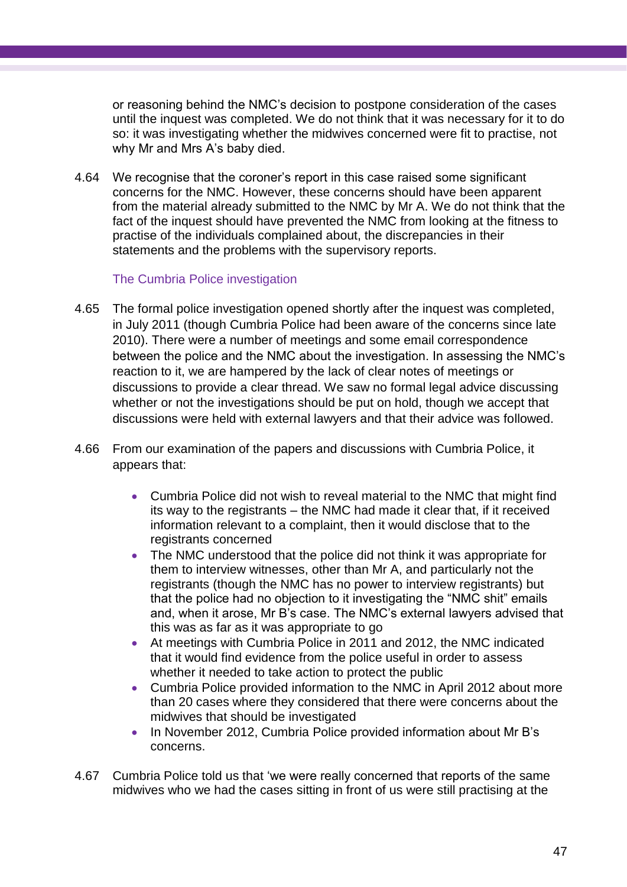or reasoning behind the NMC's decision to postpone consideration of the cases until the inquest was completed. We do not think that it was necessary for it to do so: it was investigating whether the midwives concerned were fit to practise, not why Mr and Mrs A's baby died.

4.64 We recognise that the coroner's report in this case raised some significant concerns for the NMC. However, these concerns should have been apparent from the material already submitted to the NMC by Mr A. We do not think that the fact of the inquest should have prevented the NMC from looking at the fitness to practise of the individuals complained about, the discrepancies in their statements and the problems with the supervisory reports.

### The Cumbria Police investigation

4.65 The formal police investigation opened shortly after the inquest was completed, in July 2011 (though Cumbria Police had been aware of the concerns since late 2010). There were a number of meetings and some email correspondence between the police and the NMC about the investigation. In assessing the NMC's reaction to it, we are hampered by the lack of clear notes of meetings or discussions to provide a clear thread. We saw no formal legal advice discussing whether or not the investigations should be put on hold, though we accept that discussions were held with external lawyers and that their advice was followed.

4.66 From our examination of the papers and discussions with Cumbria Police, it appears that:

- Cumbria Police did not wish to reveal material to the NMC that might find its way to the registrants – the NMC had made it clear that, if it received information relevant to a complaint, then it would disclose that to the registrants concerned
- The NMC understood that the police did not think it was appropriate for them to interview witnesses, other than Mr A, and particularly not the registrants (though the NMC has no power to interview registrants) but that the police had no objection to it investigating the "NMC shit" emails and, when it arose, Mr B's case. The NMC's external lawyers advised that this was as far as it was appropriate to go
- At meetings with Cumbria Police in 2011 and 2012, the NMC indicated that it would find evidence from the police useful in order to assess whether it needed to take action to protect the public
- Cumbria Police provided information to the NMC in April 2012 about more than 20 cases where they considered that there were concerns about the midwives that should be investigated
- In November 2012, Cumbria Police provided information about Mr B's concerns.

4.67 Cumbria Police told us that 'we were really concerned that reports of the same midwives who we had the cases sitting in front of us were still practising at the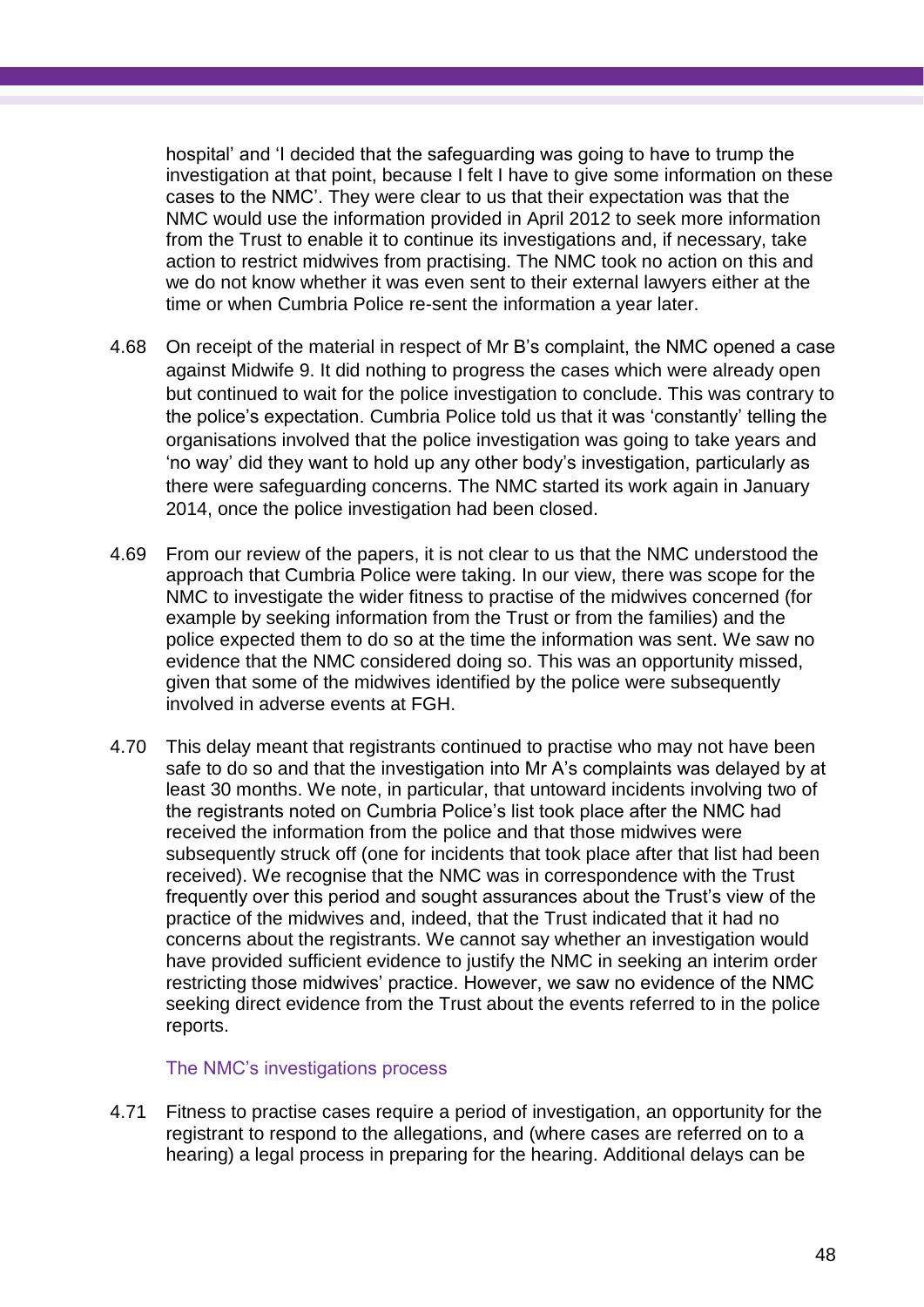hospital' and 'I decided that the safeguarding was going to have to trump the investigation at that point, because I felt I have to give some information on these cases to the NMC'. They were clear to us that their expectation was that the NMC would use the information provided in April 2012 to seek more information from the Trust to enable it to continue its investigations and, if necessary, take action to restrict midwives from practising. The NMC took no action on this and we do not know whether it was even sent to their external lawyers either at the time or when Cumbria Police re-sent the information a year later.

4.68 On receipt of the material in respect of Mr B's complaint, the NMC opened a case against Midwife 9. It did nothing to progress the cases which were already open but continued to wait for the police investigation to conclude. This was contrary to the police's expectation. Cumbria Police told us that it was 'constantly' telling the organisations involved that the police investigation was going to take years and 'no way' did they want to hold up any other body's investigation, particularly as there were safeguarding concerns. The NMC started its work again in January 2014, once the police investigation had been closed.

4.69 From our review of the papers, it is not clear to us that the NMC understood the approach that Cumbria Police were taking. In our view, there was scope for the NMC to investigate the wider fitness to practise of the midwives concerned (for example by seeking information from the Trust or from the families) and the police expected them to do so at the time the information was sent. We saw no evidence that the NMC considered doing so. This was an opportunity missed, given that some of the midwives identified by the police were subsequently involved in adverse events at FGH.

4.70 This delay meant that registrants continued to practise who may not have been safe to do so and that the investigation into Mr A's complaints was delayed by at least 30 months. We note, in particular, that untoward incidents involving two of the registrants noted on Cumbria Police's list took place after the NMC had received the information from the police and that those midwives were subsequently struck off (one for incidents that took place after that list had been received). We recognise that the NMC was in correspondence with the Trust frequently over this period and sought assurances about the Trust's view of the practice of the midwives and, indeed, that the Trust indicated that it had no concerns about the registrants. We cannot say whether an investigation would have provided sufficient evidence to justify the NMC in seeking an interim order restricting those midwives' practice. However, we saw no evidence of the NMC seeking direct evidence from the Trust about the events referred to in the police reports.

### The NMC's investigations process

4.71 Fitness to practise cases require a period of investigation, an opportunity for the registrant to respond to the allegations, and (where cases are referred on to a hearing) a legal process in preparing for the hearing. Additional delays can be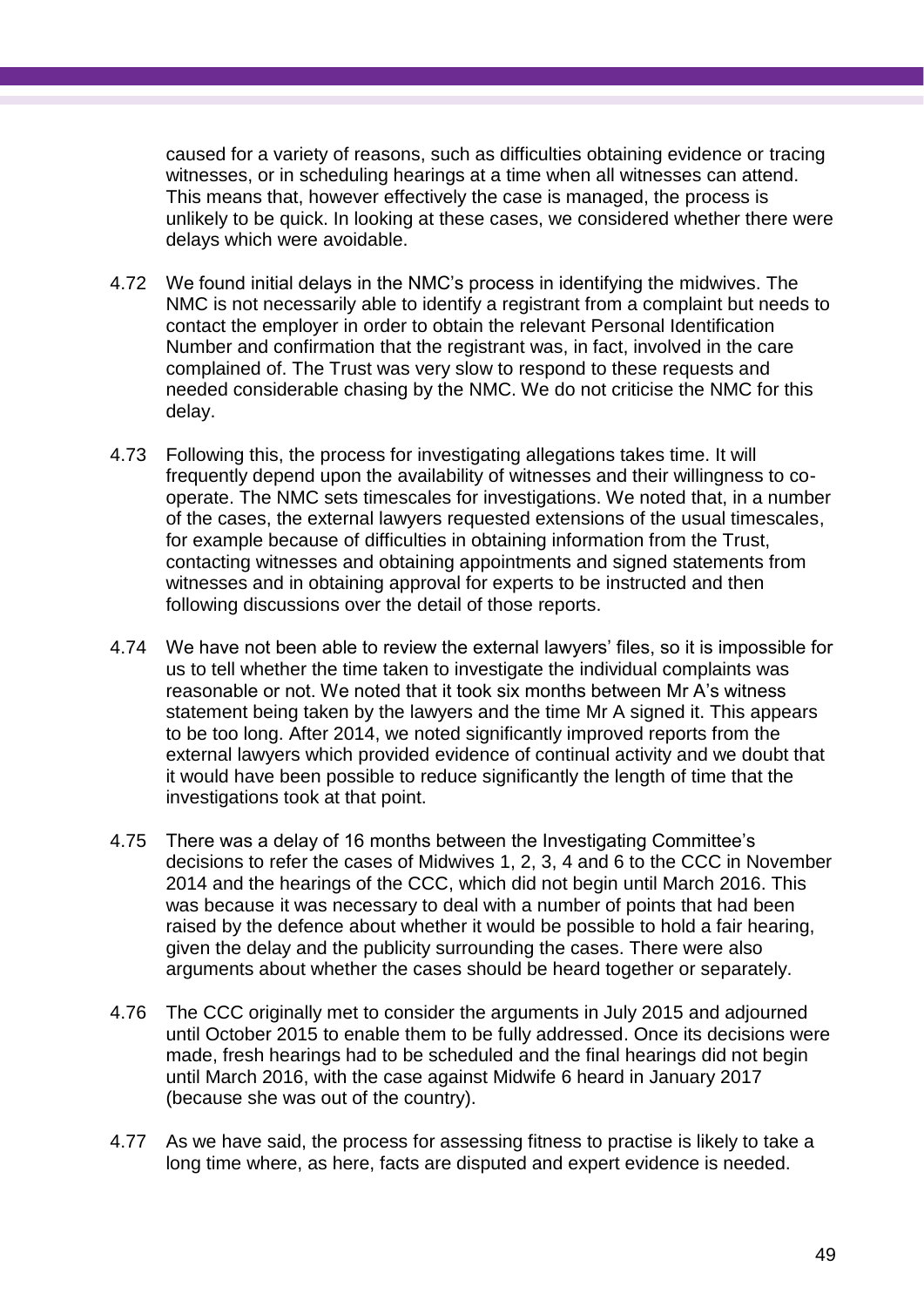caused for a variety of reasons, such as difficulties obtaining evidence or tracing witnesses, or in scheduling hearings at a time when all witnesses can attend. This means that, however effectively the case is managed, the process is unlikely to be quick. In looking at these cases, we considered whether there were delays which were avoidable.

4.72 We found initial delays in the NMC's process in identifying the midwives. The NMC is not necessarily able to identify a registrant from a complaint but needs to contact the employer in order to obtain the relevant Personal Identification Number and confirmation that the registrant was, in fact, involved in the care complained of. The Trust was very slow to respond to these requests and needed considerable chasing by the NMC. We do not criticise the NMC for this delay.

4.73 Following this, the process for investigating allegations takes time. It will frequently depend upon the availability of witnesses and their willingness to co-operate. The NMC sets timescales for investigations. We noted that, in a number of the cases, the external lawyers requested extensions of the usual timescales, for example because of difficulties in obtaining information from the Trust, contacting witnesses and obtaining appointments and signed statements from witnesses and in obtaining approval for experts to be instructed and then following discussions over the detail of those reports.

4.74 We have not been able to review the external lawyers' files, so it is impossible for us to tell whether the time taken to investigate the individual complaints was reasonable or not. We noted that it took six months between Mr A's witness statement being taken by the lawyers and the time Mr A signed it. This appears to be too long. After 2014, we noted significantly improved reports from the external lawyers which provided evidence of continual activity and we doubt that it would have been possible to reduce significantly the length of time that the investigations took at that point.

4.75 There was a delay of 16 months between the Investigating Committee's decisions to refer the cases of Midwives 1, 2, 3, 4 and 6 to the CCC in November 2014 and the hearings of the CCC, which did not begin until March 2016. This was because it was necessary to deal with a number of points that had been raised by the defence about whether it would be possible to hold a fair hearing, given the delay and the publicity surrounding the cases. There were also arguments about whether the cases should be heard together or separately.

4.76 The CCC originally met to consider the arguments in July 2015 and adjourned until October 2015 to enable them to be fully addressed. Once its decisions were made, fresh hearings had to be scheduled and the final hearings did not begin until March 2016, with the case against Midwife 6 heard in January 2017 (because she was out of the country).

4.77 As we have said, the process for assessing fitness to practise is likely to take a long time where, as here, facts are disputed and expert evidence is needed.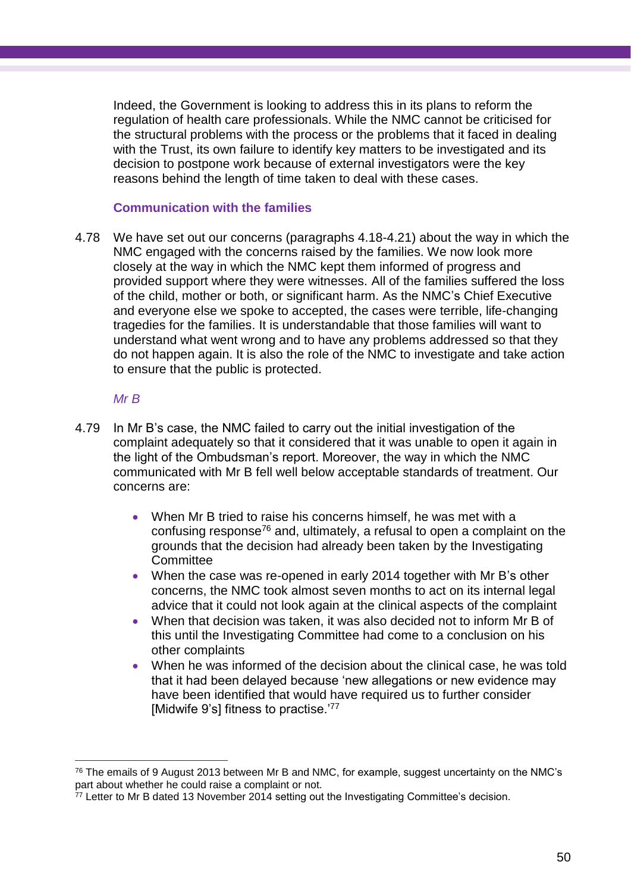Indeed, the Government is looking to address this in its plans to reform the regulation of health care professionals. While the NMC cannot be criticised for the structural problems with the process or the problems that it faced in dealing with the Trust, its own failure to identify key matters to be investigated and its decision to postpone work because of external investigators were the key reasons behind the length of time taken to deal with these cases.

### Communication with the families

4.78 We have set out our concerns (paragraphs 4.18-4.21) about the way in which the NMC engaged with the concerns raised by the families. We now look more closely at the way in which the NMC kept them informed of progress and provided support where they were witnesses. All of the families suffered the loss of the child, mother or both, or significant harm. As the NMC's Chief Executive and everyone else we spoke to accepted, the cases were terrible, life-changing tragedies for the families. It is understandable that those families will want to understand what went wrong and to have any problems addressed so that they do not happen again. It is also the role of the NMC to investigate and take action to ensure that the public is protected.

#### *Mr B*

4.79 In Mr B's case, the NMC failed to carry out the initial investigation of the complaint adequately so that it considered that it was unable to open it again in the light of the Ombudsman's report. Moreover, the way in which the NMC communicated with Mr B fell well below acceptable standards of treatment. Our concerns are:

- When Mr B tried to raise his concerns himself, he was met with a confusing response[76] and, ultimately, a refusal to open a complaint on the grounds that the decision had already been taken by the Investigating Committee
- When the case was re-opened in early 2014 together with Mr B's other concerns, the NMC took almost seven months to act on its internal legal advice that it could not look again at the clinical aspects of the complaint
- When that decision was taken, it was also decided not to inform Mr B of this until the Investigating Committee had come to a conclusion on his other complaints
- When he was informed of the decision about the clinical case, he was told that it had been delayed because 'new allegations or new evidence may have been identified that would have required us to further consider [Midwife 9's] fitness to practise.'[77]

---

[76] The emails of 9 August 2013 between Mr B and NMC, for example, suggest uncertainty on the NMC's part about whether he could raise a complaint or not.

[77] Letter to Mr B dated 13 November 2014 setting out the Investigating Committee's decision.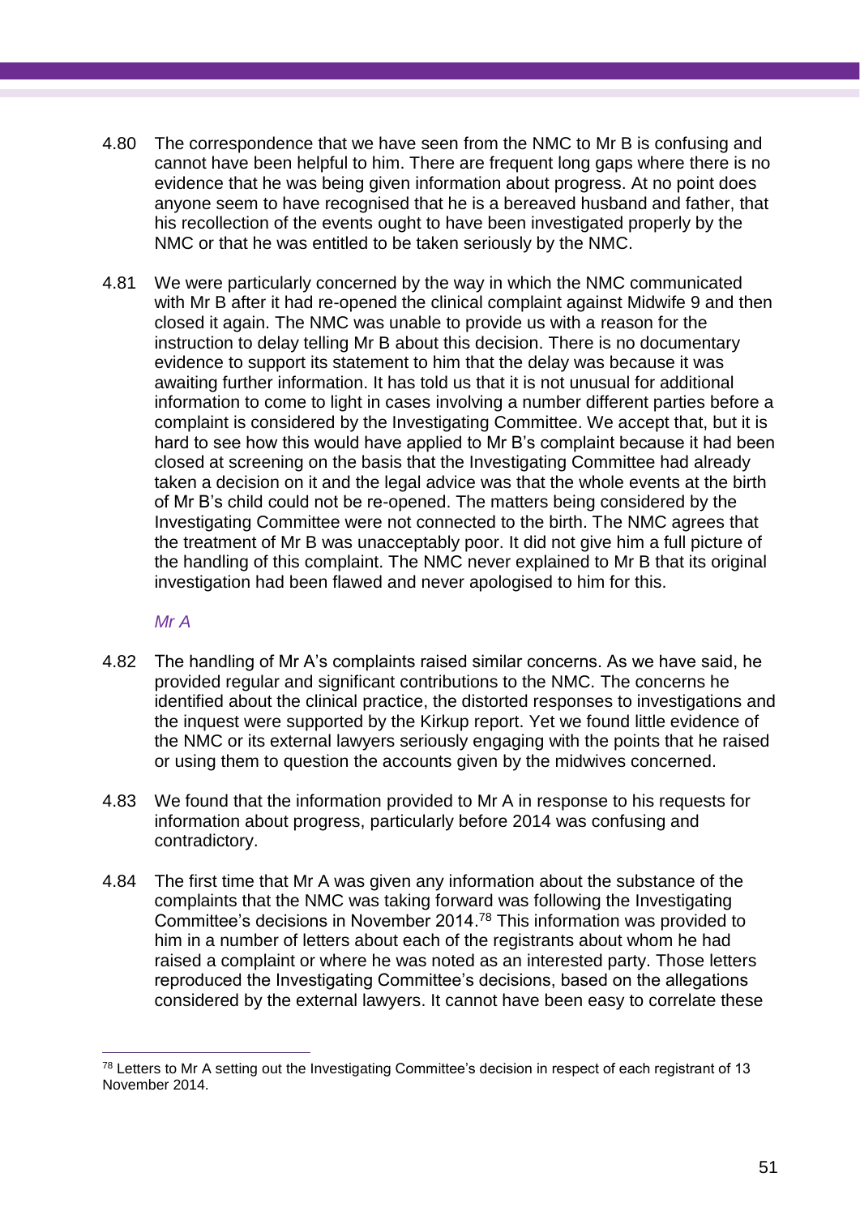4.80 The correspondence that we have seen from the NMC to Mr B is confusing and cannot have been helpful to him. There are frequent long gaps where there is no evidence that he was being given information about progress. At no point does anyone seem to have recognised that he is a bereaved husband and father, that his recollection of the events ought to have been investigated properly by the NMC or that he was entitled to be taken seriously by the NMC.

4.81 We were particularly concerned by the way in which the NMC communicated with Mr B after it had re-opened the clinical complaint against Midwife 9 and then closed it again. The NMC was unable to provide us with a reason for the instruction to delay telling Mr B about this decision. There is no documentary evidence to support its statement to him that the delay was because it was awaiting further information. It has told us that it is not unusual for additional information to come to light in cases involving a number different parties before a complaint is considered by the Investigating Committee. We accept that, but it is hard to see how this would have applied to Mr B's complaint because it had been closed at screening on the basis that the Investigating Committee had already taken a decision on it and the legal advice was that the whole events at the birth of Mr B's child could not be re-opened. The matters being considered by the Investigating Committee were not connected to the birth. The NMC agrees that the treatment of Mr B was unacceptably poor. It did not give him a full picture of the handling of this complaint. The NMC never explained to Mr B that its original investigation had been flawed and never apologised to him for this.

*Mr A*

4.82 The handling of Mr A's complaints raised similar concerns. As we have said, he provided regular and significant contributions to the NMC. The concerns he identified about the clinical practice, the distorted responses to investigations and the inquest were supported by the Kirkup report. Yet we found little evidence of the NMC or its external lawyers seriously engaging with the points that he raised or using them to question the accounts given by the midwives concerned.

4.83 We found that the information provided to Mr A in response to his requests for information about progress, particularly before 2014 was confusing and contradictory.

4.84 The first time that Mr A was given any information about the substance of the complaints that the NMC was taking forward was following the Investigating Committee's decisions in November 2014.[78] This information was provided to him in a number of letters about each of the registrants about whom he had raised a complaint or where he was noted as an interested party. Those letters reproduced the Investigating Committee's decisions, based on the allegations considered by the external lawyers. It cannot have been easy to correlate these

[78] Letters to Mr A setting out the Investigating Committee's decision in respect of each registrant of 13 November 2014.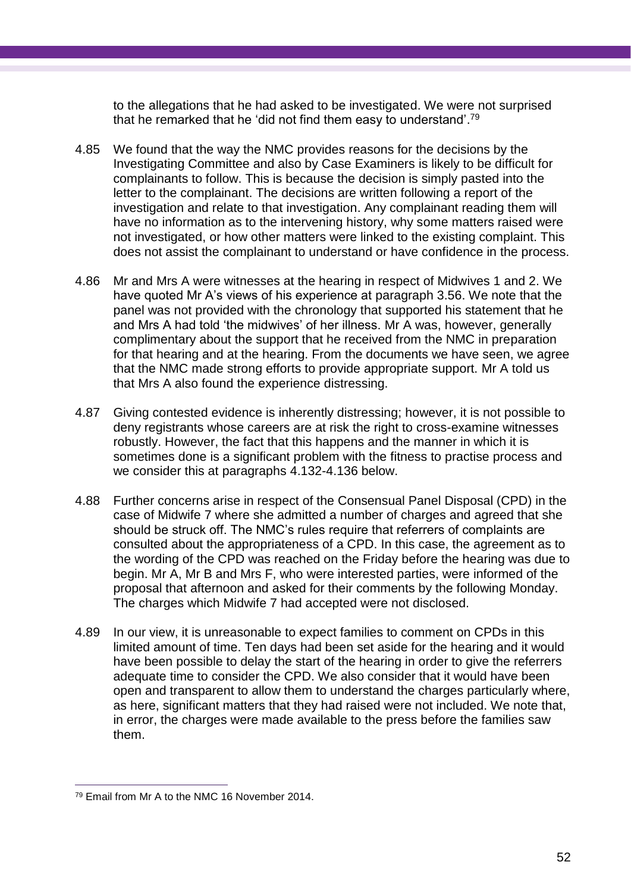to the allegations that he had asked to be investigated. We were not surprised that he remarked that he 'did not find them easy to understand'.[79]

4.85 We found that the way the NMC provides reasons for the decisions by the Investigating Committee and also by Case Examiners is likely to be difficult for complainants to follow. This is because the decision is simply pasted into the letter to the complainant. The decisions are written following a report of the investigation and relate to that investigation. Any complainant reading them will have no information as to the intervening history, why some matters raised were not investigated, or how other matters were linked to the existing complaint. This does not assist the complainant to understand or have confidence in the process.

4.86 Mr and Mrs A were witnesses at the hearing in respect of Midwives 1 and 2. We have quoted Mr A's views of his experience at paragraph 3.56. We note that the panel was not provided with the chronology that supported his statement that he and Mrs A had told 'the midwives' of her illness. Mr A was, however, generally complimentary about the support that he received from the NMC in preparation for that hearing and at the hearing. From the documents we have seen, we agree that the NMC made strong efforts to provide appropriate support. Mr A told us that Mrs A also found the experience distressing.

4.87 Giving contested evidence is inherently distressing; however, it is not possible to deny registrants whose careers are at risk the right to cross-examine witnesses robustly. However, the fact that this happens and the manner in which it is sometimes done is a significant problem with the fitness to practise process and we consider this at paragraphs 4.132-4.136 below.

4.88 Further concerns arise in respect of the Consensual Panel Disposal (CPD) in the case of Midwife 7 where she admitted a number of charges and agreed that she should be struck off. The NMC's rules require that referrers of complaints are consulted about the appropriateness of a CPD. In this case, the agreement as to the wording of the CPD was reached on the Friday before the hearing was due to begin. Mr A, Mr B and Mrs F, who were interested parties, were informed of the proposal that afternoon and asked for their comments by the following Monday. The charges which Midwife 7 had accepted were not disclosed.

4.89 In our view, it is unreasonable to expect families to comment on CPDs in this limited amount of time. Ten days had been set aside for the hearing and it would have been possible to delay the start of the hearing in order to give the referrers adequate time to consider the CPD. We also consider that it would have been open and transparent to allow them to understand the charges particularly where, as here, significant matters that they had raised were not included. We note that, in error, the charges were made available to the press before the families saw them.

[79] Email from Mr A to the NMC 16 November 2014.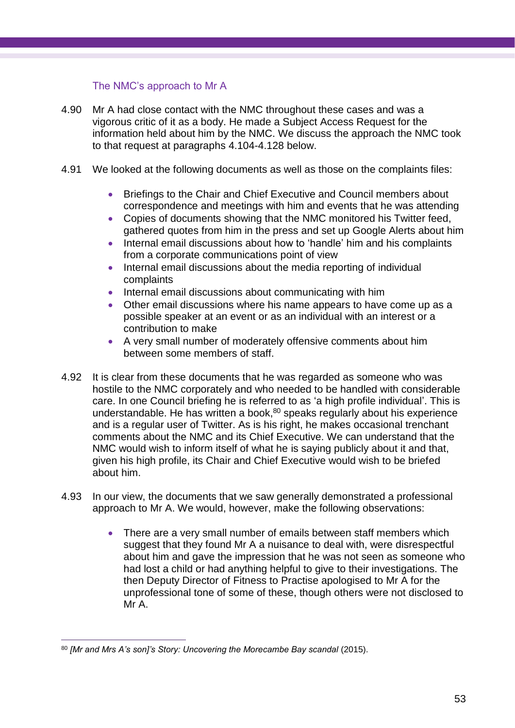### The NMC's approach to Mr A

4.90 Mr A had close contact with the NMC throughout these cases and was a vigorous critic of it as a body. He made a Subject Access Request for the information held about him by the NMC. We discuss the approach the NMC took to that request at paragraphs 4.104-4.128 below.

4.91 We looked at the following documents as well as those on the complaints files:

- Briefings to the Chair and Chief Executive and Council members about correspondence and meetings with him and events that he was attending
- Copies of documents showing that the NMC monitored his Twitter feed, gathered quotes from him in the press and set up Google Alerts about him
- Internal email discussions about how to 'handle' him and his complaints from a corporate communications point of view
- Internal email discussions about the media reporting of individual complaints
- Internal email discussions about communicating with him
- Other email discussions where his name appears to have come up as a possible speaker at an event or as an individual with an interest or a contribution to make
- A very small number of moderately offensive comments about him between some members of staff.

4.92 It is clear from these documents that he was regarded as someone who was hostile to the NMC corporately and who needed to be handled with considerable care. In one Council briefing he is referred to as 'a high profile individual'. This is understandable. He has written a book,[80] speaks regularly about his experience and is a regular user of Twitter. As is his right, he makes occasional trenchant comments about the NMC and its Chief Executive. We can understand that the NMC would wish to inform itself of what he is saying publicly about it and that, given his high profile, its Chair and Chief Executive would wish to be briefed about him.

4.93 In our view, the documents that we saw generally demonstrated a professional approach to Mr A. We would, however, make the following observations:

- There are a very small number of emails between staff members which suggest that they found Mr A a nuisance to deal with, were disrespectful about him and gave the impression that he was not seen as someone who had lost a child or had anything helpful to give to their investigations. The then Deputy Director of Fitness to Practise apologised to Mr A for the unprofessional tone of some of these, though others were not disclosed to Mr A.

---

[80] *[Mr and Mrs A's son]'s Story: Uncovering the Morecambe Bay scandal* (2015).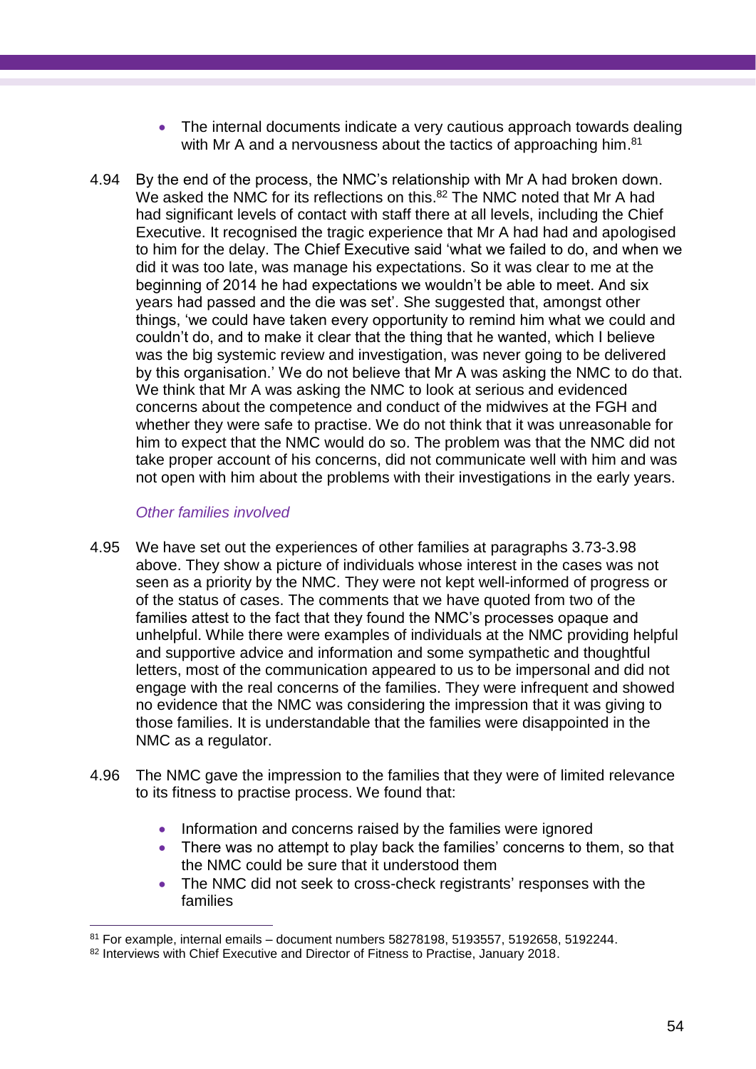- The internal documents indicate a very cautious approach towards dealing with Mr A and a nervousness about the tactics of approaching him.[81]

4.94 By the end of the process, the NMC's relationship with Mr A had broken down. We asked the NMC for its reflections on this.[82] The NMC noted that Mr A had had significant levels of contact with staff there at all levels, including the Chief Executive. It recognised the tragic experience that Mr A had had and apologised to him for the delay. The Chief Executive said 'what we failed to do, and when we did it was too late, was manage his expectations. So it was clear to me at the beginning of 2014 he had expectations we wouldn't be able to meet. And six years had passed and the die was set'. She suggested that, amongst other things, 'we could have taken every opportunity to remind him what we could and couldn't do, and to make it clear that the thing that he wanted, which I believe was the big systemic review and investigation, was never going to be delivered by this organisation.' We do not believe that Mr A was asking the NMC to do that. We think that Mr A was asking the NMC to look at serious and evidenced concerns about the competence and conduct of the midwives at the FGH and whether they were safe to practise. We do not think that it was unreasonable for him to expect that the NMC would do so. The problem was that the NMC did not take proper account of his concerns, did not communicate well with him and was not open with him about the problems with their investigations in the early years.

*Other families involved*

4.95 We have set out the experiences of other families at paragraphs 3.73-3.98 above. They show a picture of individuals whose interest in the cases was not seen as a priority by the NMC. They were not kept well-informed of progress or of the status of cases. The comments that we have quoted from two of the families attest to the fact that they found the NMC's processes opaque and unhelpful. While there were examples of individuals at the NMC providing helpful and supportive advice and information and some sympathetic and thoughtful letters, most of the communication appeared to us to be impersonal and did not engage with the real concerns of the families. They were infrequent and showed no evidence that the NMC was considering the impression that it was giving to those families. It is understandable that the families were disappointed in the NMC as a regulator.

4.96 The NMC gave the impression to the families that they were of limited relevance to its fitness to practise process. We found that:

- Information and concerns raised by the families were ignored
- There was no attempt to play back the families' concerns to them, so that the NMC could be sure that it understood them
- The NMC did not seek to cross-check registrants' responses with the families

[81] For example, internal emails – document numbers 58278198, 5193557, 5192658, 5192244.

[82] Interviews with Chief Executive and Director of Fitness to Practise, January 2018.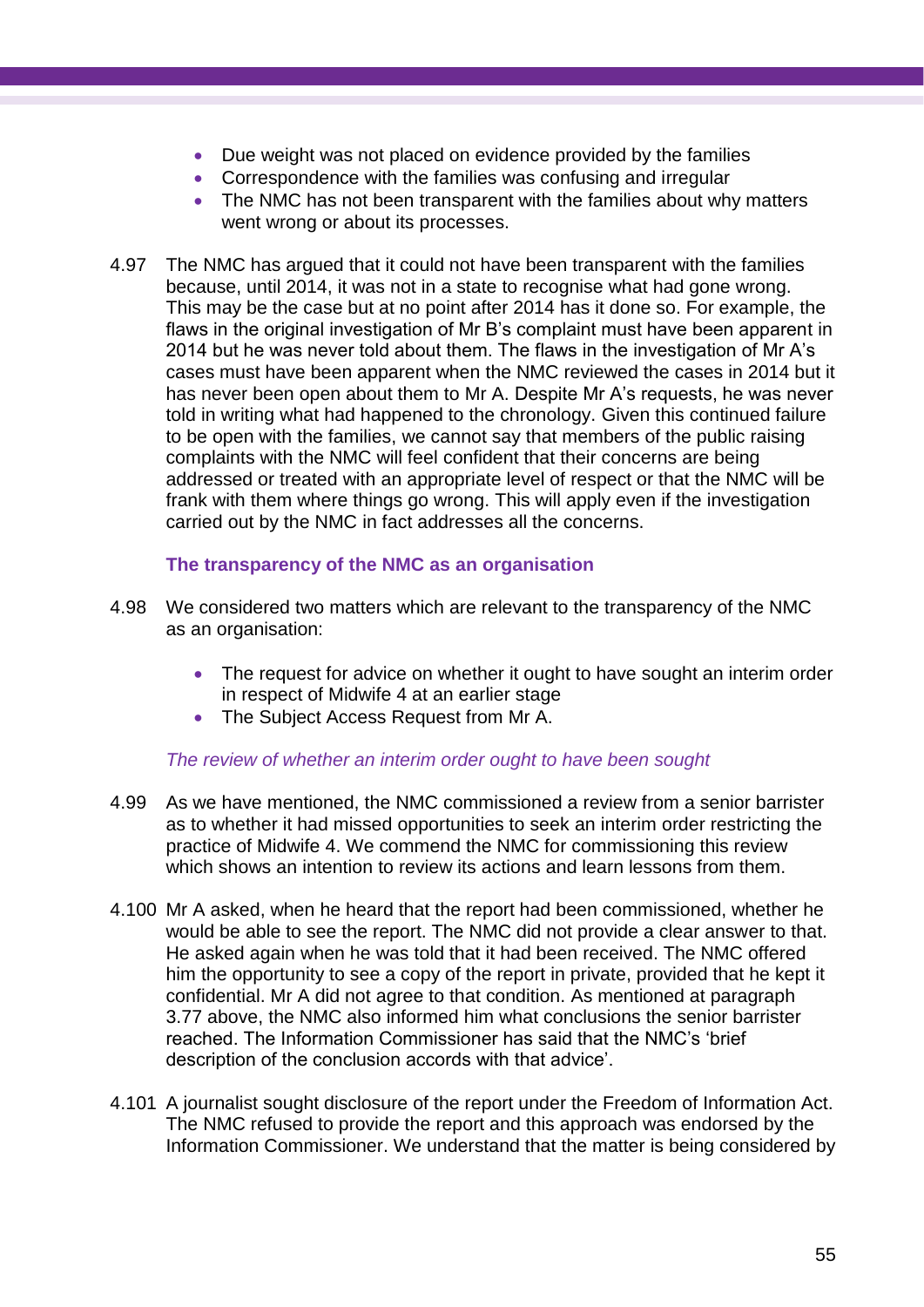- Due weight was not placed on evidence provided by the families
- Correspondence with the families was confusing and irregular
- The NMC has not been transparent with the families about why matters went wrong or about its processes.

4.97 The NMC has argued that it could not have been transparent with the families because, until 2014, it was not in a state to recognise what had gone wrong. This may be the case but at no point after 2014 has it done so. For example, the flaws in the original investigation of Mr B's complaint must have been apparent in 2014 but he was never told about them. The flaws in the investigation of Mr A's cases must have been apparent when the NMC reviewed the cases in 2014 but it has never been open about them to Mr A. Despite Mr A's requests, he was never told in writing what had happened to the chronology. Given this continued failure to be open with the families, we cannot say that members of the public raising complaints with the NMC will feel confident that their concerns are being addressed or treated with an appropriate level of respect or that the NMC will be frank with them where things go wrong. This will apply even if the investigation carried out by the NMC in fact addresses all the concerns.

### The transparency of the NMC as an organisation

4.98 We considered two matters which are relevant to the transparency of the NMC as an organisation:

- The request for advice on whether it ought to have sought an interim order in respect of Midwife 4 at an earlier stage
- The Subject Access Request from Mr A.

*The review of whether an interim order ought to have been sought*

4.99 As we have mentioned, the NMC commissioned a review from a senior barrister as to whether it had missed opportunities to seek an interim order restricting the practice of Midwife 4. We commend the NMC for commissioning this review which shows an intention to review its actions and learn lessons from them.

4.100 Mr A asked, when he heard that the report had been commissioned, whether he would be able to see the report. The NMC did not provide a clear answer to that. He asked again when he was told that it had been received. The NMC offered him the opportunity to see a copy of the report in private, provided that he kept it confidential. Mr A did not agree to that condition. As mentioned at paragraph 3.77 above, the NMC also informed him what conclusions the senior barrister reached. The Information Commissioner has said that the NMC's 'brief description of the conclusion accords with that advice'.

4.101 A journalist sought disclosure of the report under the Freedom of Information Act. The NMC refused to provide the report and this approach was endorsed by the Information Commissioner. We understand that the matter is being considered by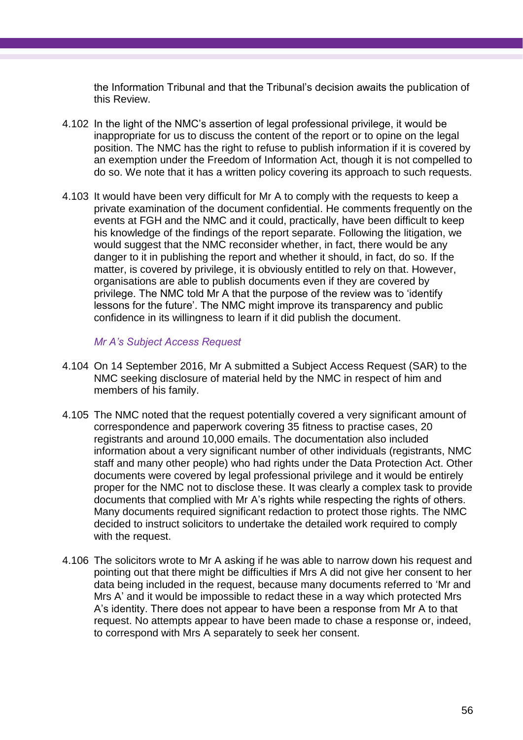the Information Tribunal and that the Tribunal's decision awaits the publication of this Review.

4.102 In the light of the NMC's assertion of legal professional privilege, it would be inappropriate for us to discuss the content of the report or to opine on the legal position. The NMC has the right to refuse to publish information if it is covered by an exemption under the Freedom of Information Act, though it is not compelled to do so. We note that it has a written policy covering its approach to such requests.

4.103 It would have been very difficult for Mr A to comply with the requests to keep a private examination of the document confidential. He comments frequently on the events at FGH and the NMC and it could, practically, have been difficult to keep his knowledge of the findings of the report separate. Following the litigation, we would suggest that the NMC reconsider whether, in fact, there would be any danger to it in publishing the report and whether it should, in fact, do so. If the matter, is covered by privilege, it is obviously entitled to rely on that. However, organisations are able to publish documents even if they are covered by privilege. The NMC told Mr A that the purpose of the review was to 'identify lessons for the future'. The NMC might improve its transparency and public confidence in its willingness to learn if it did publish the document.

### *Mr A's Subject Access Request*

4.104 On 14 September 2016, Mr A submitted a Subject Access Request (SAR) to the NMC seeking disclosure of material held by the NMC in respect of him and members of his family.

4.105 The NMC noted that the request potentially covered a very significant amount of correspondence and paperwork covering 35 fitness to practise cases, 20 registrants and around 10,000 emails. The documentation also included information about a very significant number of other individuals (registrants, NMC staff and many other people) who had rights under the Data Protection Act. Other documents were covered by legal professional privilege and it would be entirely proper for the NMC not to disclose these. It was clearly a complex task to provide documents that complied with Mr A's rights while respecting the rights of others. Many documents required significant redaction to protect those rights. The NMC decided to instruct solicitors to undertake the detailed work required to comply with the request.

4.106 The solicitors wrote to Mr A asking if he was able to narrow down his request and pointing out that there might be difficulties if Mrs A did not give her consent to her data being included in the request, because many documents referred to 'Mr and Mrs A' and it would be impossible to redact these in a way which protected Mrs A's identity. There does not appear to have been a response from Mr A to that request. No attempts appear to have been made to chase a response or, indeed, to correspond with Mrs A separately to seek her consent.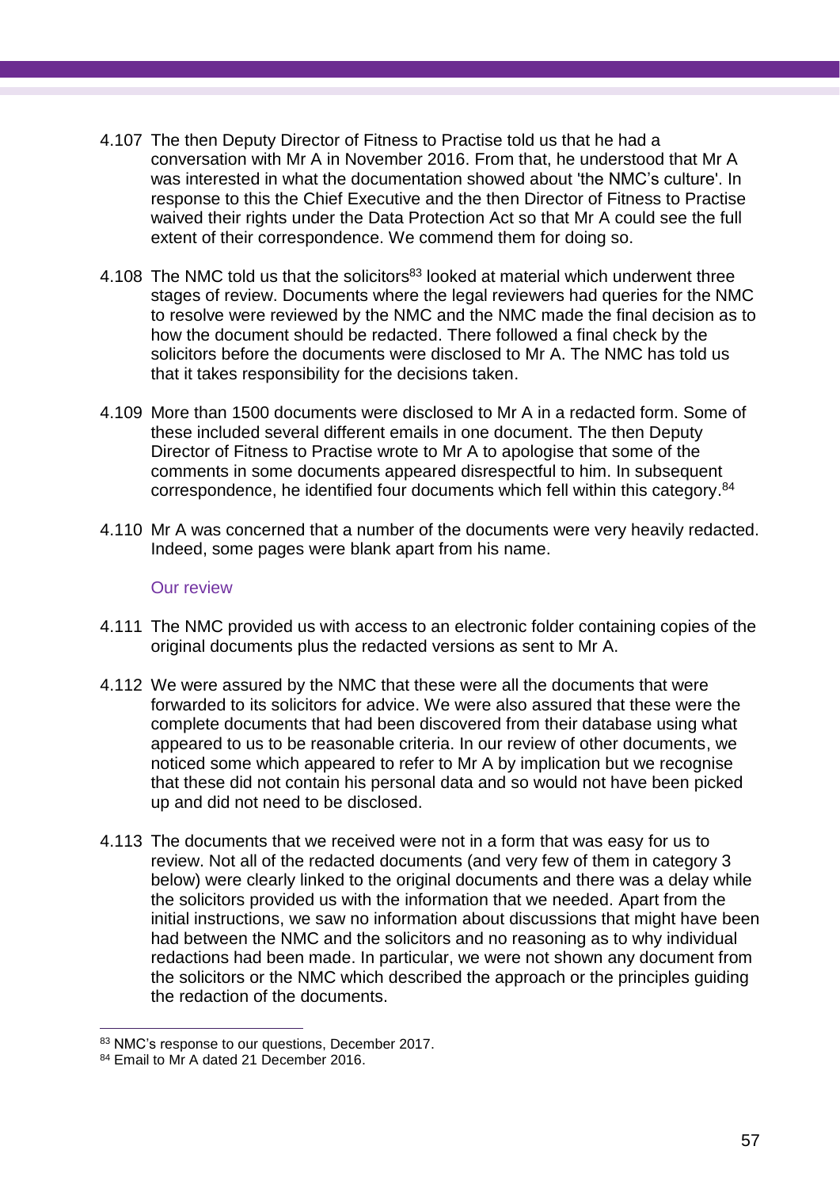4.107 The then Deputy Director of Fitness to Practise told us that he had a conversation with Mr A in November 2016. From that, he understood that Mr A was interested in what the documentation showed about 'the NMC's culture'. In response to this the Chief Executive and the then Director of Fitness to Practise waived their rights under the Data Protection Act so that Mr A could see the full extent of their correspondence. We commend them for doing so.

4.108 The NMC told us that the solicitors[83] looked at material which underwent three stages of review. Documents where the legal reviewers had queries for the NMC to resolve were reviewed by the NMC and the NMC made the final decision as to how the document should be redacted. There followed a final check by the solicitors before the documents were disclosed to Mr A. The NMC has told us that it takes responsibility for the decisions taken.

4.109 More than 1500 documents were disclosed to Mr A in a redacted form. Some of these included several different emails in one document. The then Deputy Director of Fitness to Practise wrote to Mr A to apologise that some of the comments in some documents appeared disrespectful to him. In subsequent correspondence, he identified four documents which fell within this category.[84]

4.110 Mr A was concerned that a number of the documents were very heavily redacted. Indeed, some pages were blank apart from his name.

### Our review

4.111 The NMC provided us with access to an electronic folder containing copies of the original documents plus the redacted versions as sent to Mr A.

4.112 We were assured by the NMC that these were all the documents that were forwarded to its solicitors for advice. We were also assured that these were the complete documents that had been discovered from their database using what appeared to us to be reasonable criteria. In our review of other documents, we noticed some which appeared to refer to Mr A by implication but we recognise that these did not contain his personal data and so would not have been picked up and did not need to be disclosed.

4.113 The documents that we received were not in a form that was easy for us to review. Not all of the redacted documents (and very few of them in category 3 below) were clearly linked to the original documents and there was a delay while the solicitors provided us with the information that we needed. Apart from the initial instructions, we saw no information about discussions that might have been had between the NMC and the solicitors and no reasoning as to why individual redactions had been made. In particular, we were not shown any document from the solicitors or the NMC which described the approach or the principles guiding the redaction of the documents.

[83] NMC's response to our questions, December 2017.

[84] Email to Mr A dated 21 December 2016.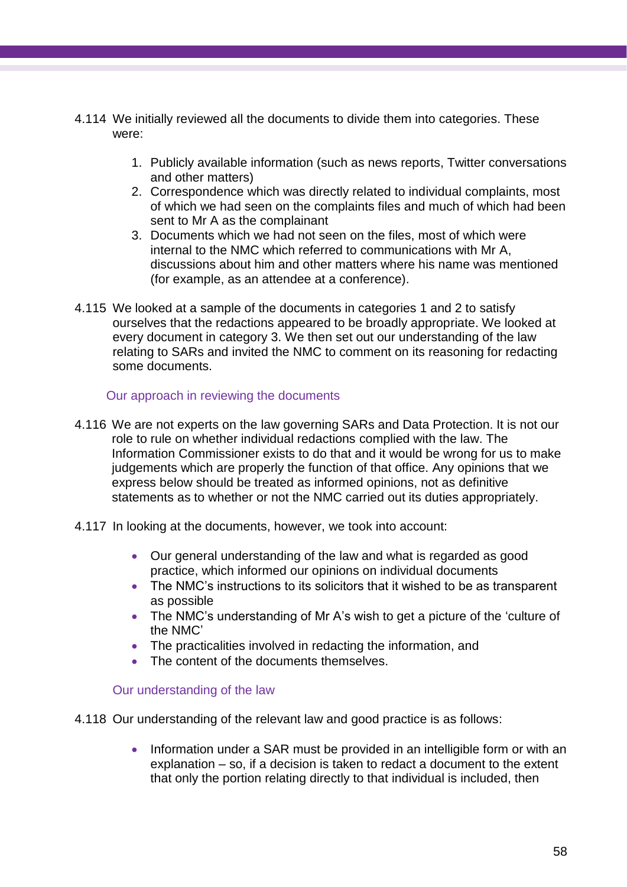4.114 We initially reviewed all the documents to divide them into categories. These were:

1. Publicly available information (such as news reports, Twitter conversations and other matters)
2. Correspondence which was directly related to individual complaints, most of which we had seen on the complaints files and much of which had been sent to Mr A as the complainant
3. Documents which we had not seen on the files, most of which were internal to the NMC which referred to communications with Mr A, discussions about him and other matters where his name was mentioned (for example, as an attendee at a conference).

4.115 We looked at a sample of the documents in categories 1 and 2 to satisfy ourselves that the redactions appeared to be broadly appropriate. We looked at every document in category 3. We then set out our understanding of the law relating to SARs and invited the NMC to comment on its reasoning for redacting some documents.

### Our approach in reviewing the documents

4.116 We are not experts on the law governing SARs and Data Protection. It is not our role to rule on whether individual redactions complied with the law. The Information Commissioner exists to do that and it would be wrong for us to make judgements which are properly the function of that office. Any opinions that we express below should be treated as informed opinions, not as definitive statements as to whether or not the NMC carried out its duties appropriately.

4.117 In looking at the documents, however, we took into account:

- Our general understanding of the law and what is regarded as good practice, which informed our opinions on individual documents
- The NMC's instructions to its solicitors that it wished to be as transparent as possible
- The NMC's understanding of Mr A's wish to get a picture of the 'culture of the NMC'
- The practicalities involved in redacting the information, and
- The content of the documents themselves.

### Our understanding of the law

4.118 Our understanding of the relevant law and good practice is as follows:

- Information under a SAR must be provided in an intelligible form or with an explanation – so, if a decision is taken to redact a document to the extent that only the portion relating directly to that individual is included, then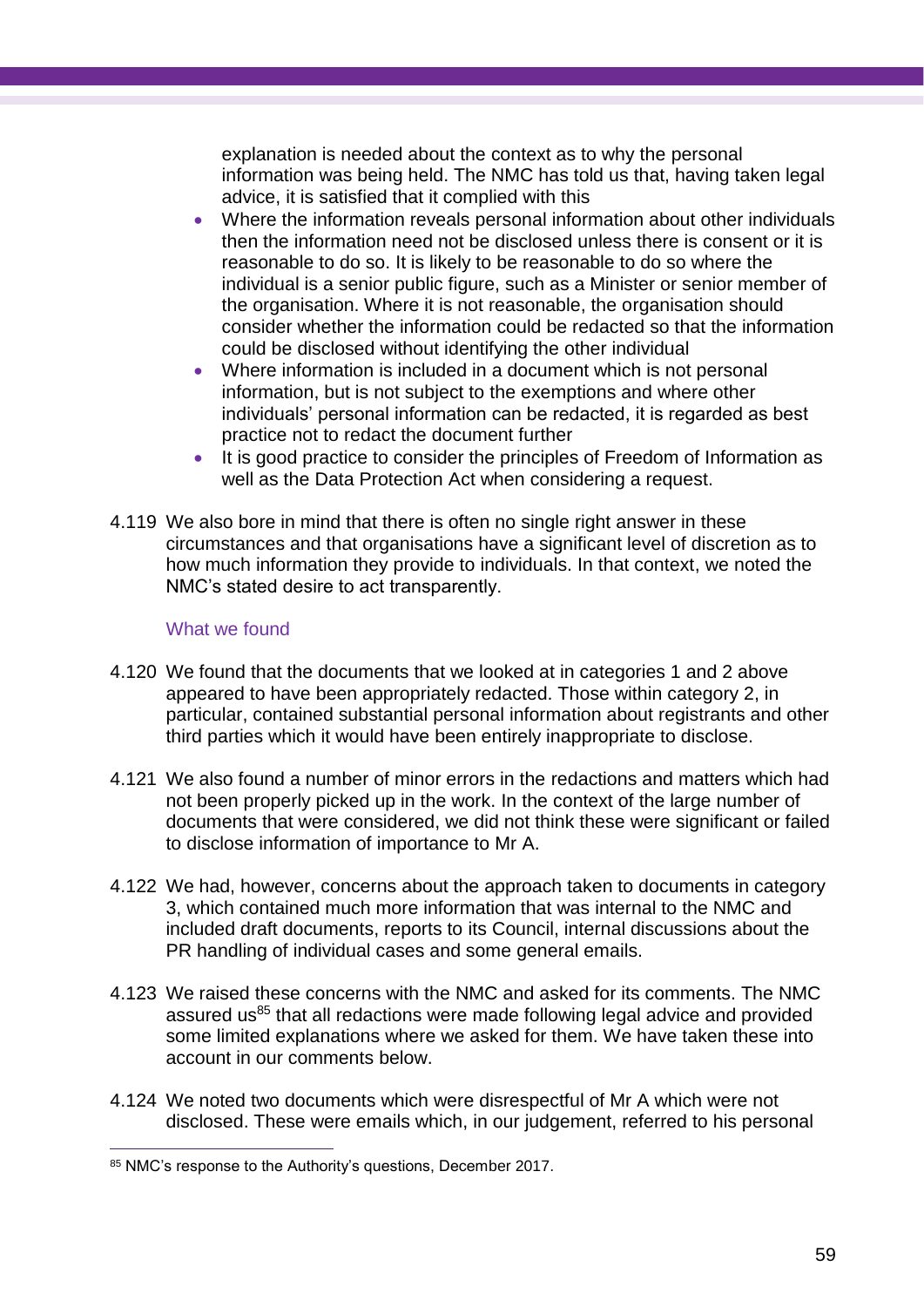explanation is needed about the context as to why the personal information was being held. The NMC has told us that, having taken legal advice, it is satisfied that it complied with this

- Where the information reveals personal information about other individuals then the information need not be disclosed unless there is consent or it is reasonable to do so. It is likely to be reasonable to do so where the individual is a senior public figure, such as a Minister or senior member of the organisation. Where it is not reasonable, the organisation should consider whether the information could be redacted so that the information could be disclosed without identifying the other individual
- Where information is included in a document which is not personal information, but is not subject to the exemptions and where other individuals' personal information can be redacted, it is regarded as best practice not to redact the document further
- It is good practice to consider the principles of Freedom of Information as well as the Data Protection Act when considering a request.

4.119 We also bore in mind that there is often no single right answer in these circumstances and that organisations have a significant level of discretion as to how much information they provide to individuals. In that context, we noted the NMC's stated desire to act transparently.

### What we found

4.120 We found that the documents that we looked at in categories 1 and 2 above appeared to have been appropriately redacted. Those within category 2, in particular, contained substantial personal information about registrants and other third parties which it would have been entirely inappropriate to disclose.

4.121 We also found a number of minor errors in the redactions and matters which had not been properly picked up in the work. In the context of the large number of documents that were considered, we did not think these were significant or failed to disclose information of importance to Mr A.

4.122 We had, however, concerns about the approach taken to documents in category 3, which contained much more information that was internal to the NMC and included draft documents, reports to its Council, internal discussions about the PR handling of individual cases and some general emails.

4.123 We raised these concerns with the NMC and asked for its comments. The NMC assured us[85] that all redactions were made following legal advice and provided some limited explanations where we asked for them. We have taken these into account in our comments below.

4.124 We noted two documents which were disrespectful of Mr A which were not disclosed. These were emails which, in our judgement, referred to his personal

[85] NMC's response to the Authority's questions, December 2017.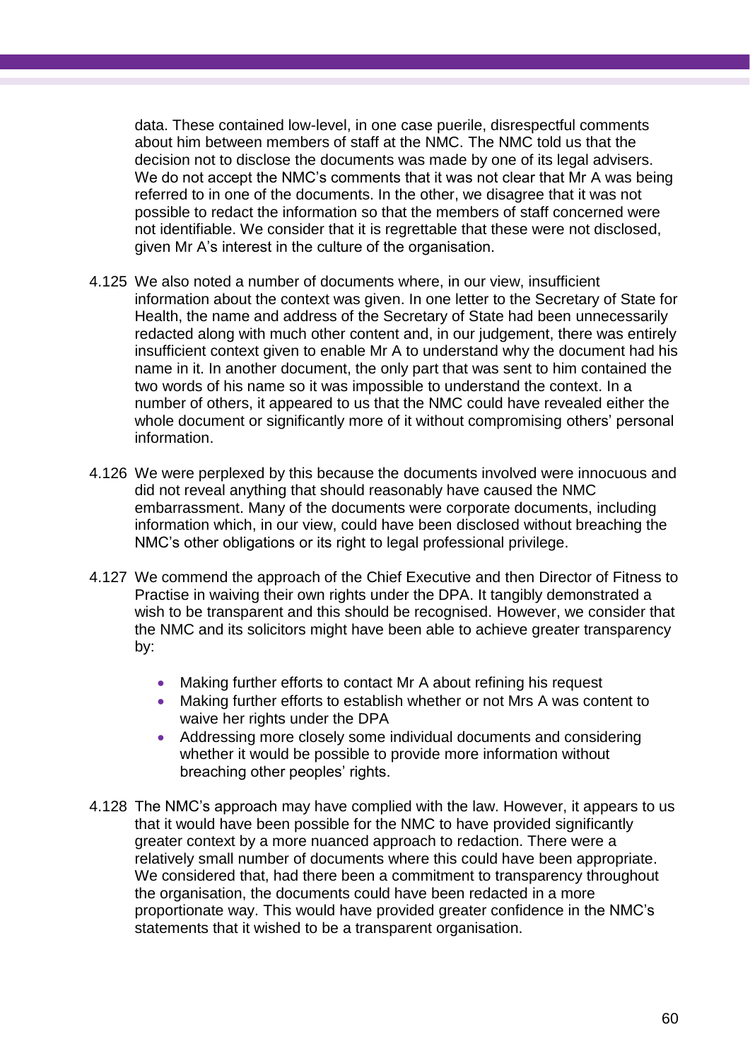data. These contained low-level, in one case puerile, disrespectful comments about him between members of staff at the NMC. The NMC told us that the decision not to disclose the documents was made by one of its legal advisers. We do not accept the NMC's comments that it was not clear that Mr A was being referred to in one of the documents. In the other, we disagree that it was not possible to redact the information so that the members of staff concerned were not identifiable. We consider that it is regrettable that these were not disclosed, given Mr A's interest in the culture of the organisation.

4.125 We also noted a number of documents where, in our view, insufficient information about the context was given. In one letter to the Secretary of State for Health, the name and address of the Secretary of State had been unnecessarily redacted along with much other content and, in our judgement, there was entirely insufficient context given to enable Mr A to understand why the document had his name in it. In another document, the only part that was sent to him contained the two words of his name so it was impossible to understand the context. In a number of others, it appeared to us that the NMC could have revealed either the whole document or significantly more of it without compromising others' personal information.

4.126 We were perplexed by this because the documents involved were innocuous and did not reveal anything that should reasonably have caused the NMC embarrassment. Many of the documents were corporate documents, including information which, in our view, could have been disclosed without breaching the NMC's other obligations or its right to legal professional privilege.

4.127 We commend the approach of the Chief Executive and then Director of Fitness to Practise in waiving their own rights under the DPA. It tangibly demonstrated a wish to be transparent and this should be recognised. However, we consider that the NMC and its solicitors might have been able to achieve greater transparency by:

- Making further efforts to contact Mr A about refining his request
- Making further efforts to establish whether or not Mrs A was content to waive her rights under the DPA
- Addressing more closely some individual documents and considering whether it would be possible to provide more information without breaching other peoples' rights.

4.128 The NMC's approach may have complied with the law. However, it appears to us that it would have been possible for the NMC to have provided significantly greater context by a more nuanced approach to redaction. There were a relatively small number of documents where this could have been appropriate. We considered that, had there been a commitment to transparency throughout the organisation, the documents could have been redacted in a more proportionate way. This would have provided greater confidence in the NMC's statements that it wished to be a transparent organisation.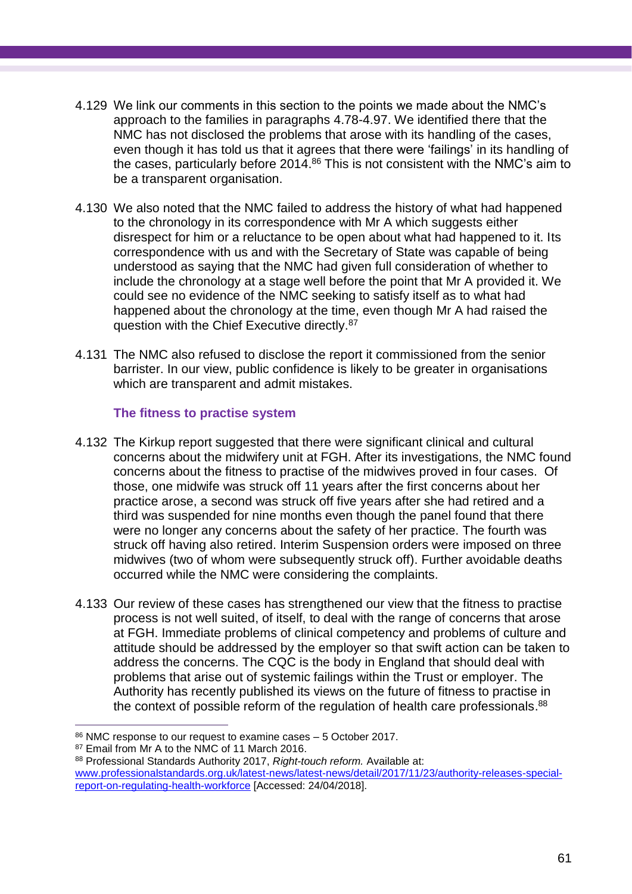4.129 We link our comments in this section to the points we made about the NMC's approach to the families in paragraphs 4.78-4.97. We identified there that the NMC has not disclosed the problems that arose with its handling of the cases, even though it has told us that it agrees that there were 'failings' in its handling of the cases, particularly before 2014.[86] This is not consistent with the NMC's aim to be a transparent organisation.

4.130 We also noted that the NMC failed to address the history of what had happened to the chronology in its correspondence with Mr A which suggests either disrespect for him or a reluctance to be open about what had happened to it. Its correspondence with us and with the Secretary of State was capable of being understood as saying that the NMC had given full consideration of whether to include the chronology at a stage well before the point that Mr A provided it. We could see no evidence of the NMC seeking to satisfy itself as to what had happened about the chronology at the time, even though Mr A had raised the question with the Chief Executive directly.[87]

4.131 The NMC also refused to disclose the report it commissioned from the senior barrister. In our view, public confidence is likely to be greater in organisations which are transparent and admit mistakes.

### The fitness to practise system

4.132 The Kirkup report suggested that there were significant clinical and cultural concerns about the midwifery unit at FGH. After its investigations, the NMC found concerns about the fitness to practise of the midwives proved in four cases. Of those, one midwife was struck off 11 years after the first concerns about her practice arose, a second was struck off five years after she had retired and a third was suspended for nine months even though the panel found that there were no longer any concerns about the safety of her practice. The fourth was struck off having also retired. Interim Suspension orders were imposed on three midwives (two of whom were subsequently struck off). Further avoidable deaths occurred while the NMC were considering the complaints.

4.133 Our review of these cases has strengthened our view that the fitness to practise process is not well suited, of itself, to deal with the range of concerns that arose at FGH. Immediate problems of clinical competency and problems of culture and attitude should be addressed by the employer so that swift action can be taken to address the concerns. The CQC is the body in England that should deal with problems that arise out of systemic failings within the Trust or employer. The Authority has recently published its views on the future of fitness to practise in the context of possible reform of the regulation of health care professionals.[88]

---

[86] NMC response to our request to examine cases – 5 October 2017.

[87] Email from Mr A to the NMC of 11 March 2016.

[88] Professional Standards Authority 2017, *Right-touch reform.* Available at: [www.professionalstandards.org.uk/latest-news/latest-news/detail/2017/11/23/authority-releases-special-report-on-regulating-health-workforce](www.professionalstandards.org.uk/latest-news/latest-news/detail/2017/11/23/authority-releases-special-report-on-regulating-health-workforce) [Accessed: 24/04/2018].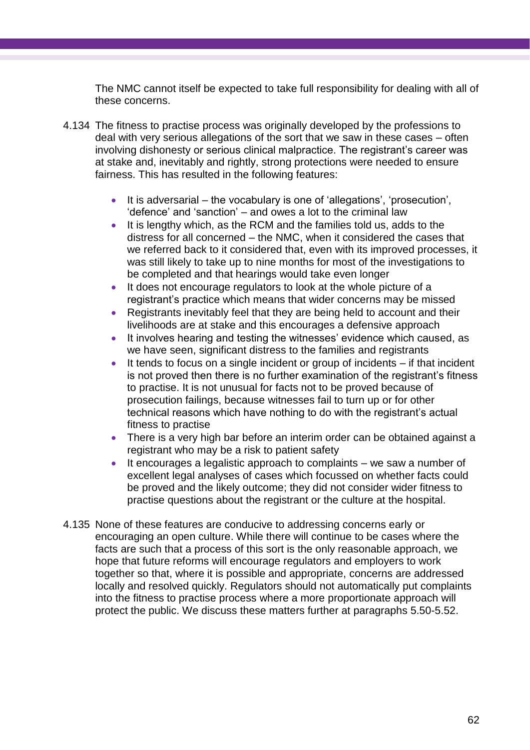The NMC cannot itself be expected to take full responsibility for dealing with all of these concerns.

4.134 The fitness to practise process was originally developed by the professions to deal with very serious allegations of the sort that we saw in these cases – often involving dishonesty or serious clinical malpractice. The registrant's career was at stake and, inevitably and rightly, strong protections were needed to ensure fairness. This has resulted in the following features:

- It is adversarial – the vocabulary is one of 'allegations', 'prosecution', 'defence' and 'sanction' – and owes a lot to the criminal law
- It is lengthy which, as the RCM and the families told us, adds to the distress for all concerned – the NMC, when it considered the cases that we referred back to it considered that, even with its improved processes, it was still likely to take up to nine months for most of the investigations to be completed and that hearings would take even longer
- It does not encourage regulators to look at the whole picture of a registrant's practice which means that wider concerns may be missed
- Registrants inevitably feel that they are being held to account and their livelihoods are at stake and this encourages a defensive approach
- It involves hearing and testing the witnesses' evidence which caused, as we have seen, significant distress to the families and registrants
- It tends to focus on a single incident or group of incidents – if that incident is not proved then there is no further examination of the registrant's fitness to practise. It is not unusual for facts not to be proved because of prosecution failings, because witnesses fail to turn up or for other technical reasons which have nothing to do with the registrant's actual fitness to practise
- There is a very high bar before an interim order can be obtained against a registrant who may be a risk to patient safety
- It encourages a legalistic approach to complaints – we saw a number of excellent legal analyses of cases which focussed on whether facts could be proved and the likely outcome; they did not consider wider fitness to practise questions about the registrant or the culture at the hospital.

4.135 None of these features are conducive to addressing concerns early or encouraging an open culture. While there will continue to be cases where the facts are such that a process of this sort is the only reasonable approach, we hope that future reforms will encourage regulators and employers to work together so that, where it is possible and appropriate, concerns are addressed locally and resolved quickly. Regulators should not automatically put complaints into the fitness to practise process where a more proportionate approach will protect the public. We discuss these matters further at paragraphs 5.50-5.52.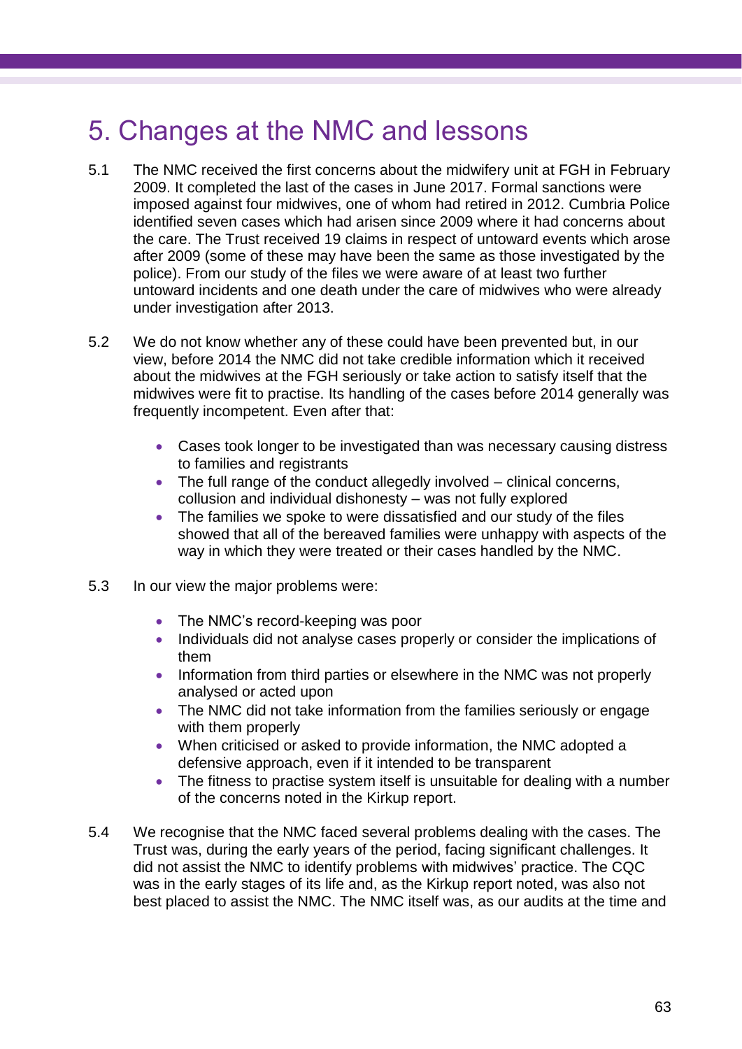# 5. Changes at the NMC and lessons

5.1 The NMC received the first concerns about the midwifery unit at FGH in February 2009. It completed the last of the cases in June 2017. Formal sanctions were imposed against four midwives, one of whom had retired in 2012. Cumbria Police identified seven cases which had arisen since 2009 where it had concerns about the care. The Trust received 19 claims in respect of untoward events which arose after 2009 (some of these may have been the same as those investigated by the police). From our study of the files we were aware of at least two further untoward incidents and one death under the care of midwives who were already under investigation after 2013.

5.2 We do not know whether any of these could have been prevented but, in our view, before 2014 the NMC did not take credible information which it received about the midwives at the FGH seriously or take action to satisfy itself that the midwives were fit to practise. Its handling of the cases before 2014 generally was frequently incompetent. Even after that:

- Cases took longer to be investigated than was necessary causing distress to families and registrants
- The full range of the conduct allegedly involved – clinical concerns, collusion and individual dishonesty – was not fully explored
- The families we spoke to were dissatisfied and our study of the files showed that all of the bereaved families were unhappy with aspects of the way in which they were treated or their cases handled by the NMC.

5.3 In our view the major problems were:

- The NMC's record-keeping was poor
- Individuals did not analyse cases properly or consider the implications of them
- Information from third parties or elsewhere in the NMC was not properly analysed or acted upon
- The NMC did not take information from the families seriously or engage with them properly
- When criticised or asked to provide information, the NMC adopted a defensive approach, even if it intended to be transparent
- The fitness to practise system itself is unsuitable for dealing with a number of the concerns noted in the Kirkup report.

5.4 We recognise that the NMC faced several problems dealing with the cases. The Trust was, during the early years of the period, facing significant challenges. It did not assist the NMC to identify problems with midwives' practice. The CQC was in the early stages of its life and, as the Kirkup report noted, was also not best placed to assist the NMC. The NMC itself was, as our audits at the time and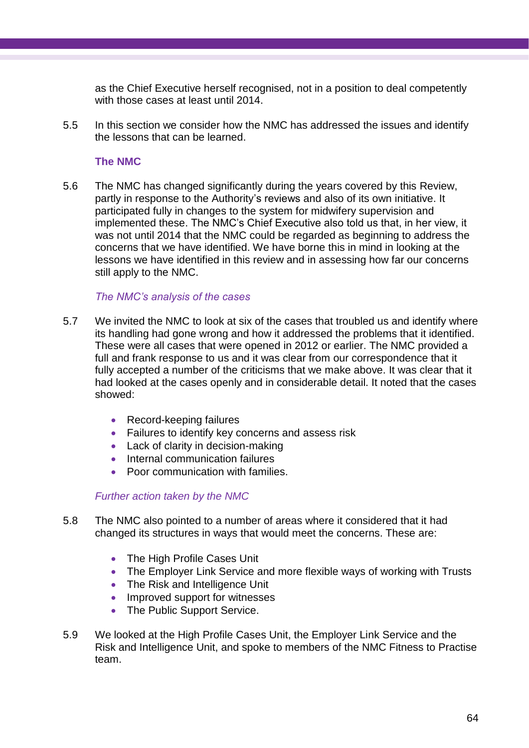as the Chief Executive herself recognised, not in a position to deal competently with those cases at least until 2014.

5.5 In this section we consider how the NMC has addressed the issues and identify the lessons that can be learned.

### The NMC

5.6 The NMC has changed significantly during the years covered by this Review, partly in response to the Authority's reviews and also of its own initiative. It participated fully in changes to the system for midwifery supervision and implemented these. The NMC's Chief Executive also told us that, in her view, it was not until 2014 that the NMC could be regarded as beginning to address the concerns that we have identified. We have borne this in mind in looking at the lessons we have identified in this review and in assessing how far our concerns still apply to the NMC.

#### *The NMC's analysis of the cases*

5.7 We invited the NMC to look at six of the cases that troubled us and identify where its handling had gone wrong and how it addressed the problems that it identified. These were all cases that were opened in 2012 or earlier. The NMC provided a full and frank response to us and it was clear from our correspondence that it fully accepted a number of the criticisms that we make above. It was clear that it had looked at the cases openly and in considerable detail. It noted that the cases showed:

- Record-keeping failures
- Failures to identify key concerns and assess risk
- Lack of clarity in decision-making
- Internal communication failures
- Poor communication with families.

#### *Further action taken by the NMC*

5.8 The NMC also pointed to a number of areas where it considered that it had changed its structures in ways that would meet the concerns. These are:

- The High Profile Cases Unit
- The Employer Link Service and more flexible ways of working with Trusts
- The Risk and Intelligence Unit
- Improved support for witnesses
- The Public Support Service.

5.9 We looked at the High Profile Cases Unit, the Employer Link Service and the Risk and Intelligence Unit, and spoke to members of the NMC Fitness to Practise team.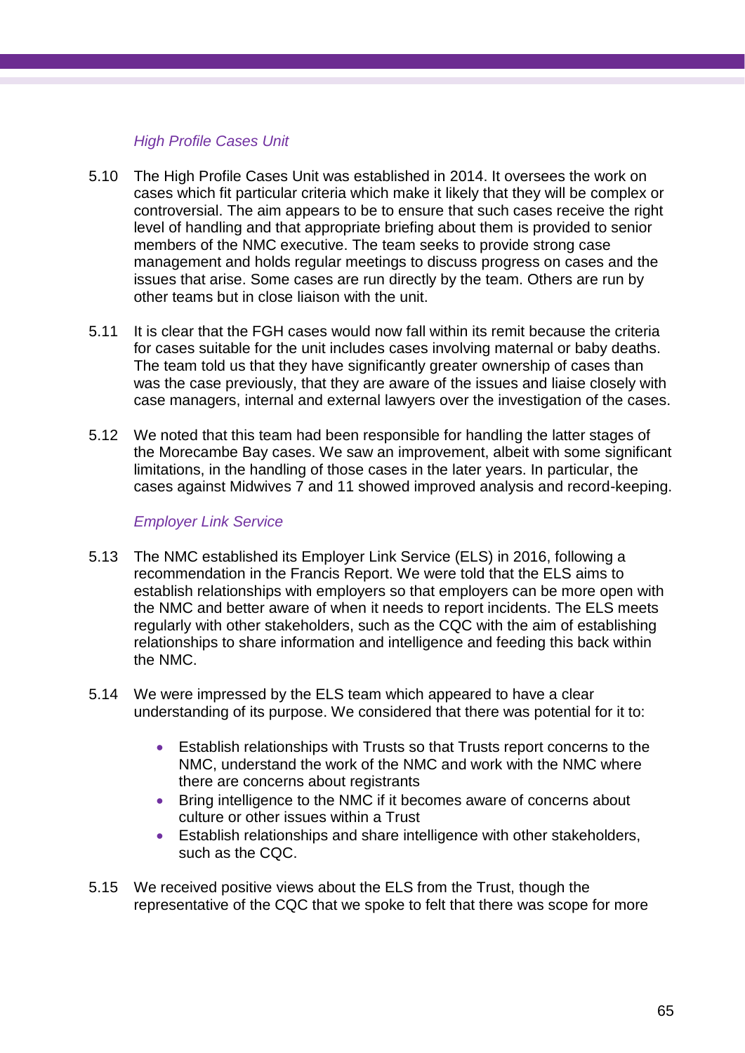*High Profile Cases Unit*

5.10 The High Profile Cases Unit was established in 2014. It oversees the work on cases which fit particular criteria which make it likely that they will be complex or controversial. The aim appears to be to ensure that such cases receive the right level of handling and that appropriate briefing about them is provided to senior members of the NMC executive. The team seeks to provide strong case management and holds regular meetings to discuss progress on cases and the issues that arise. Some cases are run directly by the team. Others are run by other teams but in close liaison with the unit.

5.11 It is clear that the FGH cases would now fall within its remit because the criteria for cases suitable for the unit includes cases involving maternal or baby deaths. The team told us that they have significantly greater ownership of cases than was the case previously, that they are aware of the issues and liaise closely with case managers, internal and external lawyers over the investigation of the cases.

5.12 We noted that this team had been responsible for handling the latter stages of the Morecambe Bay cases. We saw an improvement, albeit with some significant limitations, in the handling of those cases in the later years. In particular, the cases against Midwives 7 and 11 showed improved analysis and record-keeping.

*Employer Link Service*

5.13 The NMC established its Employer Link Service (ELS) in 2016, following a recommendation in the Francis Report. We were told that the ELS aims to establish relationships with employers so that employers can be more open with the NMC and better aware of when it needs to report incidents. The ELS meets regularly with other stakeholders, such as the CQC with the aim of establishing relationships to share information and intelligence and feeding this back within the NMC.

5.14 We were impressed by the ELS team which appeared to have a clear understanding of its purpose. We considered that there was potential for it to:

- Establish relationships with Trusts so that Trusts report concerns to the NMC, understand the work of the NMC and work with the NMC where there are concerns about registrants
- Bring intelligence to the NMC if it becomes aware of concerns about culture or other issues within a Trust
- Establish relationships and share intelligence with other stakeholders, such as the CQC.

5.15 We received positive views about the ELS from the Trust, though the representative of the CQC that we spoke to felt that there was scope for more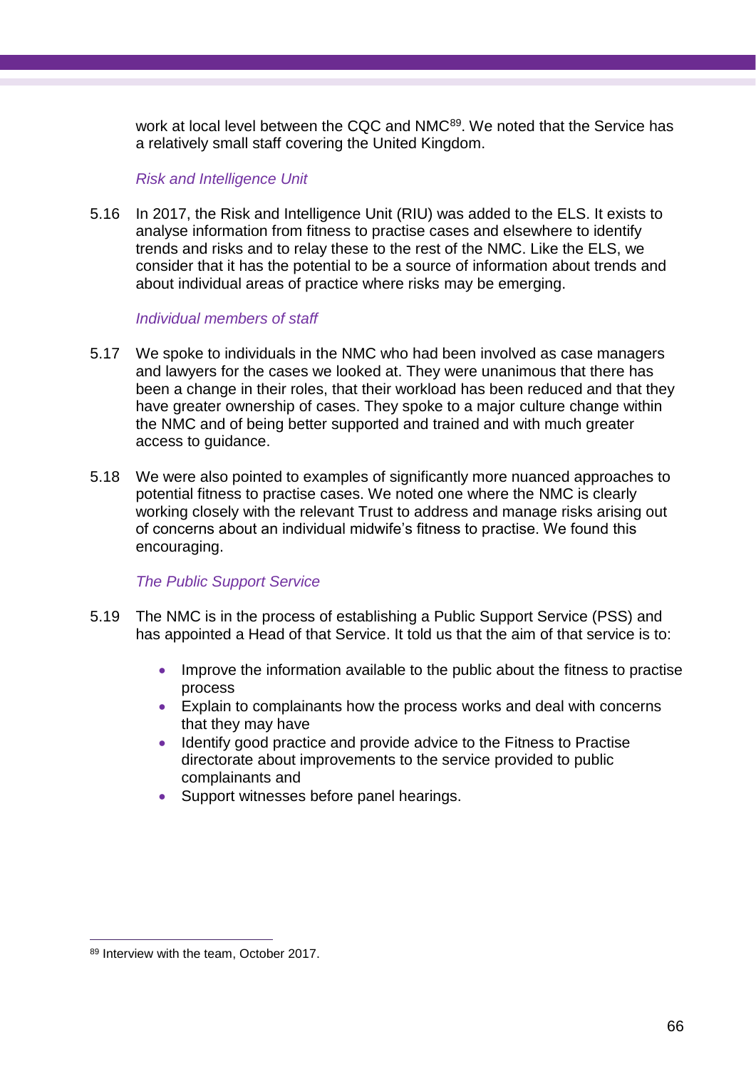work at local level between the CQC and NMC[89]. We noted that the Service has a relatively small staff covering the United Kingdom.

*Risk and Intelligence Unit*

5.16 In 2017, the Risk and Intelligence Unit (RIU) was added to the ELS. It exists to analyse information from fitness to practise cases and elsewhere to identify trends and risks and to relay these to the rest of the NMC. Like the ELS, we consider that it has the potential to be a source of information about trends and about individual areas of practice where risks may be emerging.

*Individual members of staff*

5.17 We spoke to individuals in the NMC who had been involved as case managers and lawyers for the cases we looked at. They were unanimous that there has been a change in their roles, that their workload has been reduced and that they have greater ownership of cases. They spoke to a major culture change within the NMC and of being better supported and trained and with much greater access to guidance.

5.18 We were also pointed to examples of significantly more nuanced approaches to potential fitness to practise cases. We noted one where the NMC is clearly working closely with the relevant Trust to address and manage risks arising out of concerns about an individual midwife's fitness to practise. We found this encouraging.

*The Public Support Service*

5.19 The NMC is in the process of establishing a Public Support Service (PSS) and has appointed a Head of that Service. It told us that the aim of that service is to:

- Improve the information available to the public about the fitness to practise process
- Explain to complainants how the process works and deal with concerns that they may have
- Identify good practice and provide advice to the Fitness to Practise directorate about improvements to the service provided to public complainants and
- Support witnesses before panel hearings.

---

[89] Interview with the team, October 2017.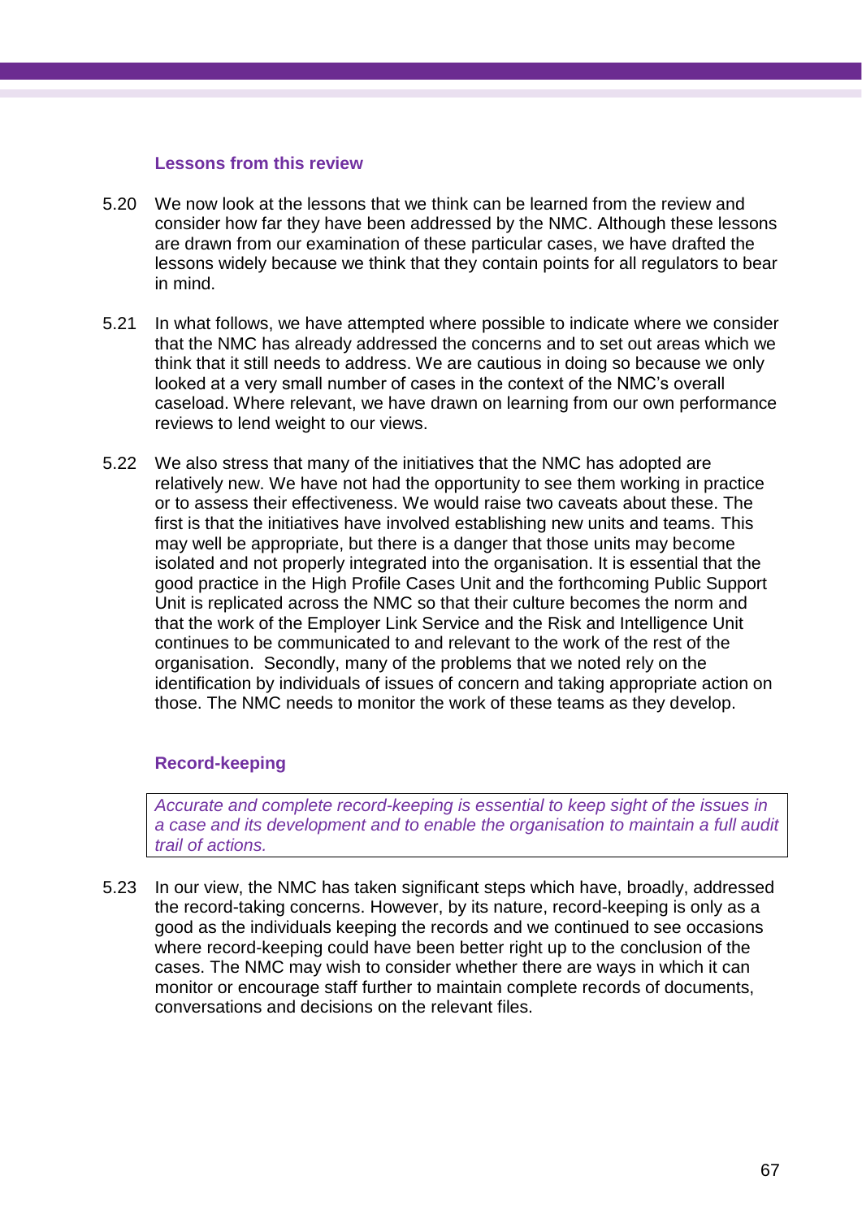### Lessons from this review

5.20 We now look at the lessons that we think can be learned from the review and consider how far they have been addressed by the NMC. Although these lessons are drawn from our examination of these particular cases, we have drafted the lessons widely because we think that they contain points for all regulators to bear in mind.

5.21 In what follows, we have attempted where possible to indicate where we consider that the NMC has already addressed the concerns and to set out areas which we think that it still needs to address. We are cautious in doing so because we only looked at a very small number of cases in the context of the NMC's overall caseload. Where relevant, we have drawn on learning from our own performance reviews to lend weight to our views.

5.22 We also stress that many of the initiatives that the NMC has adopted are relatively new. We have not had the opportunity to see them working in practice or to assess their effectiveness. We would raise two caveats about these. The first is that the initiatives have involved establishing new units and teams. This may well be appropriate, but there is a danger that those units may become isolated and not properly integrated into the organisation. It is essential that the good practice in the High Profile Cases Unit and the forthcoming Public Support Unit is replicated across the NMC so that their culture becomes the norm and that the work of the Employer Link Service and the Risk and Intelligence Unit continues to be communicated to and relevant to the work of the rest of the organisation. Secondly, many of the problems that we noted rely on the identification by individuals of issues of concern and taking appropriate action on those. The NMC needs to monitor the work of these teams as they develop.

### Record-keeping

*Accurate and complete record-keeping is essential to keep sight of the issues in a case and its development and to enable the organisation to maintain a full audit trail of actions.*

5.23 In our view, the NMC has taken significant steps which have, broadly, addressed the record-taking concerns. However, by its nature, record-keeping is only as a good as the individuals keeping the records and we continued to see occasions where record-keeping could have been better right up to the conclusion of the cases. The NMC may wish to consider whether there are ways in which it can monitor or encourage staff further to maintain complete records of documents, conversations and decisions on the relevant files.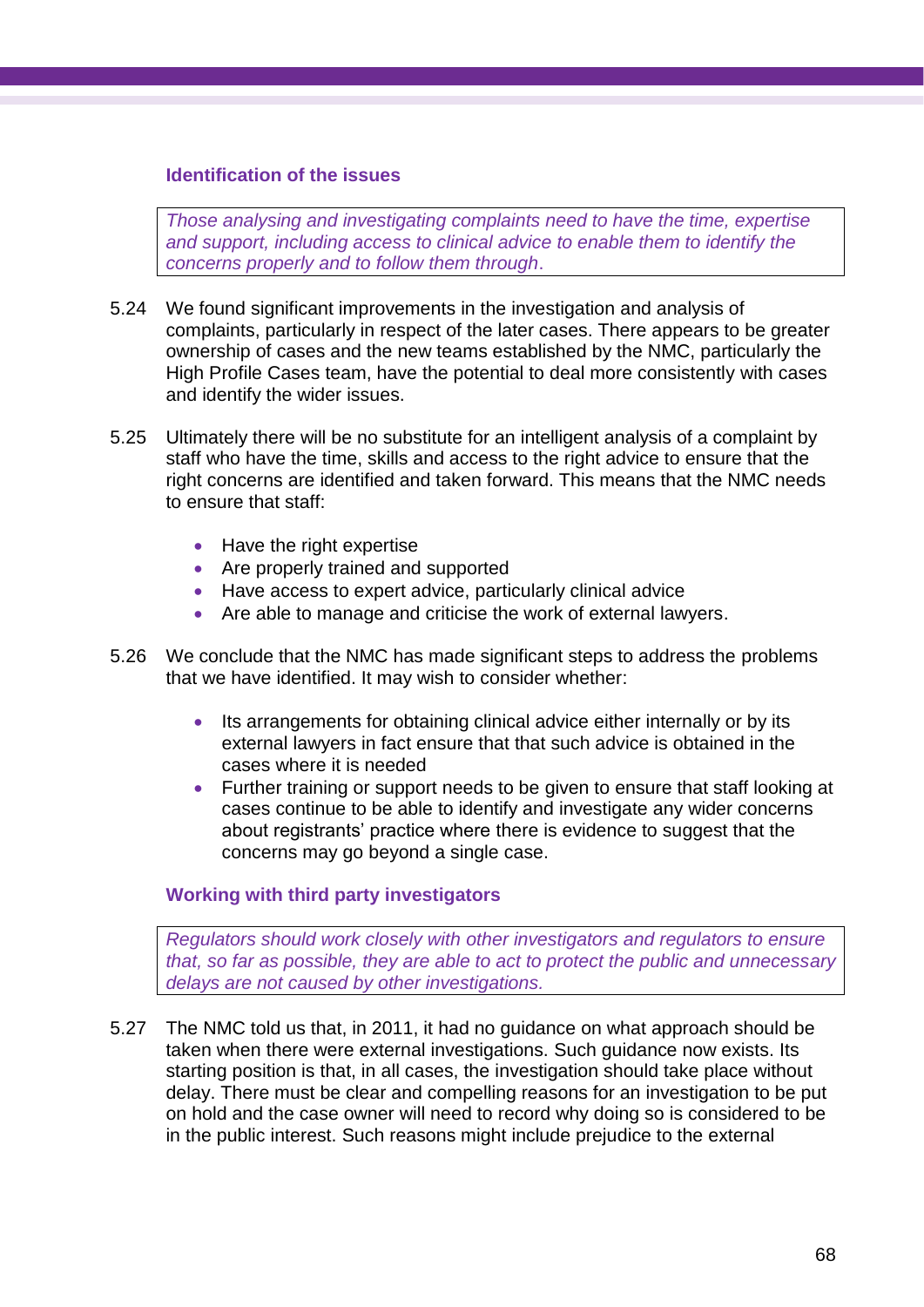### Identification of the issues

*Those analysing and investigating complaints need to have the time, expertise and support, including access to clinical advice to enable them to identify the concerns properly and to follow them through.*

5.24 We found significant improvements in the investigation and analysis of complaints, particularly in respect of the later cases. There appears to be greater ownership of cases and the new teams established by the NMC, particularly the High Profile Cases team, have the potential to deal more consistently with cases and identify the wider issues.

5.25 Ultimately there will be no substitute for an intelligent analysis of a complaint by staff who have the time, skills and access to the right advice to ensure that the right concerns are identified and taken forward. This means that the NMC needs to ensure that staff:

- Have the right expertise
- Are properly trained and supported
- Have access to expert advice, particularly clinical advice
- Are able to manage and criticise the work of external lawyers.

5.26 We conclude that the NMC has made significant steps to address the problems that we have identified. It may wish to consider whether:

- Its arrangements for obtaining clinical advice either internally or by its external lawyers in fact ensure that that such advice is obtained in the cases where it is needed
- Further training or support needs to be given to ensure that staff looking at cases continue to be able to identify and investigate any wider concerns about registrants' practice where there is evidence to suggest that the concerns may go beyond a single case.

### Working with third party investigators

*Regulators should work closely with other investigators and regulators to ensure that, so far as possible, they are able to act to protect the public and unnecessary delays are not caused by other investigations.*

5.27 The NMC told us that, in 2011, it had no guidance on what approach should be taken when there were external investigations. Such guidance now exists. Its starting position is that, in all cases, the investigation should take place without delay. There must be clear and compelling reasons for an investigation to be put on hold and the case owner will need to record why doing so is considered to be in the public interest. Such reasons might include prejudice to the external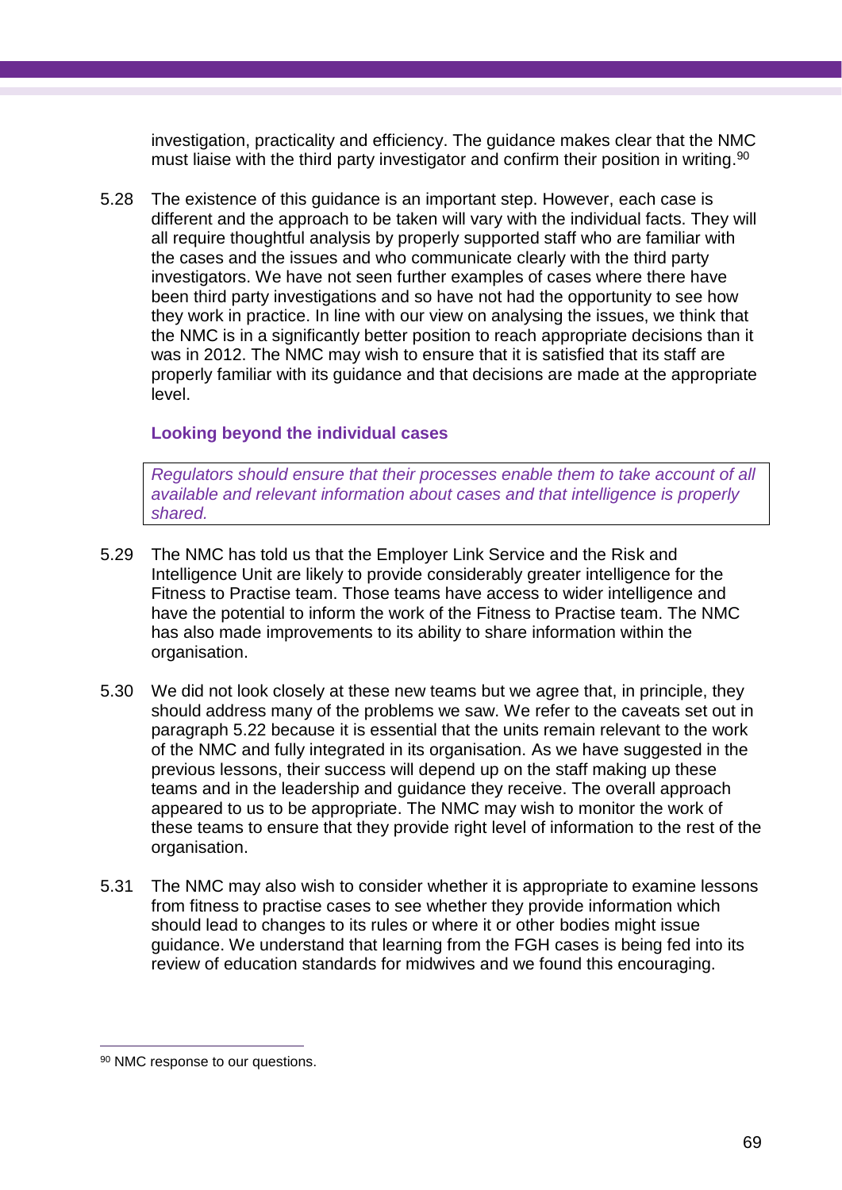investigation, practicality and efficiency. The guidance makes clear that the NMC must liaise with the third party investigator and confirm their position in writing.[90]

5.28 The existence of this guidance is an important step. However, each case is different and the approach to be taken will vary with the individual facts. They will all require thoughtful analysis by properly supported staff who are familiar with the cases and the issues and who communicate clearly with the third party investigators. We have not seen further examples of cases where there have been third party investigations and so have not had the opportunity to see how they work in practice. In line with our view on analysing the issues, we think that the NMC is in a significantly better position to reach appropriate decisions than it was in 2012. The NMC may wish to ensure that it is satisfied that its staff are properly familiar with its guidance and that decisions are made at the appropriate level.

### Looking beyond the individual cases

*Regulators should ensure that their processes enable them to take account of all available and relevant information about cases and that intelligence is properly shared.*

5.29 The NMC has told us that the Employer Link Service and the Risk and Intelligence Unit are likely to provide considerably greater intelligence for the Fitness to Practise team. Those teams have access to wider intelligence and have the potential to inform the work of the Fitness to Practise team. The NMC has also made improvements to its ability to share information within the organisation.

5.30 We did not look closely at these new teams but we agree that, in principle, they should address many of the problems we saw. We refer to the caveats set out in paragraph 5.22 because it is essential that the units remain relevant to the work of the NMC and fully integrated in its organisation. As we have suggested in the previous lessons, their success will depend up on the staff making up these teams and in the leadership and guidance they receive. The overall approach appeared to us to be appropriate. The NMC may wish to monitor the work of these teams to ensure that they provide right level of information to the rest of the organisation.

5.31 The NMC may also wish to consider whether it is appropriate to examine lessons from fitness to practise cases to see whether they provide information which should lead to changes to its rules or where it or other bodies might issue guidance. We understand that learning from the FGH cases is being fed into its review of education standards for midwives and we found this encouraging.

---

[90] NMC response to our questions.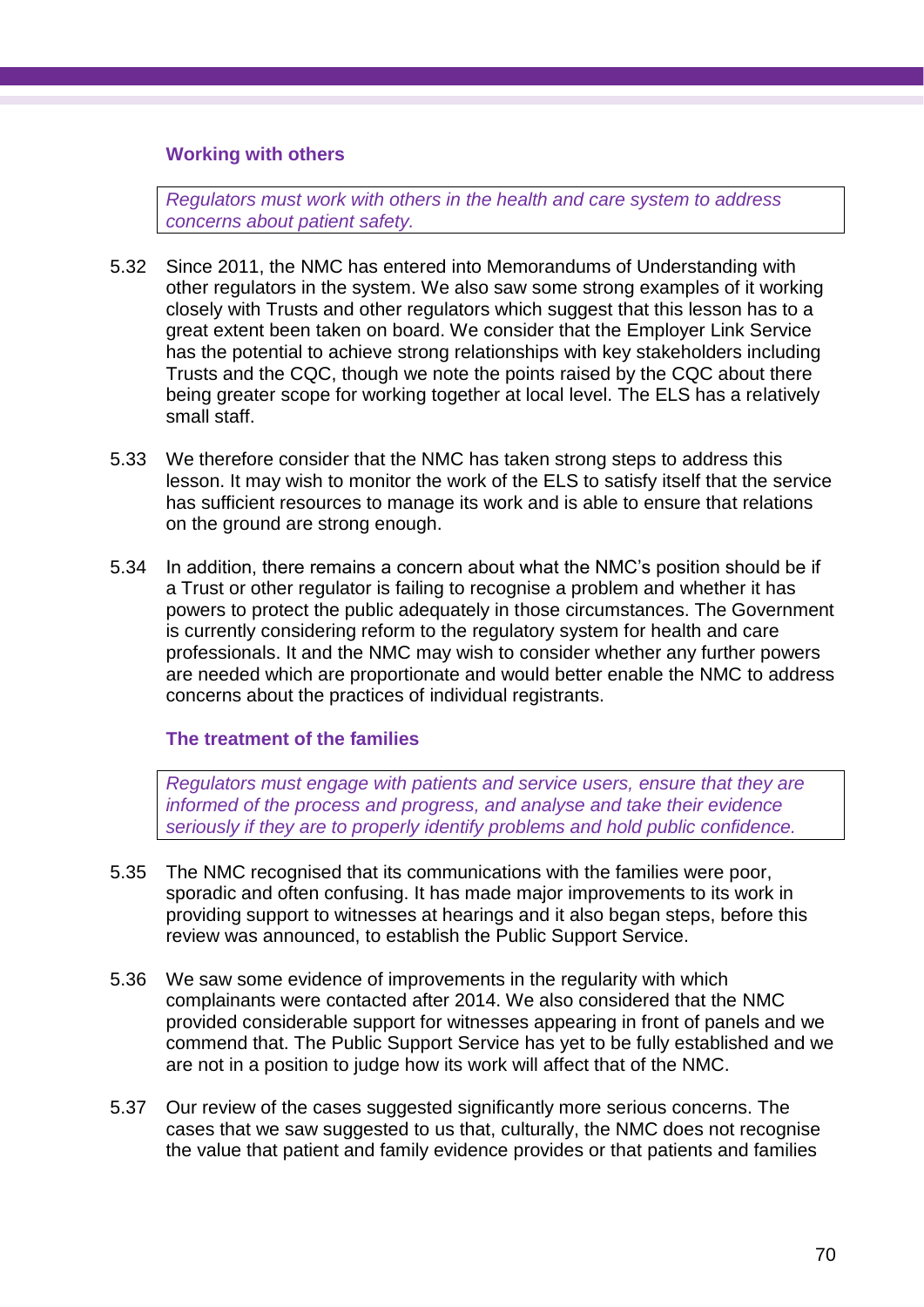### Working with others

*Regulators must work with others in the health and care system to address concerns about patient safety.*

5.32 Since 2011, the NMC has entered into Memorandums of Understanding with other regulators in the system. We also saw some strong examples of it working closely with Trusts and other regulators which suggest that this lesson has to a great extent been taken on board. We consider that the Employer Link Service has the potential to achieve strong relationships with key stakeholders including Trusts and the CQC, though we note the points raised by the CQC about there being greater scope for working together at local level. The ELS has a relatively small staff.

5.33 We therefore consider that the NMC has taken strong steps to address this lesson. It may wish to monitor the work of the ELS to satisfy itself that the service has sufficient resources to manage its work and is able to ensure that relations on the ground are strong enough.

5.34 In addition, there remains a concern about what the NMC's position should be if a Trust or other regulator is failing to recognise a problem and whether it has powers to protect the public adequately in those circumstances. The Government is currently considering reform to the regulatory system for health and care professionals. It and the NMC may wish to consider whether any further powers are needed which are proportionate and would better enable the NMC to address concerns about the practices of individual registrants.

### The treatment of the families

*Regulators must engage with patients and service users, ensure that they are informed of the process and progress, and analyse and take their evidence seriously if they are to properly identify problems and hold public confidence.*

5.35 The NMC recognised that its communications with the families were poor, sporadic and often confusing. It has made major improvements to its work in providing support to witnesses at hearings and it also began steps, before this review was announced, to establish the Public Support Service.

5.36 We saw some evidence of improvements in the regularity with which complainants were contacted after 2014. We also considered that the NMC provided considerable support for witnesses appearing in front of panels and we commend that. The Public Support Service has yet to be fully established and we are not in a position to judge how its work will affect that of the NMC.

5.37 Our review of the cases suggested significantly more serious concerns. The cases that we saw suggested to us that, culturally, the NMC does not recognise the value that patient and family evidence provides or that patients and families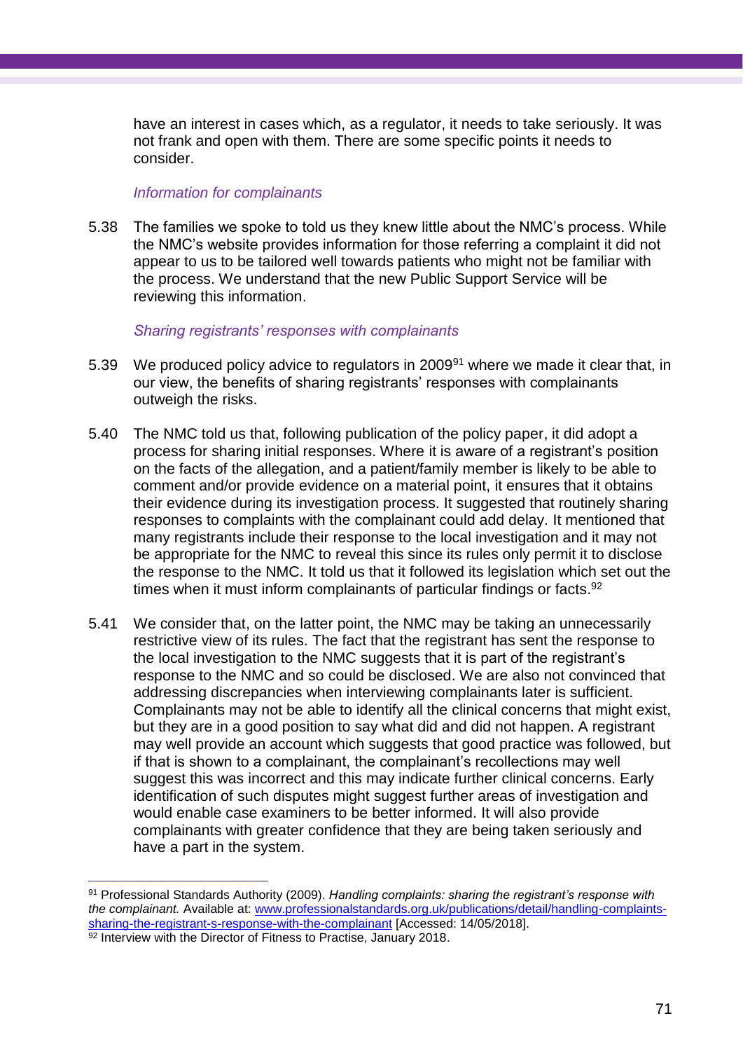have an interest in cases which, as a regulator, it needs to take seriously. It was not frank and open with them. There are some specific points it needs to consider.

*Information for complainants*

5.38 The families we spoke to told us they knew little about the NMC's process. While the NMC's website provides information for those referring a complaint it did not appear to us to be tailored well towards patients who might not be familiar with the process. We understand that the new Public Support Service will be reviewing this information.

*Sharing registrants' responses with complainants*

5.39 We produced policy advice to regulators in 2009[91] where we made it clear that, in our view, the benefits of sharing registrants' responses with complainants outweigh the risks.

5.40 The NMC told us that, following publication of the policy paper, it did adopt a process for sharing initial responses. Where it is aware of a registrant's position on the facts of the allegation, and a patient/family member is likely to be able to comment and/or provide evidence on a material point, it ensures that it obtains their evidence during its investigation process. It suggested that routinely sharing responses to complaints with the complainant could add delay. It mentioned that many registrants include their response to the local investigation and it may not be appropriate for the NMC to reveal this since its rules only permit it to disclose the response to the NMC. It told us that it followed its legislation which set out the times when it must inform complainants of particular findings or facts.[92]

5.41 We consider that, on the latter point, the NMC may be taking an unnecessarily restrictive view of its rules. The fact that the registrant has sent the response to the local investigation to the NMC suggests that it is part of the registrant's response to the NMC and so could be disclosed. We are also not convinced that addressing discrepancies when interviewing complainants later is sufficient. Complainants may not be able to identify all the clinical concerns that might exist, but they are in a good position to say what did and did not happen. A registrant may well provide an account which suggests that good practice was followed, but if that is shown to a complainant, the complainant's recollections may well suggest this was incorrect and this may indicate further clinical concerns. Early identification of such disputes might suggest further areas of investigation and would enable case examiners to be better informed. It will also provide complainants with greater confidence that they are being taken seriously and have a part in the system.

---

[91] Professional Standards Authority (2009). *Handling complaints: sharing the registrant's response with the complainant.* Available at: www.professionalstandards.org.uk/publications/detail/handling-complaints-sharing-the-registrant-s-response-with-the-complainant [Accessed: 14/05/2018].

[92] Interview with the Director of Fitness to Practise, January 2018.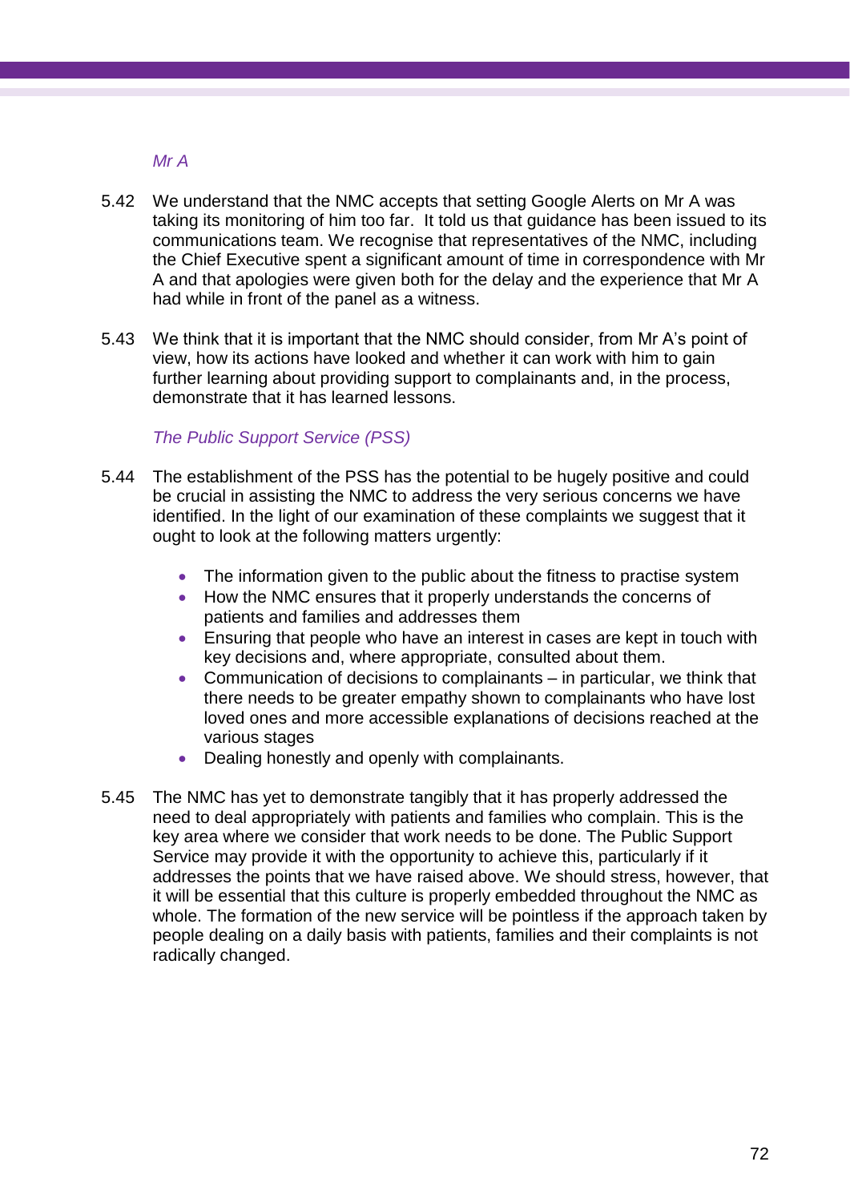*Mr A*

5.42 We understand that the NMC accepts that setting Google Alerts on Mr A was taking its monitoring of him too far. It told us that guidance has been issued to its communications team. We recognise that representatives of the NMC, including the Chief Executive spent a significant amount of time in correspondence with Mr A and that apologies were given both for the delay and the experience that Mr A had while in front of the panel as a witness.

5.43 We think that it is important that the NMC should consider, from Mr A's point of view, how its actions have looked and whether it can work with him to gain further learning about providing support to complainants and, in the process, demonstrate that it has learned lessons.

*The Public Support Service (PSS)*

5.44 The establishment of the PSS has the potential to be hugely positive and could be crucial in assisting the NMC to address the very serious concerns we have identified. In the light of our examination of these complaints we suggest that it ought to look at the following matters urgently:

- The information given to the public about the fitness to practise system
- How the NMC ensures that it properly understands the concerns of patients and families and addresses them
- Ensuring that people who have an interest in cases are kept in touch with key decisions and, where appropriate, consulted about them.
- Communication of decisions to complainants – in particular, we think that there needs to be greater empathy shown to complainants who have lost loved ones and more accessible explanations of decisions reached at the various stages
- Dealing honestly and openly with complainants.

5.45 The NMC has yet to demonstrate tangibly that it has properly addressed the need to deal appropriately with patients and families who complain. This is the key area where we consider that work needs to be done. The Public Support Service may provide it with the opportunity to achieve this, particularly if it addresses the points that we have raised above. We should stress, however, that it will be essential that this culture is properly embedded throughout the NMC as whole. The formation of the new service will be pointless if the approach taken by people dealing on a daily basis with patients, families and their complaints is not radically changed.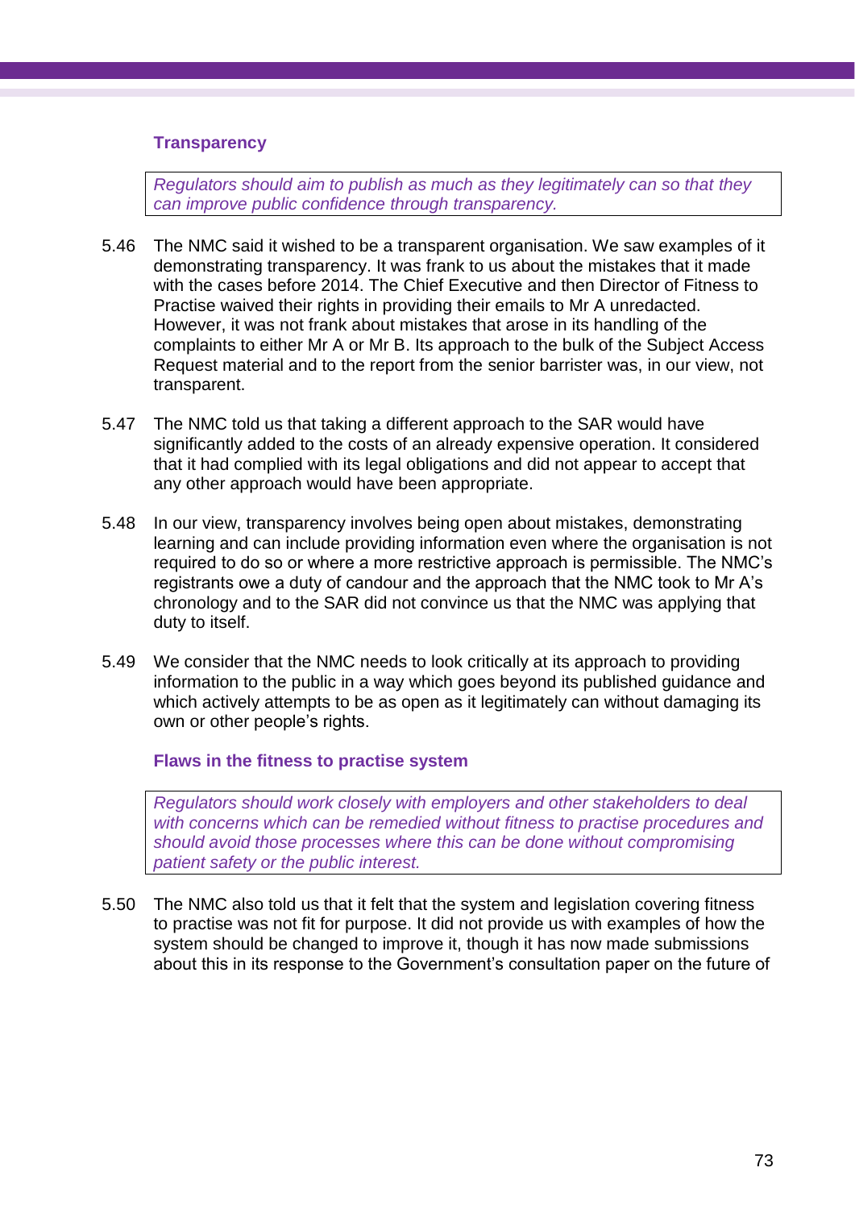### Transparency

> *Regulators should aim to publish as much as they legitimately can so that they can improve public confidence through transparency.*

5.46 The NMC said it wished to be a transparent organisation. We saw examples of it demonstrating transparency. It was frank to us about the mistakes that it made with the cases before 2014. The Chief Executive and then Director of Fitness to Practise waived their rights in providing their emails to Mr A unredacted. However, it was not frank about mistakes that arose in its handling of the complaints to either Mr A or Mr B. Its approach to the bulk of the Subject Access Request material and to the report from the senior barrister was, in our view, not transparent.

5.47 The NMC told us that taking a different approach to the SAR would have significantly added to the costs of an already expensive operation. It considered that it had complied with its legal obligations and did not appear to accept that any other approach would have been appropriate.

5.48 In our view, transparency involves being open about mistakes, demonstrating learning and can include providing information even where the organisation is not required to do so or where a more restrictive approach is permissible. The NMC's registrants owe a duty of candour and the approach that the NMC took to Mr A's chronology and to the SAR did not convince us that the NMC was applying that duty to itself.

5.49 We consider that the NMC needs to look critically at its approach to providing information to the public in a way which goes beyond its published guidance and which actively attempts to be as open as it legitimately can without damaging its own or other people's rights.

### Flaws in the fitness to practise system

> *Regulators should work closely with employers and other stakeholders to deal with concerns which can be remedied without fitness to practise procedures and should avoid those processes where this can be done without compromising patient safety or the public interest.*

5.50 The NMC also told us that it felt that the system and legislation covering fitness to practise was not fit for purpose. It did not provide us with examples of how the system should be changed to improve it, though it has now made submissions about this in its response to the Government's consultation paper on the future of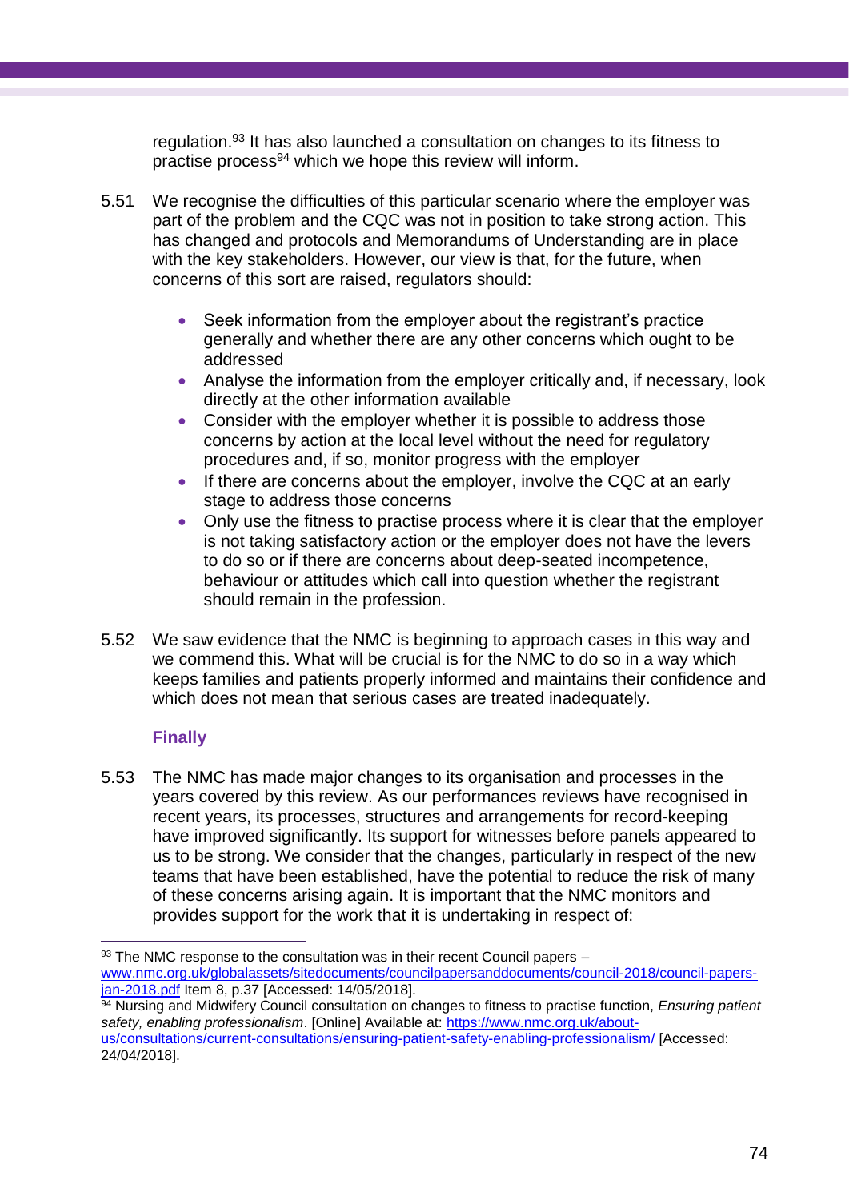regulation.[93] It has also launched a consultation on changes to its fitness to practise process[94] which we hope this review will inform.

5.51 We recognise the difficulties of this particular scenario where the employer was part of the problem and the CQC was not in position to take strong action. This has changed and protocols and Memorandums of Understanding are in place with the key stakeholders. However, our view is that, for the future, when concerns of this sort are raised, regulators should:

- Seek information from the employer about the registrant's practice generally and whether there are any other concerns which ought to be addressed
- Analyse the information from the employer critically and, if necessary, look directly at the other information available
- Consider with the employer whether it is possible to address those concerns by action at the local level without the need for regulatory procedures and, if so, monitor progress with the employer
- If there are concerns about the employer, involve the CQC at an early stage to address those concerns
- Only use the fitness to practise process where it is clear that the employer is not taking satisfactory action or the employer does not have the levers to do so or if there are concerns about deep-seated incompetence, behaviour or attitudes which call into question whether the registrant should remain in the profession.

5.52 We saw evidence that the NMC is beginning to approach cases in this way and we commend this. What will be crucial is for the NMC to do so in a way which keeps families and patients properly informed and maintains their confidence and which does not mean that serious cases are treated inadequately.

### Finally

5.53 The NMC has made major changes to its organisation and processes in the years covered by this review. As our performances reviews have recognised in recent years, its processes, structures and arrangements for record-keeping have improved significantly. Its support for witnesses before panels appeared to us to be strong. We consider that the changes, particularly in respect of the new teams that have been established, have the potential to reduce the risk of many of these concerns arising again. It is important that the NMC monitors and provides support for the work that it is undertaking in respect of:

---

[93] The NMC response to the consultation was in their recent Council papers – [www.nmc.org.uk/globalassets/sitedocuments/councilpapersanddocuments/council-2018/council-papers-jan-2018.pdf](www.nmc.org.uk/globalassets/sitedocuments/councilpapersanddocuments/council-2018/council-papers-jan-2018.pdf) Item 8, p.37 [Accessed: 14/05/2018].

[94] Nursing and Midwifery Council consultation on changes to fitness to practise function, *Ensuring patient safety, enabling professionalism*. [Online] Available at: [https://www.nmc.org.uk/about-us/consultations/current-consultations/ensuring-patient-safety-enabling-professionalism/](https://www.nmc.org.uk/about-us/consultations/current-consultations/ensuring-patient-safety-enabling-professionalism/) [Accessed: 24/04/2018].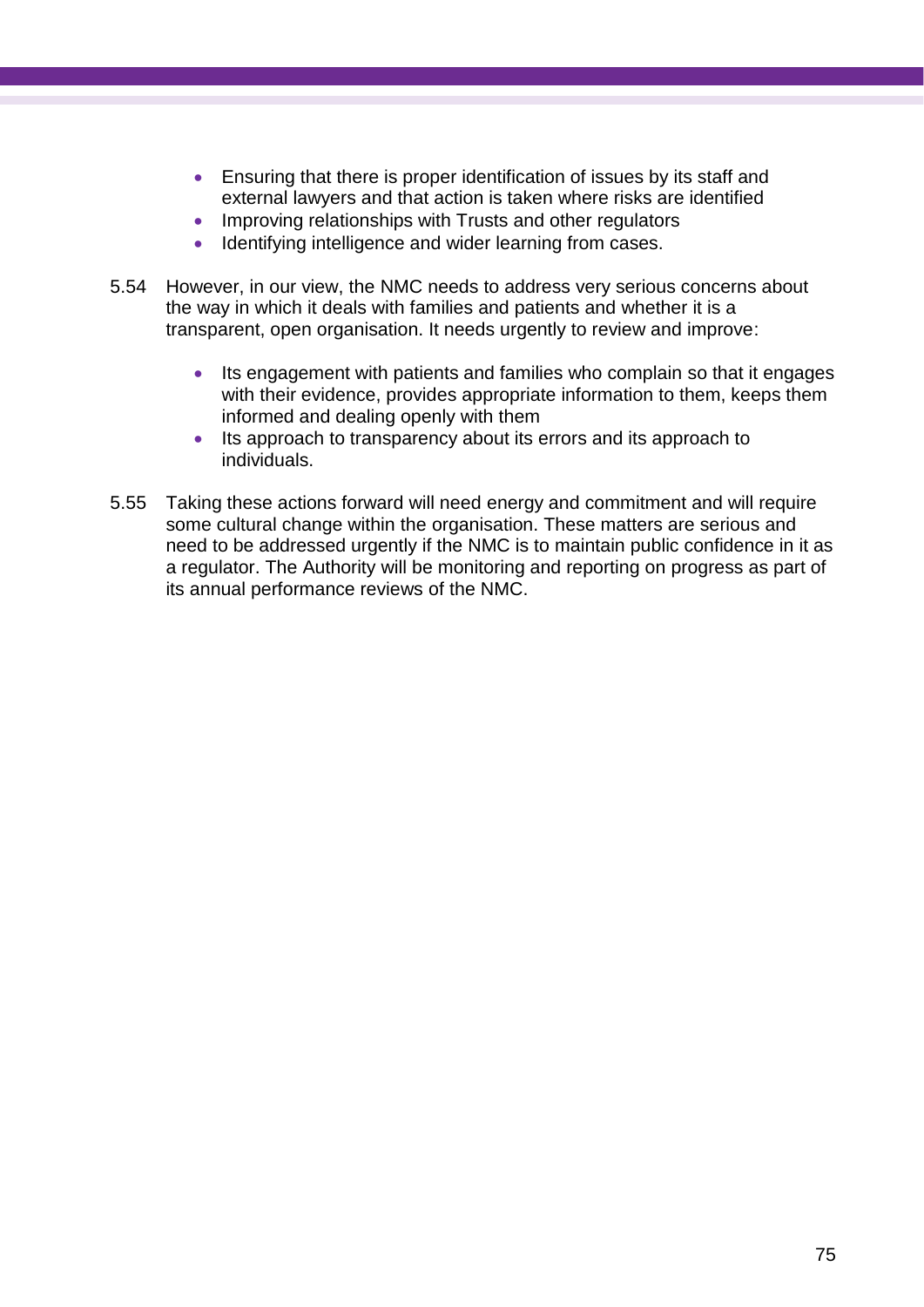- Ensuring that there is proper identification of issues by its staff and external lawyers and that action is taken where risks are identified
- Improving relationships with Trusts and other regulators
- Identifying intelligence and wider learning from cases.

5.54 However, in our view, the NMC needs to address very serious concerns about the way in which it deals with families and patients and whether it is a transparent, open organisation. It needs urgently to review and improve:

- Its engagement with patients and families who complain so that it engages with their evidence, provides appropriate information to them, keeps them informed and dealing openly with them
- Its approach to transparency about its errors and its approach to individuals.

5.55 Taking these actions forward will need energy and commitment and will require some cultural change within the organisation. These matters are serious and need to be addressed urgently if the NMC is to maintain public confidence in it as a regulator. The Authority will be monitoring and reporting on progress as part of its annual performance reviews of the NMC.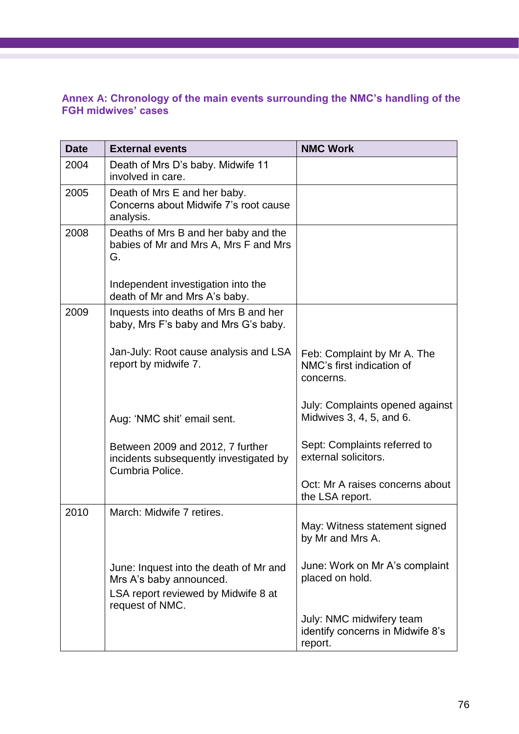### Annex A: Chronology of the main events surrounding the NMC's handling of the FGH midwives' cases

| Date | External events | NMC Work |
|---|---|---|
| 2004 | Death of Mrs D's baby. Midwife 11 involved in care. | |
| 2005 | Death of Mrs E and her baby. Concerns about Midwife 7's root cause analysis. | |
| 2008 | Deaths of Mrs B and her baby and the babies of Mr and Mrs A, Mrs F and Mrs G.<br><br>Independent investigation into the death of Mr and Mrs A's baby. | |
| 2009 | Inquests into deaths of Mrs B and her baby, Mrs F's baby and Mrs G's baby.<br><br>Jan-July: Root cause analysis and LSA report by midwife 7.<br><br>Aug: 'NMC shit' email sent.<br><br>Between 2009 and 2012, 7 further incidents subsequently investigated by Cumbria Police. | Feb: Complaint by Mr A. The NMC's first indication of concerns.<br><br>July: Complaints opened against Midwives 3, 4, 5, and 6.<br><br>Sept: Complaints referred to external solicitors.<br><br>Oct: Mr A raises concerns about the LSA report. |
| 2010 | March: Midwife 7 retires.<br><br>June: Inquest into the death of Mr and Mrs A's baby announced.<br>LSA report reviewed by Midwife 8 at request of NMC. | May: Witness statement signed by Mr and Mrs A.<br><br>June: Work on Mr A's complaint placed on hold.<br><br>July: NMC midwifery team identify concerns in Midwife 8's report. |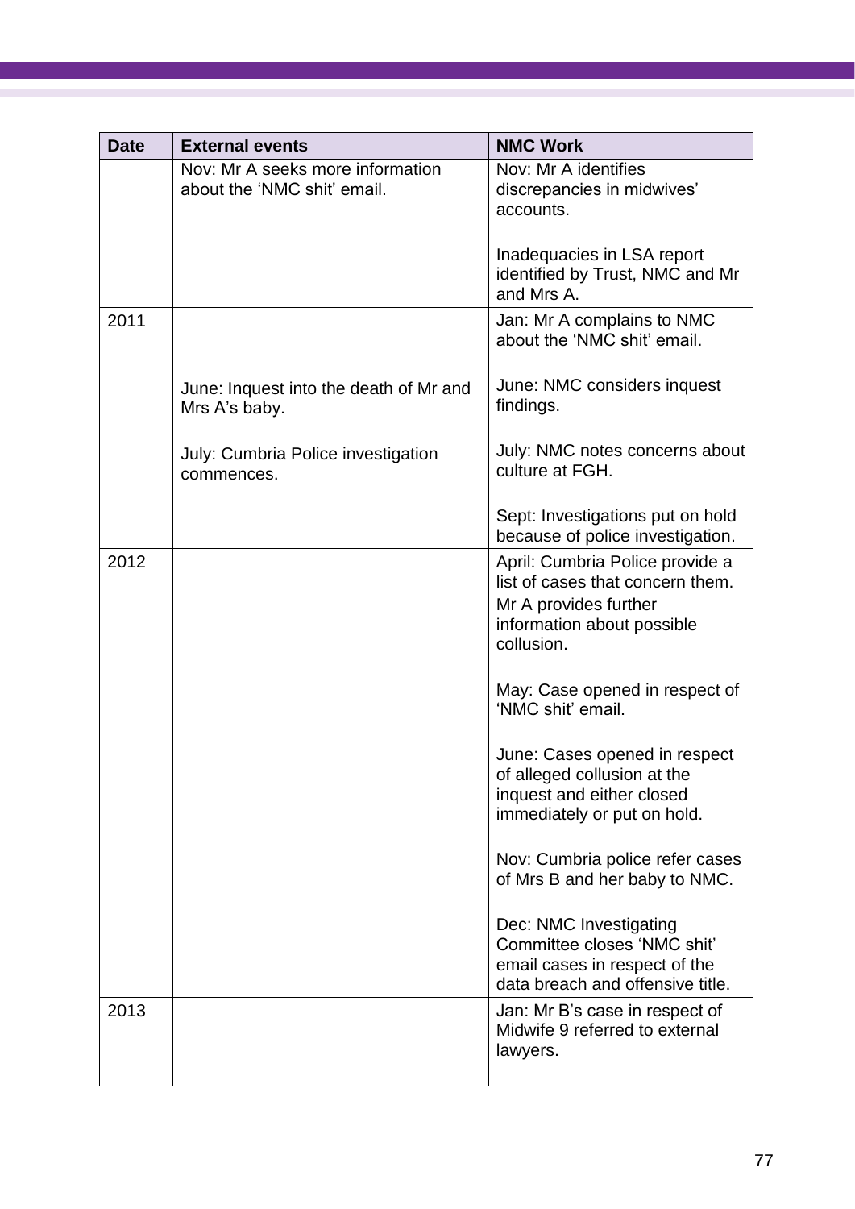| Date | External events | NMC Work |
|---|---|---|
| | Nov: Mr A seeks more information about the 'NMC shit' email. | Nov: Mr A identifies discrepancies in midwives' accounts.<br><br>Inadequacies in LSA report identified by Trust, NMC and Mr and Mrs A. |
| 2011 | <br><br>June: Inquest into the death of Mr and Mrs A's baby.<br><br>July: Cumbria Police investigation commences. | Jan: Mr A complains to NMC about the 'NMC shit' email.<br><br>June: NMC considers inquest findings.<br><br>July: NMC notes concerns about culture at FGH.<br><br>Sept: Investigations put on hold because of police investigation. |
| 2012 | | April: Cumbria Police provide a list of cases that concern them.<br>Mr A provides further information about possible collusion.<br><br>May: Case opened in respect of 'NMC shit' email.<br><br>June: Cases opened in respect of alleged collusion at the inquest and either closed immediately or put on hold.<br><br>Nov: Cumbria police refer cases of Mrs B and her baby to NMC.<br><br>Dec: NMC Investigating Committee closes 'NMC shit' email cases in respect of the data breach and offensive title. |
| 2013 | | Jan: Mr B's case in respect of Midwife 9 referred to external lawyers. |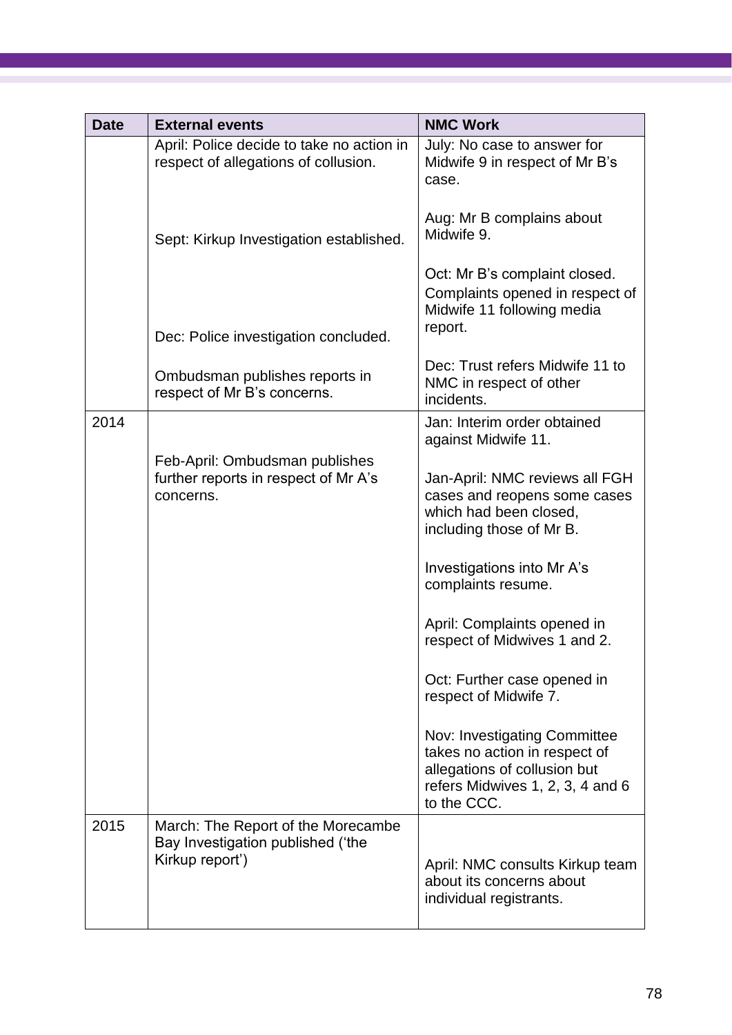| Date | External events | NMC Work |
|---|---|---|
| | April: Police decide to take no action in respect of allegations of collusion.<br><br>Sept: Kirkup Investigation established.<br><br>Dec: Police investigation concluded.<br><br>Ombudsman publishes reports in respect of Mr B's concerns. | July: No case to answer for Midwife 9 in respect of Mr B's case.<br><br>Aug: Mr B complains about Midwife 9.<br><br>Oct: Mr B's complaint closed. Complaints opened in respect of Midwife 11 following media report.<br><br>Dec: Trust refers Midwife 11 to NMC in respect of other incidents. |
| 2014 | Feb-April: Ombudsman publishes further reports in respect of Mr A's concerns. | Jan: Interim order obtained against Midwife 11.<br><br>Jan-April: NMC reviews all FGH cases and reopens some cases which had been closed, including those of Mr B.<br><br>Investigations into Mr A's complaints resume.<br><br>April: Complaints opened in respect of Midwives 1 and 2.<br><br>Oct: Further case opened in respect of Midwife 7.<br><br>Nov: Investigating Committee takes no action in respect of allegations of collusion but refers Midwives 1, 2, 3, 4 and 6 to the CCC. |
| 2015 | March: The Report of the Morecambe Bay Investigation published ('the Kirkup report') | April: NMC consults Kirkup team about its concerns about individual registrants. |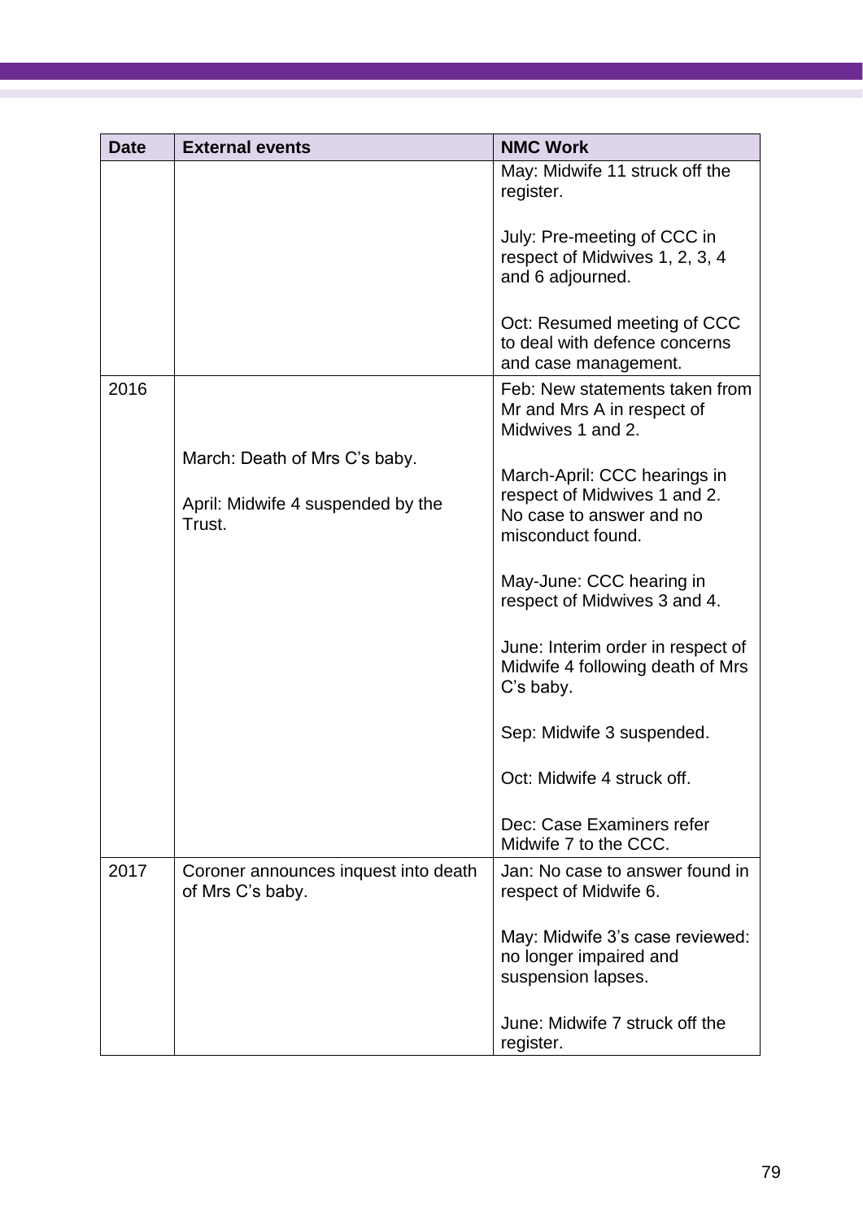| Date | External events | NMC Work |
|---|---|---|
| | | May: Midwife 11 struck off the register.<br><br>July: Pre-meeting of CCC in respect of Midwives 1, 2, 3, 4 and 6 adjourned.<br><br>Oct: Resumed meeting of CCC to deal with defence concerns and case management. |
| 2016 | March: Death of Mrs C's baby.<br><br>April: Midwife 4 suspended by the Trust. | Feb: New statements taken from Mr and Mrs A in respect of Midwives 1 and 2.<br><br>March-April: CCC hearings in respect of Midwives 1 and 2. No case to answer and no misconduct found.<br><br>May-June: CCC hearing in respect of Midwives 3 and 4.<br><br>June: Interim order in respect of Midwife 4 following death of Mrs C's baby.<br><br>Sep: Midwife 3 suspended.<br><br>Oct: Midwife 4 struck off.<br><br>Dec: Case Examiners refer Midwife 7 to the CCC. |
| 2017 | Coroner announces inquest into death of Mrs C's baby. | Jan: No case to answer found in respect of Midwife 6.<br><br>May: Midwife 3's case reviewed: no longer impaired and suspension lapses.<br><br>June: Midwife 7 struck off the register. |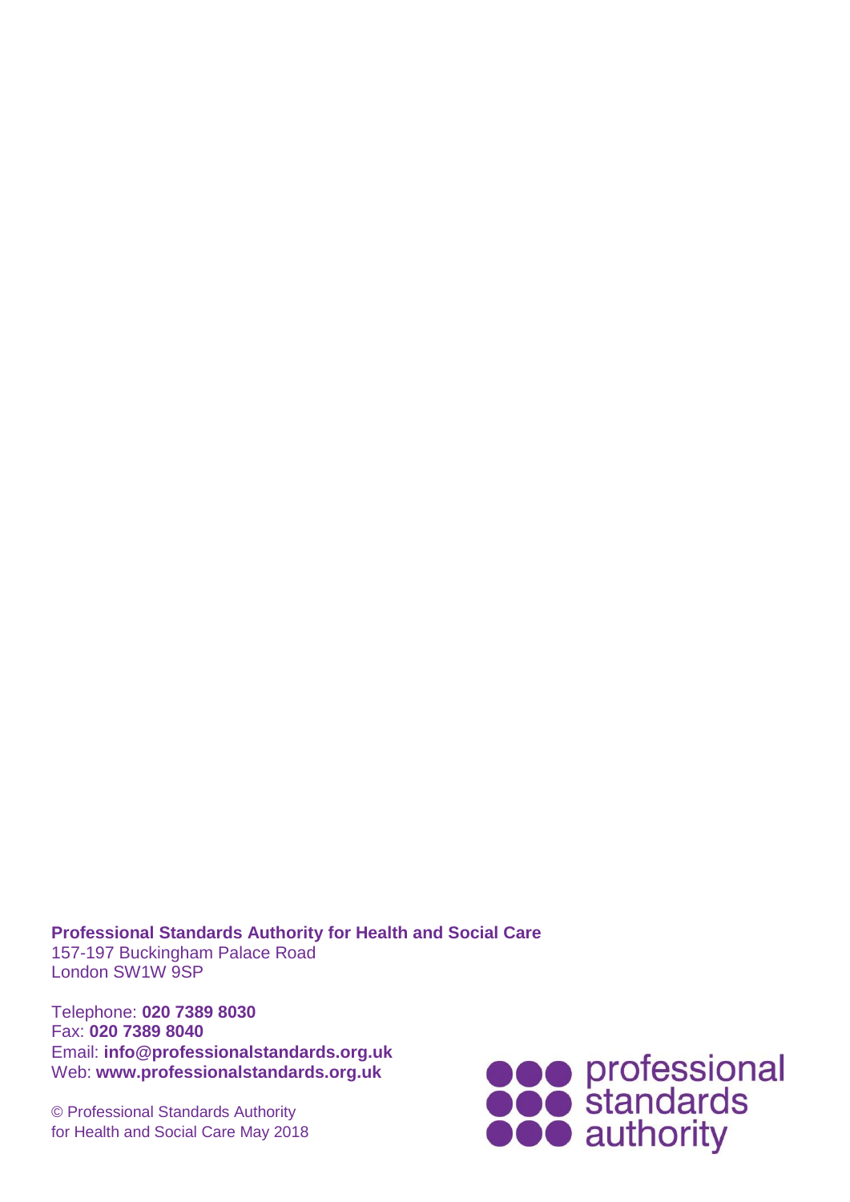**Professional Standards Authority for Health and Social Care**
157-197 Buckingham Palace Road
London SW1W 9SP

Telephone: **020 7389 8030**
Fax: **020 7389 8040**
Email: **info@professionalstandards.org.uk**
Web: **www.professionalstandards.org.uk**

© Professional Standards Authority
for Health and Social Care May 2018

professional
standards
authority